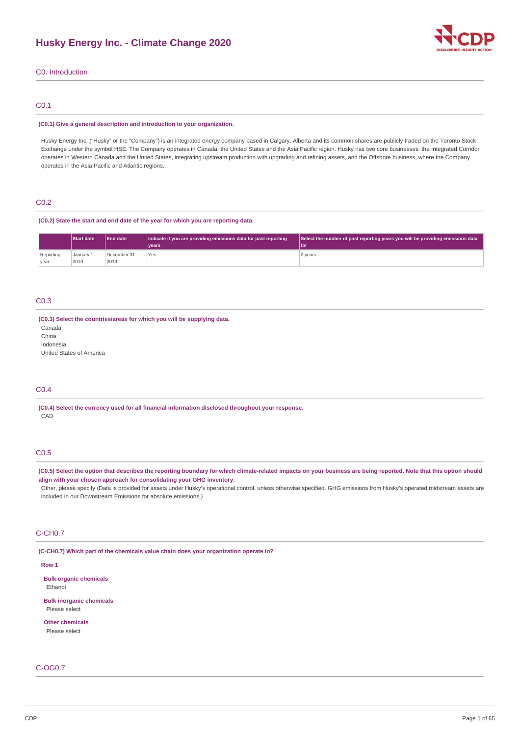# Husky Energy Inc. - Climate Change 2020

## C0. Introduction

### C0.1

**(C0.1) Give a general description and introduction to your organization.**

Husky Energy Inc. ("Husky" or the "Company") is an integrated energy company based in Calgary, Alberta and its common shares are publicly traded on the Toronto Stock Exchange under the symbol HSE. The Company operates in Canada, the United States and the Asia Pacific region. Husky has two core businesses: the Integrated Corridor operates in Western Canada and the United States, integrating upstream production with upgrading and refining assets, and the Offshore business, where the Company operates in the Asia Pacific and Atlantic regions.

### C0.2

**(C0.2) State the start and end date of the year for which you are reporting data.**

| | Start date | End date | Indicate if you are providing emissions data for past reporting years | Select the number of past reporting years you will be providing emissions data for |
|---|---|---|---|---|
| Reporting year | January 1 2019 | December 31 2019 | Yes | 2 years |

### C0.3

**(C0.3) Select the countries/areas for which you will be supplying data.**

Canada
China
Indonesia
United States of America

### C0.4

**(C0.4) Select the currency used for all financial information disclosed throughout your response.**

CAD

### C0.5

**(C0.5) Select the option that describes the reporting boundary for which climate-related impacts on your business are being reported. Note that this option should align with your chosen approach for consolidating your GHG inventory.**

Other, please specify (Data is provided for assets under Husky's operational control, unless otherwise specified. GHG emissions from Husky's operated midstream assets are included in our Downstream Emissions for absolute emissions.)

### C-CH0.7

**(C-CH0.7) Which part of the chemicals value chain does your organization operate in?**

**Row 1**

**Bulk organic chemicals**
Ethanol

**Bulk inorganic chemicals**
Please select

**Other chemicals**
Please select

### C-OG0.7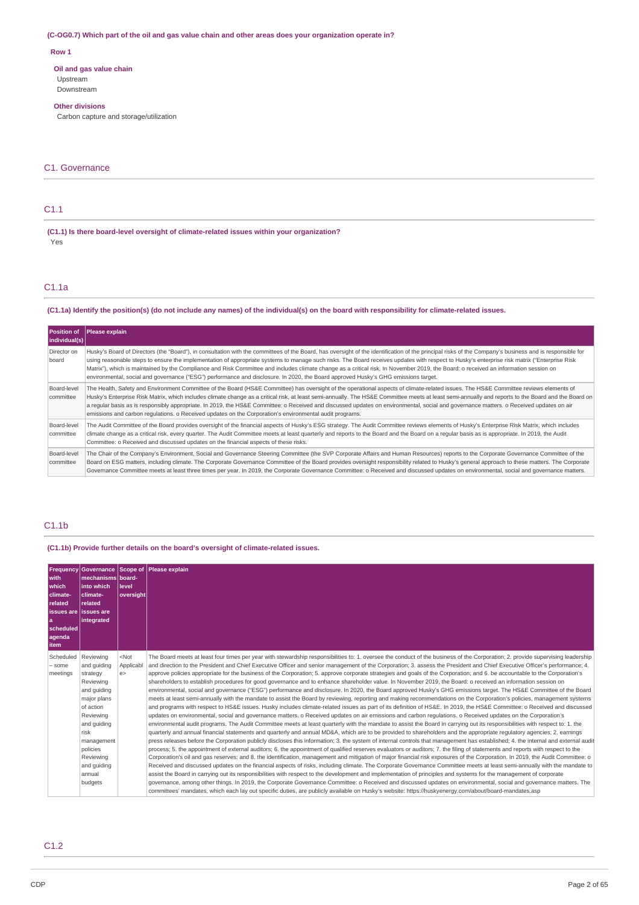(C-OG0.7) Which part of the oil and gas value chain and other areas does your organization operate in?

**Row 1**

**Oil and gas value chain**
Upstream
Downstream

**Other divisions**
Carbon capture and storage/utilization

## C1. Governance

### C1.1

**(C1.1) Is there board-level oversight of climate-related issues within your organization?**
Yes

### C1.1a

**(C1.1a) Identify the position(s) (do not include any names) of the individual(s) on the board with responsibility for climate-related issues.**

| Position of individual(s) | Please explain |
|---|---|
| Director on board | Husky's Board of Directors (the "Board"), in consultation with the committees of the Board, has oversight of the identification of the principal risks of the Company's business and is responsible for using reasonable steps to ensure the implementation of appropriate systems to manage such risks. The Board receives updates with respect to Husky's enterprise risk matrix ("Enterprise Risk Matrix"), which is maintained by the Compliance and Risk Committee and includes climate change as a critical risk. In November 2019, the Board: o received an information session on environmental, social and governance ("ESG") performance and disclosure. In 2020, the Board approved Husky's GHG emissions target. |
| Board-level committee | The Health, Safety and Environment Committee of the Board (HS&E Committee) has oversight of the operational aspects of climate-related issues. The HS&E Committee reviews elements of Husky's Enterprise Risk Matrix, which includes climate change as a critical risk, at least semi-annually. The HS&E Committee meets at least semi-annually and reports to the Board and the Board on a regular basis as is responsibly appropriate. In 2019, the HS&E Committee: o Received and discussed updates on environmental, social and governance matters. o Received updates on air emissions and carbon regulations. o Received updates on the Corporation's environmental audit programs. |
| Board-level committee | The Audit Committee of the Board provides oversight of the financial aspects of Husky's ESG strategy. The Audit Committee reviews elements of Husky's Enterprise Risk Matrix, which includes climate change as a critical risk, every quarter. The Audit Committee meets at least quarterly and reports to the Board and the Board on a regular basis as is appropriate. In 2019, the Audit Committee: o Received and discussed updates on the financial aspects of these risks. |
| Board-level committee | The Chair of the Company's Environment, Social and Governance Steering Committee (the SVP Corporate Affairs and Human Resources) reports to the Corporate Governance Committee of the Board on ESG matters, including climate. The Corporate Governance Committee of the Board provides oversight responsibility related to Husky's general approach to these matters. The Corporate Governance Committee meets at least three times per year. In 2019, the Corporate Governance Committee: o Received and discussed updates on environmental, social and governance matters. |

### C1.1b

**(C1.1b) Provide further details on the board's oversight of climate-related issues.**

| Frequency with which climate-related issues are a scheduled agenda item | Governance mechanisms into which climate-related issues are integrated | Scope of board-level oversight | Please explain |
|---|---|---|---|
| Scheduled – some meetings | Reviewing and guiding strategy Reviewing and guiding major plans of action Reviewing and guiding risk management policies Reviewing and guiding annual budgets | <Not Applicable> | The Board meets at least four times per year with stewardship responsibilities to: 1. oversee the conduct of the business of the Corporation; 2. provide supervising leadership and direction to the President and Chief Executive Officer and senior management of the Corporation; 3. assess the President and Chief Executive Officer's performance; 4. approve policies appropriate for the business of the Corporation; 5. approve corporate strategies and goals of the Corporation; and 6. be accountable to the Corporation's shareholders to establish procedures for good governance and to enhance shareholder value. In November 2019, the Board: o received an information session on environmental, social and governance ("ESG") performance and disclosure. In 2020, the Board approved Husky's GHG emissions target. The HS&E Committee of the Board meets at least semi-annually with the mandate to assist the Board by reviewing, reporting and making recommendations on the Corporation's policies, management systems and programs with respect to HS&E issues. Husky includes climate-related issues as part of its definition of HS&E. In 2019, the HS&E Committee: o Received and discussed updates on environmental, social and governance matters. o Received updates on air emissions and carbon regulations. o Received updates on the Corporation's environmental audit programs. The Audit Committee meets at least quarterly with the mandate to assist the Board in carrying out its responsibilities with respect to: 1. the quarterly and annual financial statements and quarterly and annual MD&A, which are to be provided to shareholders and the appropriate regulatory agencies; 2. earnings press releases before the Corporation publicly discloses this information; 3. the system of internal controls that management has established; 4. the internal and external audit process; 5. the appointment of external auditors; 6. the appointment of qualified reserves evaluators or auditors; 7. the filing of statements and reports with respect to the Corporation's oil and gas reserves; and 8. the identification, management and mitigation of major financial risk exposures of the Corporation. In 2019, the Audit Committee: o Received and discussed updates on the financial aspects of risks, including climate. The Corporate Governance Committee meets at least semi-annually with the mandate to assist the Board in carrying out its responsibilities with respect to the development and implementation of principles and systems for the management of corporate governance, among other things. In 2019, the Corporate Governance Committee: o Received and discussed updates on environmental, social and governance matters. The committees' mandates, which each lay out specific duties, are publicly available on Husky's website: https://huskyenergy.com/about/board-mandates.asp |

### C1.2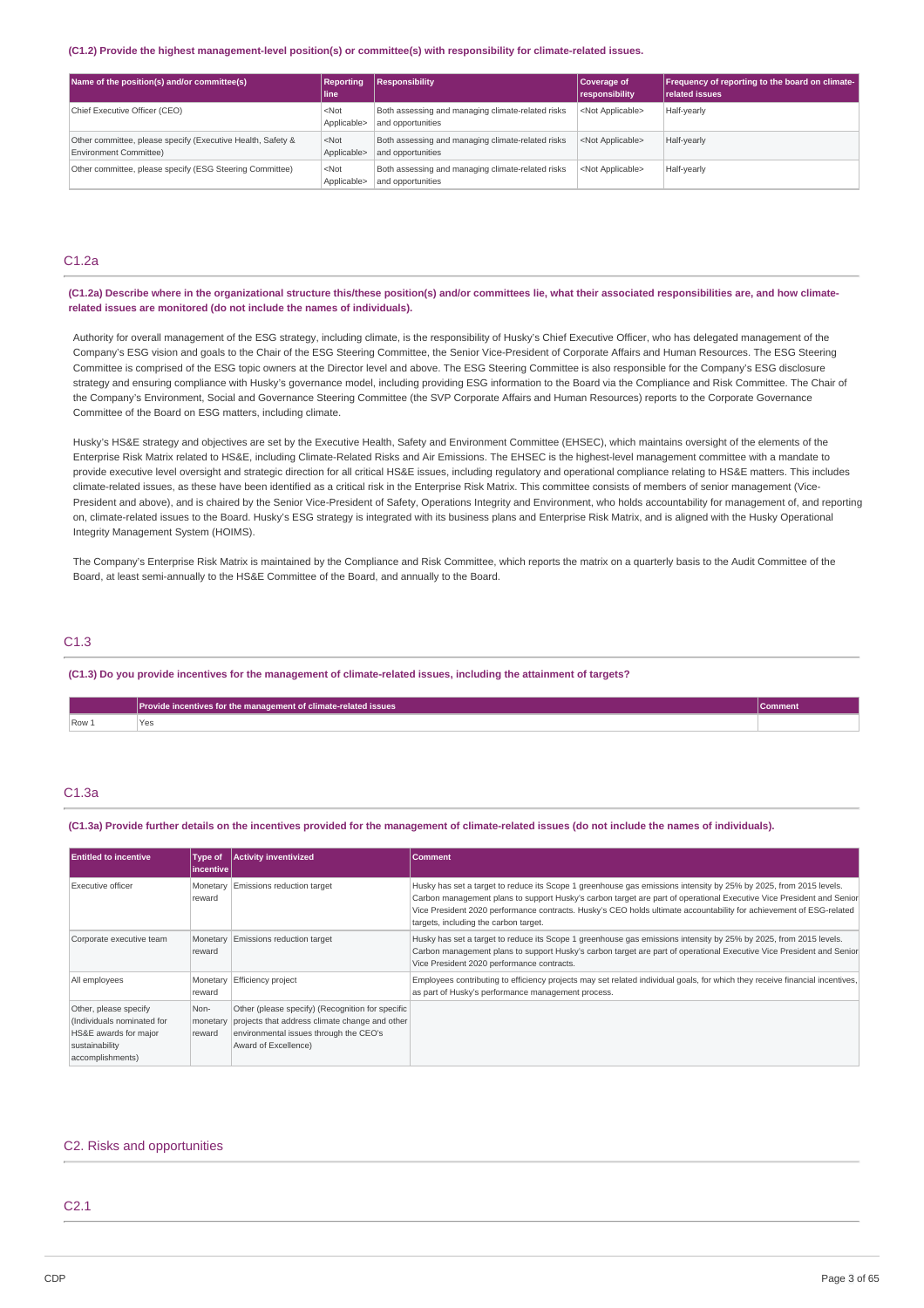**(C1.2) Provide the highest management-level position(s) or committee(s) with responsibility for climate-related issues.**

| Name of the position(s) and/or committee(s) | Reporting line | Responsibility | Coverage of responsibility | Frequency of reporting to the board on climate-related issues |
|---|---|---|---|---|
| Chief Executive Officer (CEO) | <Not Applicable> | Both assessing and managing climate-related risks and opportunities | <Not Applicable> | Half-yearly |
| Other committee, please specify (Executive Health, Safety & Environment Committee) | <Not Applicable> | Both assessing and managing climate-related risks and opportunities | <Not Applicable> | Half-yearly |
| Other committee, please specify (ESG Steering Committee) | <Not Applicable> | Both assessing and managing climate-related risks and opportunities | <Not Applicable> | Half-yearly |

## C1.2a

**(C1.2a) Describe where in the organizational structure this/these position(s) and/or committees lie, what their associated responsibilities are, and how climate-related issues are monitored (do not include the names of individuals).**

Authority for overall management of the ESG strategy, including climate, is the responsibility of Husky's Chief Executive Officer, who has delegated management of the Company's ESG vision and goals to the Chair of the ESG Steering Committee, the Senior Vice-President of Corporate Affairs and Human Resources. The ESG Steering Committee is comprised of the ESG topic owners at the Director level and above. The ESG Steering Committee is also responsible for the Company's ESG disclosure strategy and ensuring compliance with Husky's governance model, including providing ESG information to the Board via the Compliance and Risk Committee. The Chair of the Company's Environment, Social and Governance Steering Committee (the SVP Corporate Affairs and Human Resources) reports to the Corporate Governance Committee of the Board on ESG matters, including climate.

Husky's HS&E strategy and objectives are set by the Executive Health, Safety and Environment Committee (EHSEC), which maintains oversight of the elements of the Enterprise Risk Matrix related to HS&E, including Climate-Related Risks and Air Emissions. The EHSEC is the highest-level management committee with a mandate to provide executive level oversight and strategic direction for all critical HS&E issues, including regulatory and operational compliance relating to HS&E matters. This includes climate-related issues, as these have been identified as a critical risk in the Enterprise Risk Matrix. This committee consists of members of senior management (Vice-President and above), and is chaired by the Senior Vice-President of Safety, Operations Integrity and Environment, who holds accountability for management of, and reporting on, climate-related issues to the Board. Husky's ESG strategy is integrated with its business plans and Enterprise Risk Matrix, and is aligned with the Husky Operational Integrity Management System (HOIMS).

The Company's Enterprise Risk Matrix is maintained by the Compliance and Risk Committee, which reports the matrix on a quarterly basis to the Audit Committee of the Board, at least semi-annually to the HS&E Committee of the Board, and annually to the Board.

## C1.3

**(C1.3) Do you provide incentives for the management of climate-related issues, including the attainment of targets?**

| | Provide incentives for the management of climate-related issues | Comment |
|---|---|---|
| Row 1 | Yes | |

## C1.3a

**(C1.3a) Provide further details on the incentives provided for the management of climate-related issues (do not include the names of individuals).**

| Entitled to incentive | Type of incentive | Activity inventivized | Comment |
|---|---|---|---|
| Executive officer | Monetary reward | Emissions reduction target | Husky has set a target to reduce its Scope 1 greenhouse gas emissions intensity by 25% by 2025, from 2015 levels. Carbon management plans to support Husky's carbon target are part of operational Executive Vice President and Senior Vice President 2020 performance contracts. Husky's CEO holds ultimate accountability for achievement of ESG-related targets, including the carbon target. |
| Corporate executive team | Monetary reward | Emissions reduction target | Husky has set a target to reduce its Scope 1 greenhouse gas emissions intensity by 25% by 2025, from 2015 levels. Carbon management plans to support Husky's carbon target are part of operational Executive Vice President and Senior Vice President 2020 performance contracts. |
| All employees | Monetary reward | Efficiency project | Employees contributing to efficiency projects may set related individual goals, for which they receive financial incentives, as part of Husky's performance management process. |
| Other, please specify (Individuals nominated for HS&E awards for major sustainability accomplishments) | Non-monetary reward | Other (please specify) (Recognition for specific projects that address climate change and other environmental issues through the CEO's Award of Excellence) | |

## C2. Risks and opportunities

## C2.1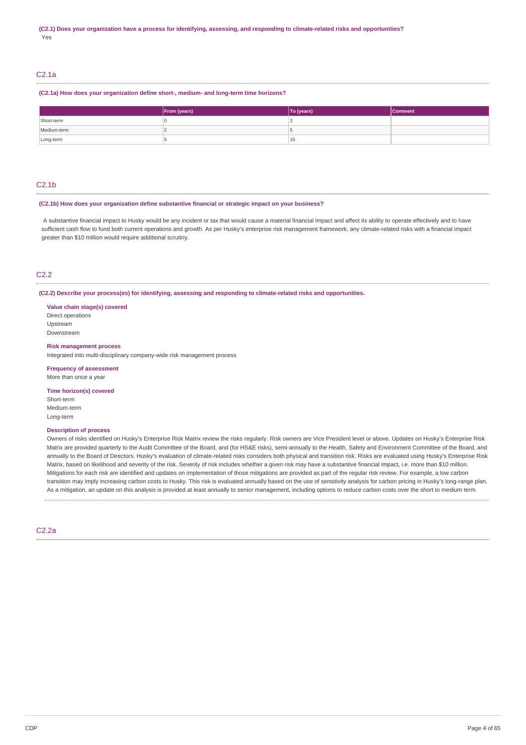**(C2.1) Does your organization have a process for identifying, assessing, and responding to climate-related risks and opportunities?**

Yes

## C2.1a

**(C2.1a) How does your organization define short-, medium- and long-term time horizons?**

| | From (years) | To (years) | Comment |
|---|---|---|---|
| Short-term | 0 | 2 | |
| Medium-term | 2 | 5 | |
| Long-term | 5 | 15 | |

## C2.1b

**(C2.1b) How does your organization define substantive financial or strategic impact on your business?**

A substantive financial impact to Husky would be any incident or tax that would cause a material financial impact and affect its ability to operate effectively and to have sufficient cash flow to fund both current operations and growth. As per Husky's enterprise risk management framework, any climate-related risks with a financial impact greater than $10 million would require additional scrutiny.

## C2.2

**(C2.2) Describe your process(es) for identifying, assessing and responding to climate-related risks and opportunities.**

**Value chain stage(s) covered**

Direct operations
Upstream
Downstream

**Risk management process**

Integrated into multi-disciplinary company-wide risk management process

**Frequency of assessment**

More than once a year

**Time horizon(s) covered**

Short-term
Medium-term
Long-term

**Description of process**

Owners of risks identified on Husky's Enterprise Risk Matrix review the risks regularly. Risk owners are Vice President level or above. Updates on Husky's Enterprise Risk Matrix are provided quarterly to the Audit Committee of the Board, and (for HS&E risks), semi-annually to the Health, Safety and Environment Committee of the Board, and annually to the Board of Directors. Husky's evaluation of climate-related risks considers both physical and transition risk. Risks are evaluated using Husky's Enterprise Risk Matrix, based on likelihood and severity of the risk. Severity of risk includes whether a given risk may have a substantive financial impact, i.e. more than $10 million. Mitigations for each risk are identified and updates on implementation of those mitigations are provided as part of the regular risk review. For example, a low carbon transition may imply increasing carbon costs to Husky. This risk is evaluated annually based on the use of sensitivity analysis for carbon pricing in Husky's long-range plan. As a mitigation, an update on this analysis is provided at least annually to senior management, including options to reduce carbon costs over the short to medium term.

## C2.2a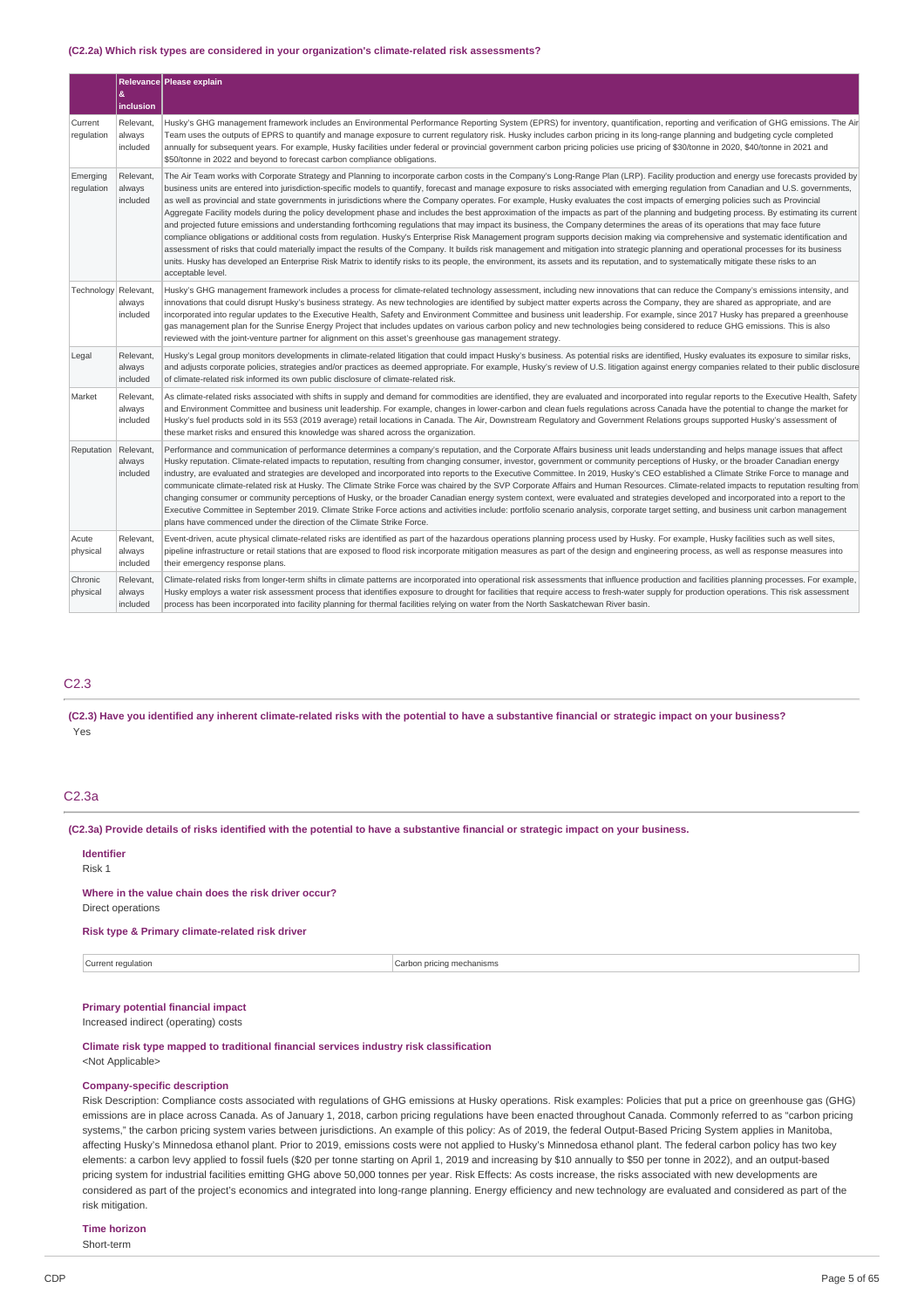(C2.2a) Which risk types are considered in your organization's climate-related risk assessments?

| | Relevance & inclusion | Please explain |
|---|---|---|
| Current regulation | Relevant, always included | Husky's GHG management framework includes an Environmental Performance Reporting System (EPRS) for inventory, quantification, reporting and verification of GHG emissions. The Air Team uses the outputs of EPRS to quantify and manage exposure to current regulatory risk. Husky includes carbon pricing in its long-range planning and budgeting cycle completed annually for subsequent years. For example, Husky facilities under federal or provincial government carbon pricing policies use pricing of $30/tonne in 2020, $40/tonne in 2021 and $50/tonne in 2022 and beyond to forecast carbon compliance obligations. |
| Emerging regulation | Relevant, always included | The Air Team works with Corporate Strategy and Planning to incorporate carbon costs in the Company's Long-Range Plan (LRP). Facility production and energy use forecasts provided by business units are entered into jurisdiction-specific models to quantify, forecast and manage exposure to risks associated with emerging regulation from Canadian and U.S. governments, as well as provincial and state governments in jurisdictions where the Company operates. For example, Husky evaluates the cost impacts of emerging policies such as Provincial Aggregate Facility models during the policy development phase and includes the best approximation of the impacts as part of the planning and budgeting process. By estimating its current and projected future emissions and understanding forthcoming regulations that may impact its business, the Company determines the areas of its operations that may face future compliance obligations or additional costs from regulation. Husky's Enterprise Risk Management program supports decision making via comprehensive and systematic identification and assessment of risks that could materially impact the results of the Company. It builds risk management and mitigation into strategic planning and operational processes for its business units. Husky has developed an Enterprise Risk Matrix to identify risks to its people, the environment, its assets and its reputation, and to systematically mitigate these risks to an acceptable level. |
| Technology | Relevant, always included | Husky's GHG management framework includes a process for climate-related technology assessment, including new innovations that can reduce the Company's emissions intensity, and innovations that could disrupt Husky's business strategy. As new technologies are identified by subject matter experts across the Company, they are shared as appropriate, and are incorporated into regular updates to the Executive Health, Safety and Environment Committee and business unit leadership. For example, since 2017 Husky has prepared a greenhouse gas management plan for the Sunrise Energy Project that includes updates on various carbon policy and new technologies being considered to reduce GHG emissions. This is also reviewed with the joint-venture partner for alignment on this asset's greenhouse gas management strategy. |
| Legal | Relevant, always included | Husky's Legal group monitors developments in climate-related litigation that could impact Husky's business. As potential risks are identified, Husky evaluates its exposure to similar risks, and adjusts corporate policies, strategies and/or practices as deemed appropriate. For example, Husky's review of U.S. litigation against energy companies related to their public disclosure of climate-related risk informed its own public disclosure of climate-related risk. |
| Market | Relevant, always included | As climate-related risks associated with shifts in supply and demand for commodities are identified, they are evaluated and incorporated into regular reports to the Executive Health, Safety and Environment Committee and business unit leadership. For example, changes in lower-carbon and clean fuels regulations across Canada have the potential to change the market for Husky's fuel products sold in its 553 (2019 average) retail locations in Canada. The Air, Downstream Regulatory and Government Relations groups supported Husky's assessment of these market risks and ensured this knowledge was shared across the organization. |
| Reputation | Relevant, always included | Performance and communication of performance determines a company's reputation, and the Corporate Affairs business unit leads understanding and helps manage issues that affect Husky reputation. Climate-related impacts to reputation, resulting from changing consumer, investor, government or community perceptions of Husky, or the broader Canadian energy industry, are evaluated and strategies are developed and incorporated into reports to the Executive Committee. In 2019, Husky's CEO established a Climate Strike Force to manage and communicate climate-related risk at Husky. The Climate Strike Force was chaired by the SVP Corporate Affairs and Human Resources. Climate-related impacts to reputation resulting from changing consumer or community perceptions of Husky, or the broader Canadian energy system context, were evaluated and strategies developed and incorporated into a report to the Executive Committee in September 2019. Climate Strike Force actions and activities include: portfolio scenario analysis, corporate target setting, and business unit carbon management plans have commenced under the direction of the Climate Strike Force. |
| Acute physical | Relevant, always included | Event-driven, acute physical climate-related risks are identified as part of the hazardous operations planning process used by Husky. For example, Husky facilities such as well sites, pipeline infrastructure or retail stations that are exposed to flood risk incorporate mitigation measures as part of the design and engineering process, as well as response measures into their emergency response plans. |
| Chronic physical | Relevant, always included | Climate-related risks from longer-term shifts in climate patterns are incorporated into operational risk assessments that influence production and facilities planning processes. For example, Husky employs a water risk assessment process that identifies exposure to drought for facilities that require access to fresh-water supply for production operations. This risk assessment process has been incorporated into facility planning for thermal facilities relying on water from the North Saskatchewan River basin. |

## C2.3

(C2.3) Have you identified any inherent climate-related risks with the potential to have a substantive financial or strategic impact on your business?

Yes

## C2.3a

(C2.3a) Provide details of risks identified with the potential to have a substantive financial or strategic impact on your business.

**Identifier**

Risk 1

**Where in the value chain does the risk driver occur?**

Direct operations

**Risk type & Primary climate-related risk driver**

| | |
|---|---|
| Current regulation | Carbon pricing mechanisms |

**Primary potential financial impact**

Increased indirect (operating) costs

**Climate risk type mapped to traditional financial services industry risk classification**

<Not Applicable>

**Company-specific description**

Risk Description: Compliance costs associated with regulations of GHG emissions at Husky operations. Risk examples: Policies that put a price on greenhouse gas (GHG) emissions are in place across Canada. As of January 1, 2018, carbon pricing regulations have been enacted throughout Canada. Commonly referred to as "carbon pricing systems," the carbon pricing system varies between jurisdictions. An example of this policy: As of 2019, the federal Output-Based Pricing System applies in Manitoba, affecting Husky's Minnedosa ethanol plant. Prior to 2019, emissions costs were not applied to Husky's Minnedosa ethanol plant. The federal carbon policy has two key elements: a carbon levy applied to fossil fuels ($20 per tonne starting on April 1, 2019 and increasing by $10 annually to $50 per tonne in 2022), and an output-based pricing system for industrial facilities emitting GHG above 50,000 tonnes per year. Risk Effects: As costs increase, the risks associated with new developments are considered as part of the project's economics and integrated into long-range planning. Energy efficiency and new technology are evaluated and considered as part of the risk mitigation.

**Time horizon**

Short-term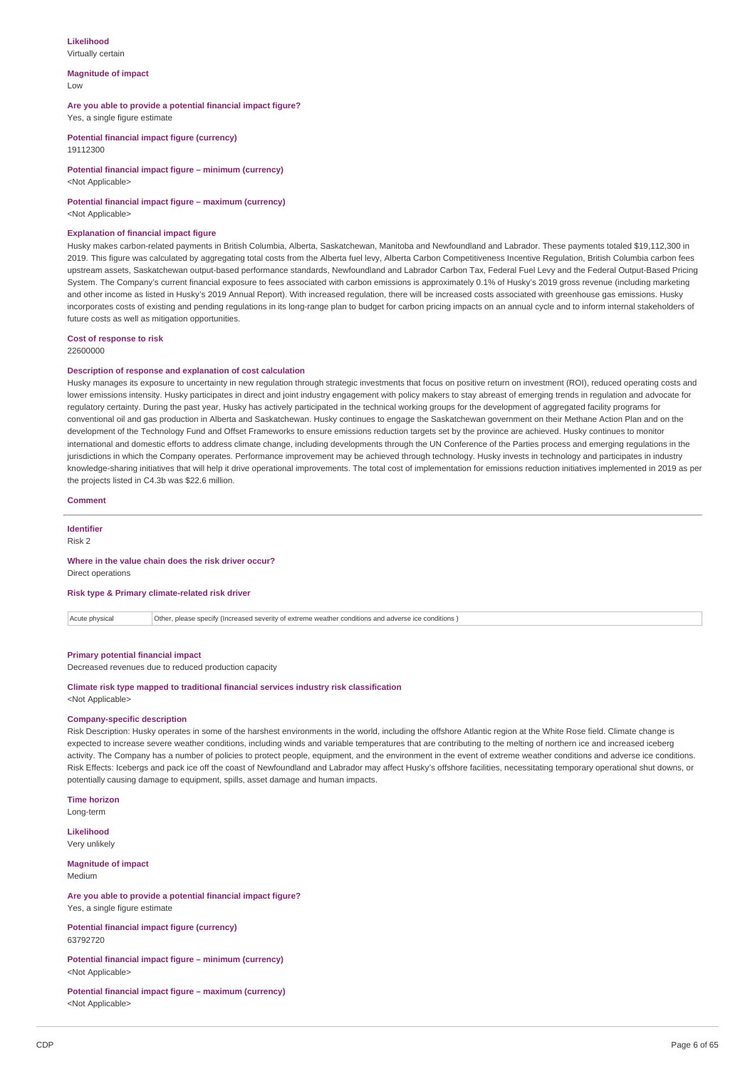**Likelihood**
Virtually certain

**Magnitude of impact**
Low

**Are you able to provide a potential financial impact figure?**
Yes, a single figure estimate

**Potential financial impact figure (currency)**
19112300

**Potential financial impact figure – minimum (currency)**
<Not Applicable>

**Potential financial impact figure – maximum (currency)**
<Not Applicable>

**Explanation of financial impact figure**
Husky makes carbon-related payments in British Columbia, Alberta, Saskatchewan, Manitoba and Newfoundland and Labrador. These payments totaled $19,112,300 in 2019. This figure was calculated by aggregating total costs from the Alberta fuel levy, Alberta Carbon Competitiveness Incentive Regulation, British Columbia carbon fees upstream assets, Saskatchewan output-based performance standards, Newfoundland and Labrador Carbon Tax, Federal Fuel Levy and the Federal Output-Based Pricing System. The Company's current financial exposure to fees associated with carbon emissions is approximately 0.1% of Husky's 2019 gross revenue (including marketing and other income as listed in Husky's 2019 Annual Report). With increased regulation, there will be increased costs associated with greenhouse gas emissions. Husky incorporates costs of existing and pending regulations in its long-range plan to budget for carbon pricing impacts on an annual cycle and to inform internal stakeholders of future costs as well as mitigation opportunities.

**Cost of response to risk**
22600000

**Description of response and explanation of cost calculation**
Husky manages its exposure to uncertainty in new regulation through strategic investments that focus on positive return on investment (ROI), reduced operating costs and lower emissions intensity. Husky participates in direct and joint industry engagement with policy makers to stay abreast of emerging trends in regulation and advocate for regulatory certainty. During the past year, Husky has actively participated in the technical working groups for the development of aggregated facility programs for conventional oil and gas production in Alberta and Saskatchewan. Husky continues to engage the Saskatchewan government on their Methane Action Plan and on the development of the Technology Fund and Offset Frameworks to ensure emissions reduction targets set by the province are achieved. Husky continues to monitor international and domestic efforts to address climate change, including developments through the UN Conference of the Parties process and emerging regulations in the jurisdictions in which the Company operates. Performance improvement may be achieved through technology. Husky invests in technology and participates in industry knowledge-sharing initiatives that will help it drive operational improvements. The total cost of implementation for emissions reduction initiatives implemented in 2019 as per the projects listed in C4.3b was $22.6 million.

**Comment**

---

**Identifier**
Risk 2

**Where in the value chain does the risk driver occur?**
Direct operations

**Risk type & Primary climate-related risk driver**

| Acute physical | Other, please specify (Increased severity of extreme weather conditions and adverse ice conditions ) |
|---|---|

**Primary potential financial impact**
Decreased revenues due to reduced production capacity

**Climate risk type mapped to traditional financial services industry risk classification**
<Not Applicable>

**Company-specific description**
Risk Description: Husky operates in some of the harshest environments in the world, including the offshore Atlantic region at the White Rose field. Climate change is expected to increase severe weather conditions, including winds and variable temperatures that are contributing to the melting of northern ice and increased iceberg activity. The Company has a number of policies to protect people, equipment, and the environment in the event of extreme weather conditions and adverse ice conditions. Risk Effects: Icebergs and pack ice off the coast of Newfoundland and Labrador may affect Husky's offshore facilities, necessitating temporary operational shut downs, or potentially causing damage to equipment, spills, asset damage and human impacts.

**Time horizon**
Long-term

**Likelihood**
Very unlikely

**Magnitude of impact**
Medium

**Are you able to provide a potential financial impact figure?**
Yes, a single figure estimate

**Potential financial impact figure (currency)**
63792720

**Potential financial impact figure – minimum (currency)**
<Not Applicable>

**Potential financial impact figure – maximum (currency)**
<Not Applicable>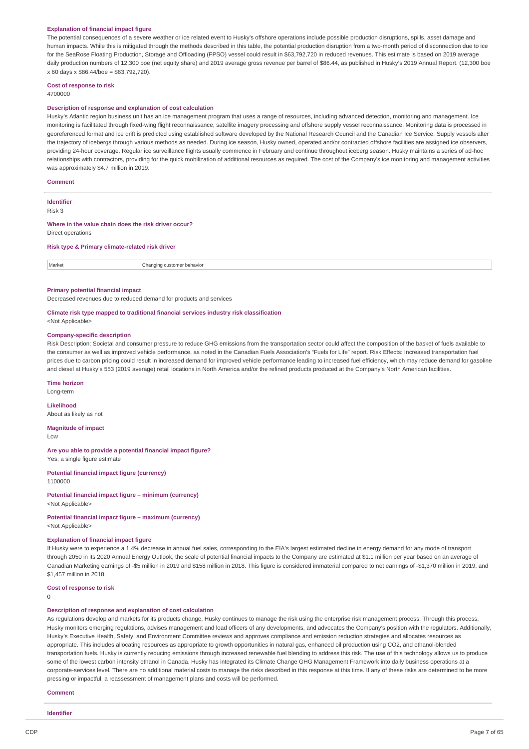**Explanation of financial impact figure**

The potential consequences of a severe weather or ice related event to Husky's offshore operations include possible production disruptions, spills, asset damage and human impacts. While this is mitigated through the methods described in this table, the potential production disruption from a two-month period of disconnection due to ice for the SeaRose Floating Production, Storage and Offloading (FPSO) vessel could result in $63,792,720 in reduced revenues. This estimate is based on 2019 average daily production numbers of 12,300 boe (net equity share) and 2019 average gross revenue per barrel of $86.44, as published in Husky's 2019 Annual Report. (12,300 boe x 60 days x $86.44/boe = $63,792,720).

**Cost of response to risk**

4700000

**Description of response and explanation of cost calculation**

Husky's Atlantic region business unit has an ice management program that uses a range of resources, including advanced detection, monitoring and management. Ice monitoring is facilitated through fixed-wing flight reconnaissance, satellite imagery processing and offshore supply vessel reconnaissance. Monitoring data is processed in georeferenced format and ice drift is predicted using established software developed by the National Research Council and the Canadian Ice Service. Supply vessels alter the trajectory of icebergs through various methods as needed. During ice season, Husky owned, operated and/or contracted offshore facilities are assigned ice observers, providing 24-hour coverage. Regular ice surveillance flights usually commence in February and continue throughout iceberg season. Husky maintains a series of ad-hoc relationships with contractors, providing for the quick mobilization of additional resources as required. The cost of the Company's ice monitoring and management activities was approximately $4.7 million in 2019.

**Comment**

---

**Identifier**

Risk 3

**Where in the value chain does the risk driver occur?**

Direct operations

**Risk type & Primary climate-related risk driver**

| Market | Changing customer behavior |
|---|---|

**Primary potential financial impact**

Decreased revenues due to reduced demand for products and services

**Climate risk type mapped to traditional financial services industry risk classification**

<Not Applicable>

**Company-specific description**

Risk Description: Societal and consumer pressure to reduce GHG emissions from the transportation sector could affect the composition of the basket of fuels available to the consumer as well as improved vehicle performance, as noted in the Canadian Fuels Association's "Fuels for Life" report. Risk Effects: Increased transportation fuel prices due to carbon pricing could result in increased demand for improved vehicle performance leading to increased fuel efficiency, which may reduce demand for gasoline and diesel at Husky's 553 (2019 average) retail locations in North America and/or the refined products produced at the Company's North American facilities.

**Time horizon**

Long-term

**Likelihood**

About as likely as not

**Magnitude of impact**

Low

**Are you able to provide a potential financial impact figure?**

Yes, a single figure estimate

**Potential financial impact figure (currency)**

1100000

**Potential financial impact figure – minimum (currency)**

<Not Applicable>

**Potential financial impact figure – maximum (currency)**

<Not Applicable>

**Explanation of financial impact figure**

If Husky were to experience a 1.4% decrease in annual fuel sales, corresponding to the EIA's largest estimated decline in energy demand for any mode of transport through 2050 in its 2020 Annual Energy Outlook, the scale of potential financial impacts to the Company are estimated at $1.1 million per year based on an average of Canadian Marketing earnings of -$5 million in 2019 and $158 million in 2018. This figure is considered immaterial compared to net earnings of -$1,370 million in 2019, and $1,457 million in 2018.

**Cost of response to risk**

0

**Description of response and explanation of cost calculation**

As regulations develop and markets for its products change, Husky continues to manage the risk using the enterprise risk management process. Through this process, Husky monitors emerging regulations, advises management and lead officers of any developments, and advocates the Company's position with the regulators. Additionally, Husky's Executive Health, Safety, and Environment Committee reviews and approves compliance and emission reduction strategies and allocates resources as appropriate. This includes allocating resources as appropriate to growth opportunities in natural gas, enhanced oil production using CO2, and ethanol-blended transportation fuels. Husky is currently reducing emissions through increased renewable fuel blending to address this risk. The use of this technology allows us to produce some of the lowest carbon intensity ethanol in Canada. Husky has integrated its Climate Change GHG Management Framework into daily business operations at a corporate-services level. There are no additional material costs to manage the risks described in this response at this time. If any of these risks are determined to be more pressing or impactful, a reassessment of management plans and costs will be performed.

**Comment**

---

**Identifier**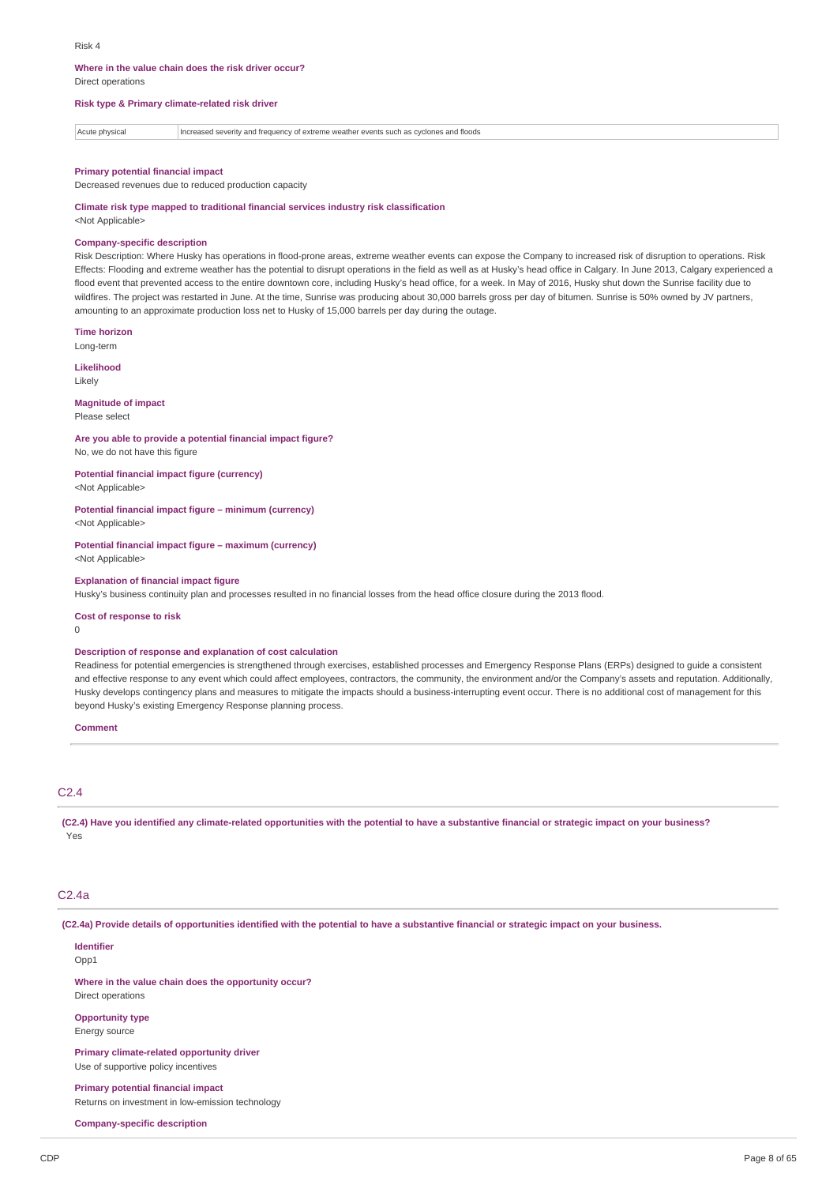Risk 4

**Where in the value chain does the risk driver occur?**
Direct operations

**Risk type & Primary climate-related risk driver**

| Acute physical | Increased severity and frequency of extreme weather events such as cyclones and floods |
|---|---|

**Primary potential financial impact**
Decreased revenues due to reduced production capacity

**Climate risk type mapped to traditional financial services industry risk classification**
<Not Applicable>

**Company-specific description**
Risk Description: Where Husky has operations in flood-prone areas, extreme weather events can expose the Company to increased risk of disruption to operations. Risk Effects: Flooding and extreme weather has the potential to disrupt operations in the field as well as at Husky's head office in Calgary. In June 2013, Calgary experienced a flood event that prevented access to the entire downtown core, including Husky's head office, for a week. In May of 2016, Husky shut down the Sunrise facility due to wildfires. The project was restarted in June. At the time, Sunrise was producing about 30,000 barrels gross per day of bitumen. Sunrise is 50% owned by JV partners, amounting to an approximate production loss net to Husky of 15,000 barrels per day during the outage.

**Time horizon**
Long-term

**Likelihood**
Likely

**Magnitude of impact**
Please select

**Are you able to provide a potential financial impact figure?**
No, we do not have this figure

**Potential financial impact figure (currency)**
<Not Applicable>

**Potential financial impact figure – minimum (currency)**
<Not Applicable>

**Potential financial impact figure – maximum (currency)**
<Not Applicable>

**Explanation of financial impact figure**
Husky's business continuity plan and processes resulted in no financial losses from the head office closure during the 2013 flood.

**Cost of response to risk**
0

**Description of response and explanation of cost calculation**
Readiness for potential emergencies is strengthened through exercises, established processes and Emergency Response Plans (ERPs) designed to guide a consistent and effective response to any event which could affect employees, contractors, the community, the environment and/or the Company's assets and reputation. Additionally, Husky develops contingency plans and measures to mitigate the impacts should a business-interrupting event occur. There is no additional cost of management for this beyond Husky's existing Emergency Response planning process.

**Comment**

## C2.4

**(C2.4) Have you identified any climate-related opportunities with the potential to have a substantive financial or strategic impact on your business?**
Yes

## C2.4a

**(C2.4a) Provide details of opportunities identified with the potential to have a substantive financial or strategic impact on your business.**

**Identifier**
Opp1

**Where in the value chain does the opportunity occur?**
Direct operations

**Opportunity type**
Energy source

**Primary climate-related opportunity driver**
Use of supportive policy incentives

**Primary potential financial impact**
Returns on investment in low-emission technology

**Company-specific description**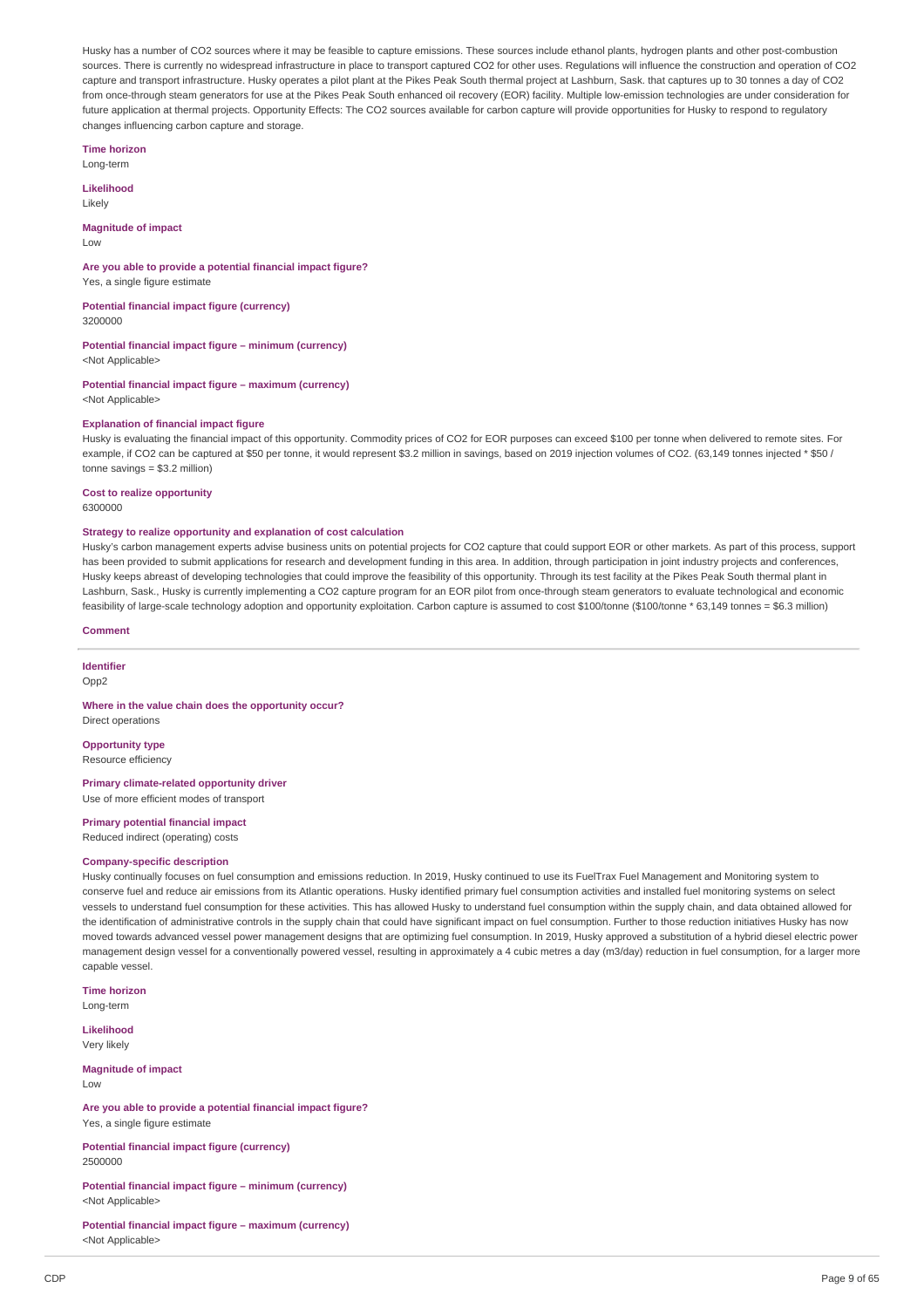Husky has a number of $CO_2$ sources where it may be feasible to capture emissions. These sources include ethanol plants, hydrogen plants and other post-combustion sources. There is currently no widespread infrastructure in place to transport captured $CO_2$ for other uses. Regulations will influence the construction and operation of $CO_2$ capture and transport infrastructure. Husky operates a pilot plant at the Pikes Peak South thermal project at Lashburn, Sask. that captures up to 30 tonnes a day of $CO_2$ from once-through steam generators for use at the Pikes Peak South enhanced oil recovery (EOR) facility. Multiple low-emission technologies are under consideration for future application at thermal projects. Opportunity Effects: The $CO_2$ sources available for carbon capture will provide opportunities for Husky to respond to regulatory changes influencing carbon capture and storage.

**Time horizon**
Long-term

**Likelihood**
Likely

**Magnitude of impact**
Low

**Are you able to provide a potential financial impact figure?**
Yes, a single figure estimate

**Potential financial impact figure (currency)**
3200000

**Potential financial impact figure – minimum (currency)**
<Not Applicable>

**Potential financial impact figure – maximum (currency)**
<Not Applicable>

**Explanation of financial impact figure**
Husky is evaluating the financial impact of this opportunity. Commodity prices of $CO_2$ for EOR purposes can exceed $100 per tonne when delivered to remote sites. For example, if $CO_2$ can be captured at $50 per tonne, it would represent $3.2 million in savings, based on 2019 injection volumes of $CO_2$. (63,149 tonnes injected * $50 / tonne savings = $3.2 million)

**Cost to realize opportunity**
6300000

**Strategy to realize opportunity and explanation of cost calculation**
Husky's carbon management experts advise business units on potential projects for $CO_2$ capture that could support EOR or other markets. As part of this process, support has been provided to submit applications for research and development funding in this area. In addition, through participation in joint industry projects and conferences, Husky keeps abreast of developing technologies that could improve the feasibility of this opportunity. Through its test facility at the Pikes Peak South thermal plant in Lashburn, Sask., Husky is currently implementing a $CO_2$ capture program for an EOR pilot from once-through steam generators to evaluate technological and economic feasibility of large-scale technology adoption and opportunity exploitation. Carbon capture is assumed to cost $100/tonne ($100/tonne * 63,149 tonnes = $6.3 million)

**Comment**

---

**Identifier**
Opp2

**Where in the value chain does the opportunity occur?**
Direct operations

**Opportunity type**
Resource efficiency

**Primary climate-related opportunity driver**
Use of more efficient modes of transport

**Primary potential financial impact**
Reduced indirect (operating) costs

**Company-specific description**
Husky continually focuses on fuel consumption and emissions reduction. In 2019, Husky continued to use its FuelTrax Fuel Management and Monitoring system to conserve fuel and reduce air emissions from its Atlantic operations. Husky identified primary fuel consumption activities and installed fuel monitoring systems on select vessels to understand fuel consumption for these activities. This has allowed Husky to understand fuel consumption within the supply chain, and data obtained allowed for the identification of administrative controls in the supply chain that could have significant impact on fuel consumption. Further to those reduction initiatives Husky has now moved towards advanced vessel power management designs that are optimizing fuel consumption. In 2019, Husky approved a substitution of a hybrid diesel electric power management design vessel for a conventionally powered vessel, resulting in approximately a 4 cubic metres a day (m3/day) reduction in fuel consumption, for a larger more capable vessel.

**Time horizon**
Long-term

**Likelihood**
Very likely

**Magnitude of impact**
Low

**Are you able to provide a potential financial impact figure?**
Yes, a single figure estimate

**Potential financial impact figure (currency)**
2500000

**Potential financial impact figure – minimum (currency)**
<Not Applicable>

**Potential financial impact figure – maximum (currency)**
<Not Applicable>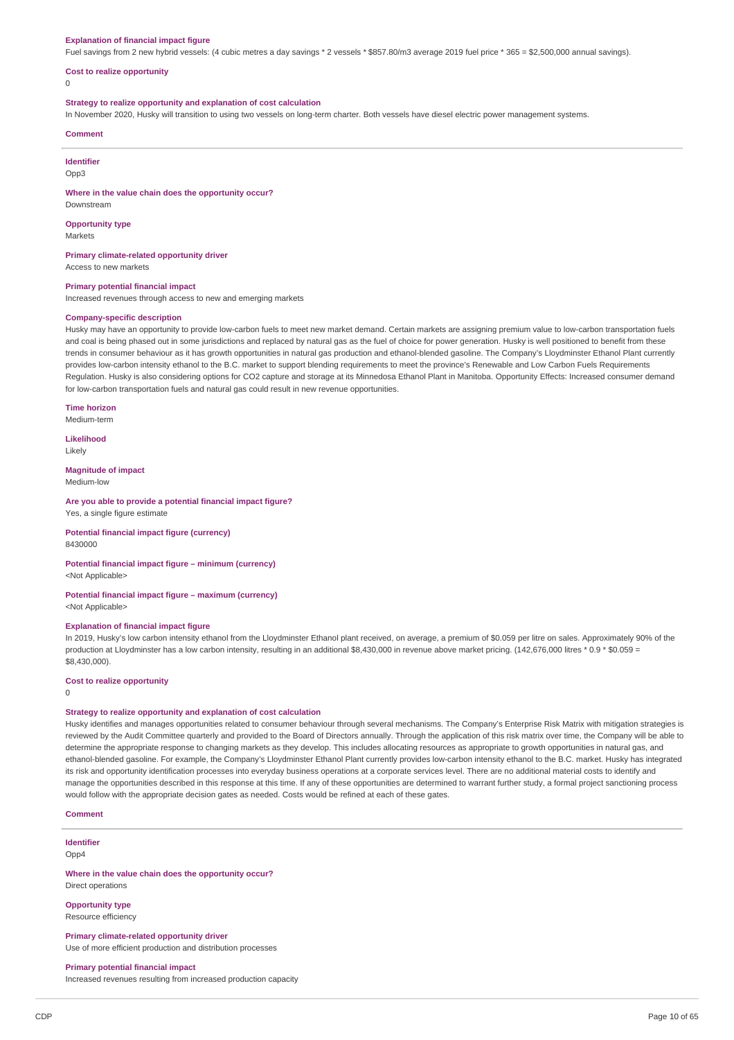**Explanation of financial impact figure**

Fuel savings from 2 new hybrid vessels: (4 cubic metres a day savings * 2 vessels * $857.80/m3 average 2019 fuel price * 365 = $2,500,000 annual savings).

**Cost to realize opportunity**

0

**Strategy to realize opportunity and explanation of cost calculation**

In November 2020, Husky will transition to using two vessels on long-term charter. Both vessels have diesel electric power management systems.

**Comment**

---

**Identifier**

Opp3

**Where in the value chain does the opportunity occur?**

Downstream

**Opportunity type**

Markets

**Primary climate-related opportunity driver**

Access to new markets

**Primary potential financial impact**

Increased revenues through access to new and emerging markets

**Company-specific description**

Husky may have an opportunity to provide low-carbon fuels to meet new market demand. Certain markets are assigning premium value to low-carbon transportation fuels and coal is being phased out in some jurisdictions and replaced by natural gas as the fuel of choice for power generation. Husky is well positioned to benefit from these trends in consumer behaviour as it has growth opportunities in natural gas production and ethanol-blended gasoline. The Company's Lloydminster Ethanol Plant currently provides low-carbon intensity ethanol to the B.C. market to support blending requirements to meet the province's Renewable and Low Carbon Fuels Requirements Regulation. Husky is also considering options for CO2 capture and storage at its Minnedosa Ethanol Plant in Manitoba. Opportunity Effects: Increased consumer demand for low-carbon transportation fuels and natural gas could result in new revenue opportunities.

**Time horizon**

Medium-term

**Likelihood**

Likely

**Magnitude of impact**

Medium-low

**Are you able to provide a potential financial impact figure?**

Yes, a single figure estimate

**Potential financial impact figure (currency)**

8430000

**Potential financial impact figure – minimum (currency)**

<Not Applicable>

**Potential financial impact figure – maximum (currency)**

<Not Applicable>

**Explanation of financial impact figure**

In 2019, Husky's low carbon intensity ethanol from the Lloydminster Ethanol plant received, on average, a premium of $0.059 per litre on sales. Approximately 90% of the production at Lloydminster has a low carbon intensity, resulting in an additional $8,430,000 in revenue above market pricing. (142,676,000 litres * 0.9 * $0.059 = $8,430,000).

**Cost to realize opportunity**

0

**Strategy to realize opportunity and explanation of cost calculation**

Husky identifies and manages opportunities related to consumer behaviour through several mechanisms. The Company's Enterprise Risk Matrix with mitigation strategies is reviewed by the Audit Committee quarterly and provided to the Board of Directors annually. Through the application of this risk matrix over time, the Company will be able to determine the appropriate response to changing markets as they develop. This includes allocating resources as appropriate to growth opportunities in natural gas, and ethanol-blended gasoline. For example, the Company's Lloydminster Ethanol Plant currently provides low-carbon intensity ethanol to the B.C. market. Husky has integrated its risk and opportunity identification processes into everyday business operations at a corporate services level. There are no additional material costs to identify and manage the opportunities described in this response at this time. If any of these opportunities are determined to warrant further study, a formal project sanctioning process would follow with the appropriate decision gates as needed. Costs would be refined at each of these gates.

**Comment**

---

**Identifier**

Opp4

**Where in the value chain does the opportunity occur?**

Direct operations

**Opportunity type**

Resource efficiency

**Primary climate-related opportunity driver**

Use of more efficient production and distribution processes

**Primary potential financial impact**

Increased revenues resulting from increased production capacity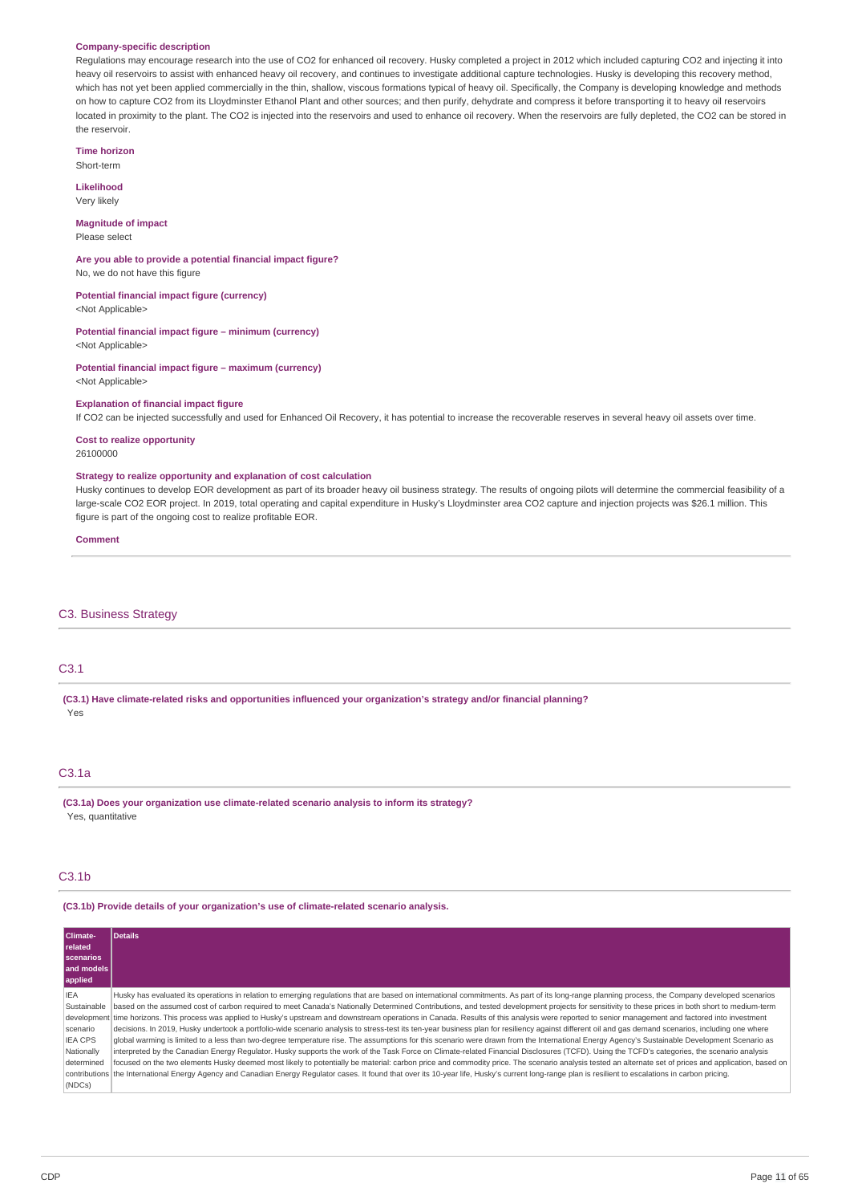**Company-specific description**

Regulations may encourage research into the use of $CO_2$ for enhanced oil recovery. Husky completed a project in 2012 which included capturing $CO_2$ and injecting it into heavy oil reservoirs to assist with enhanced heavy oil recovery, and continues to investigate additional capture technologies. Husky is developing this recovery method, which has not yet been applied commercially in the thin, shallow, viscous formations typical of heavy oil. Specifically, the Company is developing knowledge and methods on how to capture $CO_2$ from its Lloydminster Ethanol Plant and other sources; and then purify, dehydrate and compress it before transporting it to heavy oil reservoirs located in proximity to the plant. The $CO_2$ is injected into the reservoirs and used to enhance oil recovery. When the reservoirs are fully depleted, the $CO_2$ can be stored in the reservoir.

**Time horizon**

Short-term

**Likelihood**

Very likely

**Magnitude of impact**

Please select

**Are you able to provide a potential financial impact figure?**

No, we do not have this figure

**Potential financial impact figure (currency)**

<Not Applicable>

**Potential financial impact figure – minimum (currency)**

<Not Applicable>

**Potential financial impact figure – maximum (currency)**

<Not Applicable>

**Explanation of financial impact figure**

If $CO_2$ can be injected successfully and used for Enhanced Oil Recovery, it has potential to increase the recoverable reserves in several heavy oil assets over time.

**Cost to realize opportunity**

26100000

**Strategy to realize opportunity and explanation of cost calculation**

Husky continues to develop EOR development as part of its broader heavy oil business strategy. The results of ongoing pilots will determine the commercial feasibility of a large-scale $CO_2$ EOR project. In 2019, total operating and capital expenditure in Husky's Lloydminster area $CO_2$ capture and injection projects was $26.1 million. This figure is part of the ongoing cost to realize profitable EOR.

**Comment**

## C3. Business Strategy

### C3.1

**(C3.1) Have climate-related risks and opportunities influenced your organization's strategy and/or financial planning?**

Yes

### C3.1a

**(C3.1a) Does your organization use climate-related scenario analysis to inform its strategy?**

Yes, quantitative

### C3.1b

**(C3.1b) Provide details of your organization's use of climate-related scenario analysis.**

| Climate-related scenarios and models applied | Details |
|---|---|
| IEA Sustainable development scenario IEA CPS Nationally determined contributions (NDCs) | Husky has evaluated its operations in relation to emerging regulations that are based on international commitments. As part of its long-range planning process, the Company developed scenarios based on the assumed cost of carbon required to meet Canada's Nationally Determined Contributions, and tested development projects for sensitivity to these prices in both short to medium-term time horizons. This process was applied to Husky's upstream and downstream operations in Canada. Results of this analysis were reported to senior management and factored into investment decisions. In 2019, Husky undertook a portfolio-wide scenario analysis to stress-test its ten-year business plan for resiliency against different oil and gas demand scenarios, including one where global warming is limited to a less than two-degree temperature rise. The assumptions for this scenario were drawn from the International Energy Agency's Sustainable Development Scenario as interpreted by the Canadian Energy Regulator. Husky supports the work of the Task Force on Climate-related Financial Disclosures (TCFD). Using the TCFD's categories, the scenario analysis focused on the two elements Husky deemed most likely to potentially be material: carbon price and commodity price. The scenario analysis tested an alternate set of prices and application, based on the International Energy Agency and Canadian Energy Regulator cases. It found that over its 10-year life, Husky's current long-range plan is resilient to escalations in carbon pricing. |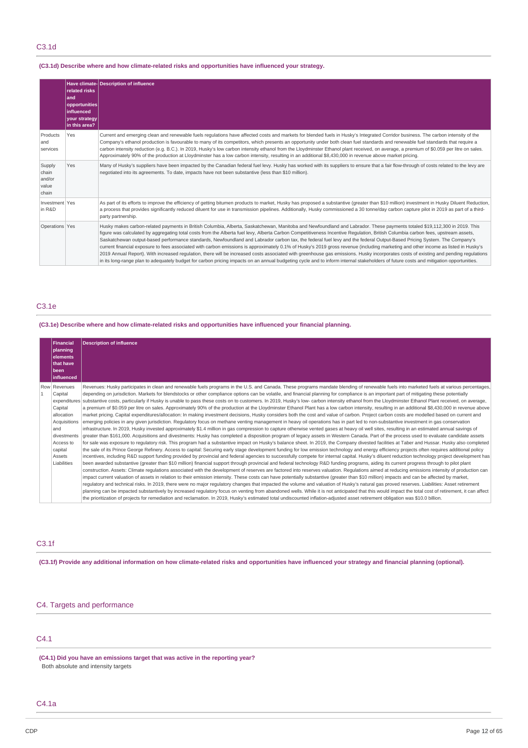## C3.1d

**(C3.1d) Describe where and how climate-related risks and opportunities have influenced your strategy.**

| | Have climate-related risks and opportunities influenced your strategy in this area? | Description of influence |
|---|---|---|
| Products and services | Yes | Current and emerging clean and renewable fuels regulations have affected costs and markets for blended fuels in Husky's Integrated Corridor business. The carbon intensity of the Company's ethanol production is favourable to many of its competitors, which presents an opportunity under both clean fuel standards and renewable fuel standards that require a carbon intensity reduction (e.g. B.C.). In 2019, Husky's low carbon intensity ethanol from the Lloydminster Ethanol plant received, on average, a premium of $0.059 per litre on sales. Approximately 90% of the production at Lloydminster has a low carbon intensity, resulting in an additional $8,430,000 in revenue above market pricing. |
| Supply chain and/or value chain | Yes | Many of Husky's suppliers have been impacted by the Canadian federal fuel levy. Husky has worked with its suppliers to ensure that a fair flow-through of costs related to the levy are negotiated into its agreements. To date, impacts have not been substantive (less than $10 million). |
| Investment in R&D | Yes | As part of its efforts to improve the efficiency of getting bitumen products to market, Husky has proposed a substantive (greater than $10 million) investment in Husky Diluent Reduction, a process that provides significantly reduced diluent for use in transmission pipelines. Additionally, Husky commissioned a 30 tonne/day carbon capture pilot in 2019 as part of a third-party partnership. |
| Operations | Yes | Husky makes carbon-related payments in British Columbia, Alberta, Saskatchewan, Manitoba and Newfoundland and Labrador. These payments totaled $19,112,300 in 2019. This figure was calculated by aggregating total costs from the Alberta fuel levy, Alberta Carbon Competitiveness Incentive Regulation, British Columbia carbon fees, upstream assets, Saskatchewan output-based performance standards, Newfoundland and Labrador carbon tax, the federal fuel levy and the federal Output-Based Pricing System. The Company's current financial exposure to fees associated with carbon emissions is approximately 0.1% of Husky's 2019 gross revenue (including marketing and other income as listed in Husky's 2019 Annual Report). With increased regulation, there will be increased costs associated with greenhouse gas emissions. Husky incorporates costs of existing and pending regulations in its long-range plan to adequately budget for carbon pricing impacts on an annual budgeting cycle and to inform internal stakeholders of future costs and mitigation opportunities. |

## C3.1e

**(C3.1e) Describe where and how climate-related risks and opportunities have influenced your financial planning.**

| | Financial planning elements that have been influenced | Description of influence |
|---|---|---|
| Row 1 | Revenues<br>Capital expenditures<br>Capital allocation<br>Acquisitions and divestments<br>Access to capital<br>Assets<br>Liabilities | Revenues: Husky participates in clean and renewable fuels programs in the U.S. and Canada. These programs mandate blending of renewable fuels into marketed fuels at various percentages, depending on jurisdiction. Markets for blendstocks or other compliance options can be volatile, and financial planning for compliance is an important part of mitigating these potentially substantive costs, particularly if Husky is unable to pass these costs on to customers. In 2019, Husky's low- carbon intensity ethanol from the Lloydminster Ethanol Plant received, on average, a premium of $0.059 per litre on sales. Approximately 90% of the production at the Lloydminster Ethanol Plant has a low carbon intensity, resulting in an additional $8,430,000 in revenue above market pricing. Capital expenditures/allocation: In making investment decisions, Husky considers both the cost and value of carbon. Project carbon costs are modelled based on current and emerging policies in any given jurisdiction. Regulatory focus on methane venting management in heavy oil operations has in part led to non-substantive investment in gas conservation infrastructure. In 2019, Husky invested approximately $1.4 million in gas compression to capture otherwise vented gases at heavy oil well sites, resulting in an estimated annual savings of greater than $161,000. Acquisitions and divestments: Husky has completed a disposition program of legacy assets in Western Canada. Part of the process used to evaluate candidate assets for sale was exposure to regulatory risk. This program had a substantive impact on Husky's balance sheet. In 2019, the Company divested facilities at Taber and Hussar. Husky also completed the sale of its Prince George Refinery. Access to capital: Securing early stage development funding for low emission technology and energy efficiency projects often requires additional policy incentives, including R&D support funding provided by provincial and federal agencies to successfully compete for internal capital. Husky's diluent reduction technology project development has been awarded substantive (greater than $10 million) financial support through provincial and federal technology R&D funding programs, aiding its current progress through to pilot plant construction. Assets: Climate regulations associated with the development of reserves are factored into reserves valuation. Regulations aimed at reducing emissions intensity of production can impact current valuation of assets in relation to their emission intensity. These costs can have potentially substantive (greater than $10 million) impacts and can be affected by market, regulatory and technical risks. In 2019, there were no major regulatory changes that impacted the volume and valuation of Husky's natural gas proved reserves. Liabilities: Asset retirement planning can be impacted substantively by increased regulatory focus on venting from abandoned wells. While it is not anticipated that this would impact the total cost of retirement, it can affect the prioritization of projects for remediation and reclamation. In 2019, Husky's estimated total undiscounted inflation-adjusted asset retirement obligation was $10.0 billion. |

## C3.1f

**(C3.1f) Provide any additional information on how climate-related risks and opportunities have influenced your strategy and financial planning (optional).**

# C4. Targets and performance

## C4.1

**(C4.1) Did you have an emissions target that was active in the reporting year?**

Both absolute and intensity targets

## C4.1a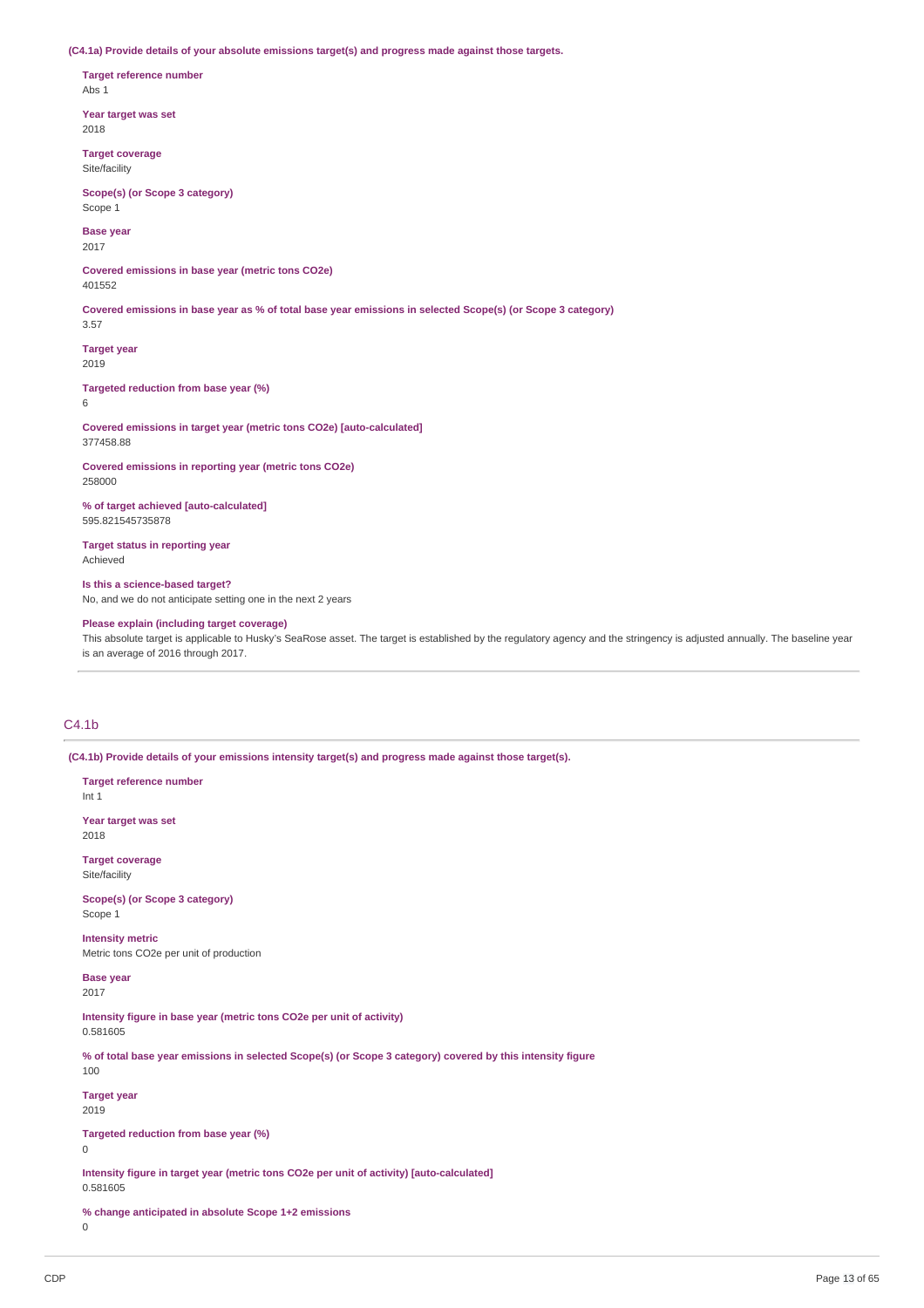**(C4.1a) Provide details of your absolute emissions target(s) and progress made against those targets.**

**Target reference number**
Abs 1

**Year target was set**
2018

**Target coverage**
Site/facility

**Scope(s) (or Scope 3 category)**
Scope 1

**Base year**
2017

**Covered emissions in base year (metric tons CO2e)**
401552

**Covered emissions in base year as % of total base year emissions in selected Scope(s) (or Scope 3 category)**
3.57

**Target year**
2019

**Targeted reduction from base year (%)**
6

**Covered emissions in target year (metric tons CO2e) [auto-calculated]**
377458.88

**Covered emissions in reporting year (metric tons CO2e)**
258000

**% of target achieved [auto-calculated]**
595.821545735878

**Target status in reporting year**
Achieved

**Is this a science-based target?**
No, and we do not anticipate setting one in the next 2 years

**Please explain (including target coverage)**
This absolute target is applicable to Husky's SeaRose asset. The target is established by the regulatory agency and the stringency is adjusted annually. The baseline year is an average of 2016 through 2017.

## C4.1b

**(C4.1b) Provide details of your emissions intensity target(s) and progress made against those target(s).**

**Target reference number**
Int 1

**Year target was set**
2018

**Target coverage**
Site/facility

**Scope(s) (or Scope 3 category)**
Scope 1

**Intensity metric**
Metric tons CO2e per unit of production

**Base year**
2017

**Intensity figure in base year (metric tons CO2e per unit of activity)**
0.581605

**% of total base year emissions in selected Scope(s) (or Scope 3 category) covered by this intensity figure**
100

**Target year**
2019

**Targeted reduction from base year (%)**
0

**Intensity figure in target year (metric tons CO2e per unit of activity) [auto-calculated]**
0.581605

**% change anticipated in absolute Scope 1+2 emissions**
0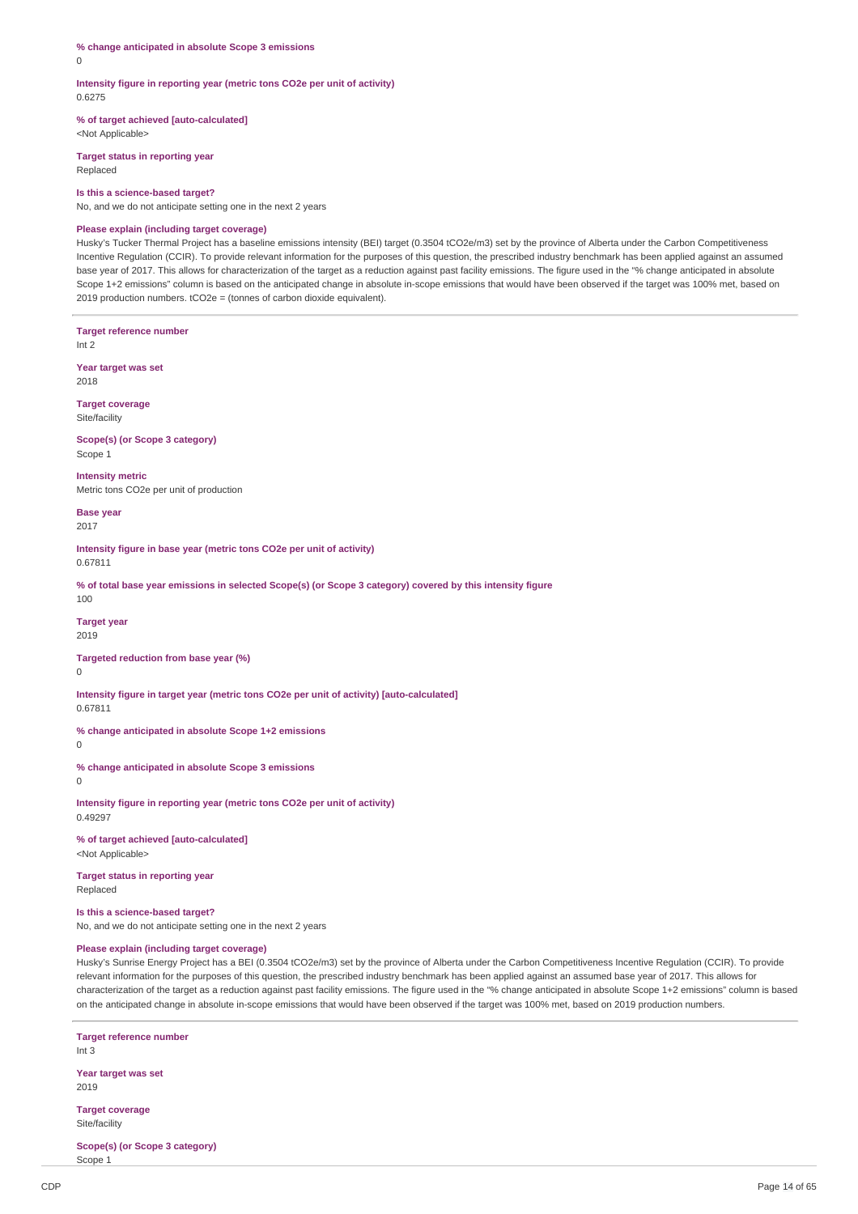**% change anticipated in absolute Scope 3 emissions**
0

**Intensity figure in reporting year (metric tons CO2e per unit of activity)**
0.6275

**% of target achieved [auto-calculated]**
<Not Applicable>

**Target status in reporting year**
Replaced

**Is this a science-based target?**
No, and we do not anticipate setting one in the next 2 years

**Please explain (including target coverage)**
Husky's Tucker Thermal Project has a baseline emissions intensity (BEI) target (0.3504 tCO2e/m3) set by the province of Alberta under the Carbon Competitiveness Incentive Regulation (CCIR). To provide relevant information for the purposes of this question, the prescribed industry benchmark has been applied against an assumed base year of 2017. This allows for characterization of the target as a reduction against past facility emissions. The figure used in the "% change anticipated in absolute Scope 1+2 emissions" column is based on the anticipated change in absolute in-scope emissions that would have been observed if the target was 100% met, based on 2019 production numbers. tCO2e = (tonnes of carbon dioxide equivalent).

---

**Target reference number**
Int 2

**Year target was set**
2018

**Target coverage**
Site/facility

**Scope(s) (or Scope 3 category)**
Scope 1

**Intensity metric**
Metric tons CO2e per unit of production

**Base year**
2017

**Intensity figure in base year (metric tons CO2e per unit of activity)**
0.67811

**% of total base year emissions in selected Scope(s) (or Scope 3 category) covered by this intensity figure**
100

**Target year**
2019

**Targeted reduction from base year (%)**
0

**Intensity figure in target year (metric tons CO2e per unit of activity) [auto-calculated]**
0.67811

**% change anticipated in absolute Scope 1+2 emissions**
0

**% change anticipated in absolute Scope 3 emissions**
0

**Intensity figure in reporting year (metric tons CO2e per unit of activity)**
0.49297

**% of target achieved [auto-calculated]**
<Not Applicable>

**Target status in reporting year**
Replaced

**Is this a science-based target?**
No, and we do not anticipate setting one in the next 2 years

**Please explain (including target coverage)**
Husky's Sunrise Energy Project has a BEI (0.3504 tCO2e/m3) set by the province of Alberta under the Carbon Competitiveness Incentive Regulation (CCIR). To provide relevant information for the purposes of this question, the prescribed industry benchmark has been applied against an assumed base year of 2017. This allows for characterization of the target as a reduction against past facility emissions. The figure used in the "% change anticipated in absolute Scope 1+2 emissions" column is based on the anticipated change in absolute in-scope emissions that would have been observed if the target was 100% met, based on 2019 production numbers.

---

**Target reference number**
Int 3

**Year target was set**
2019

**Target coverage**
Site/facility

**Scope(s) (or Scope 3 category)**
Scope 1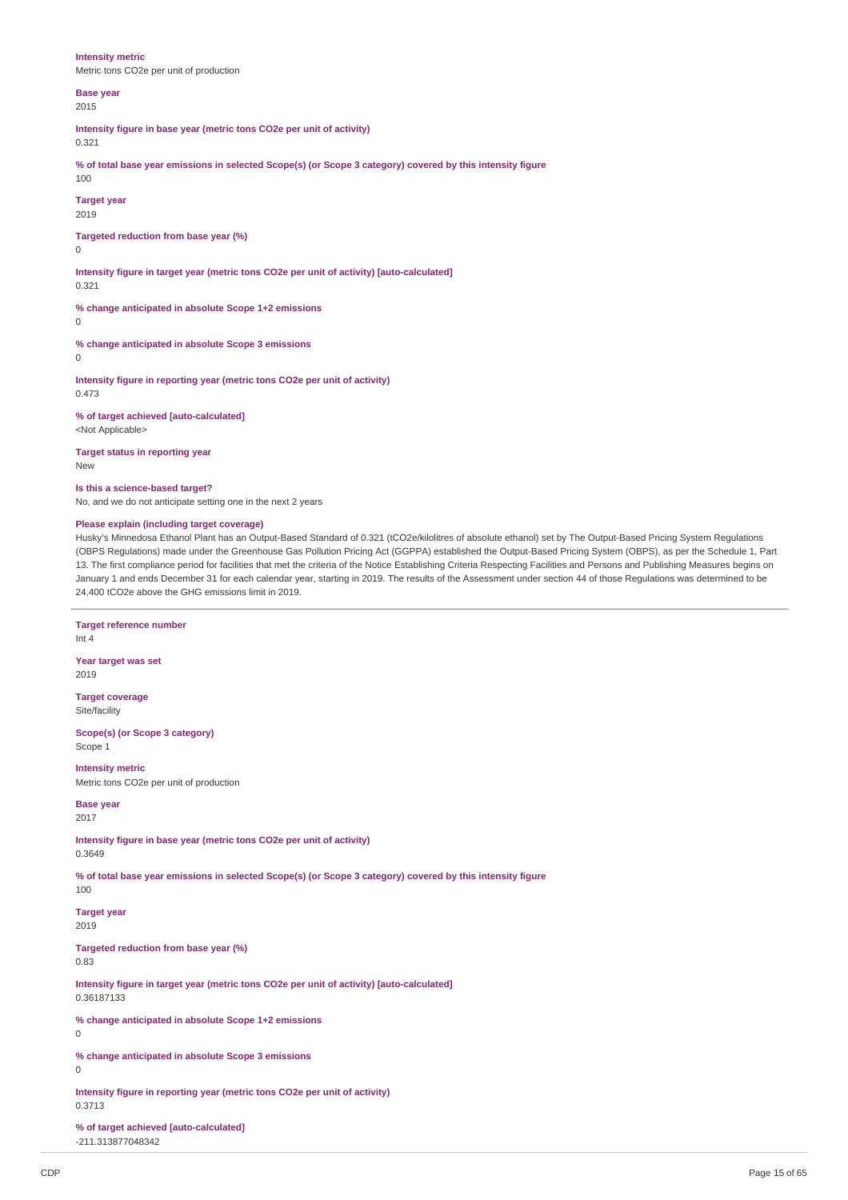**Intensity metric**
Metric tons CO2e per unit of production

**Base year**
2015

**Intensity figure in base year (metric tons CO2e per unit of activity)**
0.321

**% of total base year emissions in selected Scope(s) (or Scope 3 category) covered by this intensity figure**
100

**Target year**
2019

**Targeted reduction from base year (%)**
0

**Intensity figure in target year (metric tons CO2e per unit of activity) [auto-calculated]**
0.321

**% change anticipated in absolute Scope 1+2 emissions**
0

**% change anticipated in absolute Scope 3 emissions**
0

**Intensity figure in reporting year (metric tons CO2e per unit of activity)**
0.473

**% of target achieved [auto-calculated]**
<Not Applicable>

**Target status in reporting year**
New

**Is this a science-based target?**
No, and we do not anticipate setting one in the next 2 years

**Please explain (including target coverage)**
Husky's Minnedosa Ethanol Plant has an Output-Based Standard of 0.321 (tCO2e/kilolitres of absolute ethanol) set by The Output-Based Pricing System Regulations (OBPS Regulations) made under the Greenhouse Gas Pollution Pricing Act (GGPPA) established the Output-Based Pricing System (OBPS), as per the Schedule 1, Part 13. The first compliance period for facilities that met the criteria of the Notice Establishing Criteria Respecting Facilities and Persons and Publishing Measures begins on January 1 and ends December 31 for each calendar year, starting in 2019. The results of the Assessment under section 44 of those Regulations was determined to be 24,400 tCO2e above the GHG emissions limit in 2019.

---

**Target reference number**
Int 4

**Year target was set**
2019

**Target coverage**
Site/facility

**Scope(s) (or Scope 3 category)**
Scope 1

**Intensity metric**
Metric tons CO2e per unit of production

**Base year**
2017

**Intensity figure in base year (metric tons CO2e per unit of activity)**
0.3649

**% of total base year emissions in selected Scope(s) (or Scope 3 category) covered by this intensity figure**
100

**Target year**
2019

**Targeted reduction from base year (%)**
0.83

**Intensity figure in target year (metric tons CO2e per unit of activity) [auto-calculated]**
0.36187133

**% change anticipated in absolute Scope 1+2 emissions**
0

**% change anticipated in absolute Scope 3 emissions**
0

**Intensity figure in reporting year (metric tons CO2e per unit of activity)**
0.3713

**% of target achieved [auto-calculated]**
-211.313877048342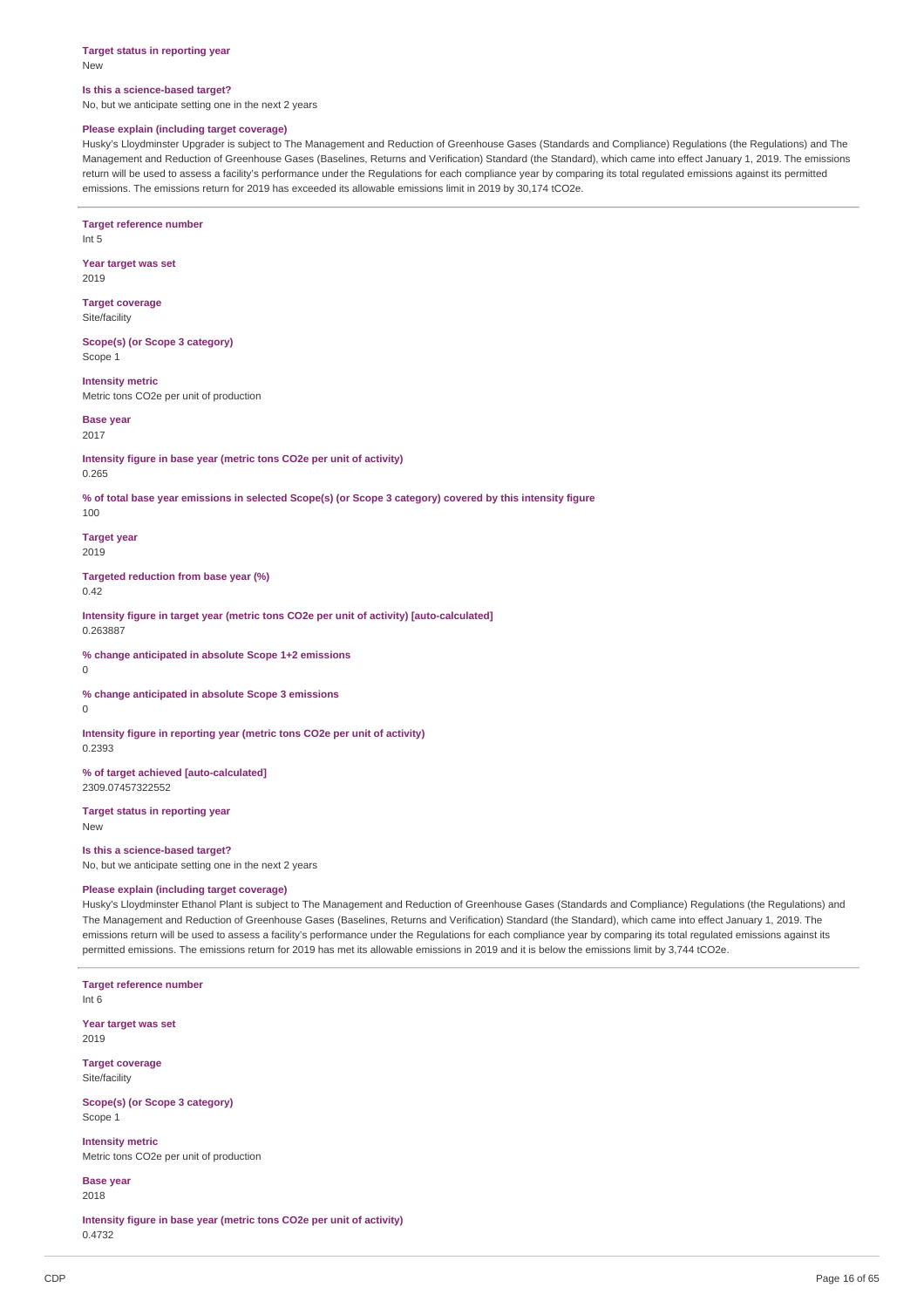**Target status in reporting year**
New

**Is this a science-based target?**
No, but we anticipate setting one in the next 2 years

**Please explain (including target coverage)**
Husky's Lloydminster Upgrader is subject to The Management and Reduction of Greenhouse Gases (Standards and Compliance) Regulations (the Regulations) and The Management and Reduction of Greenhouse Gases (Baselines, Returns and Verification) Standard (the Standard), which came into effect January 1, 2019. The emissions return will be used to assess a facility's performance under the Regulations for each compliance year by comparing its total regulated emissions against its permitted emissions. The emissions return for 2019 has exceeded its allowable emissions limit in 2019 by 30,174 tCO2e.

---

**Target reference number**
Int 5

**Year target was set**
2019

**Target coverage**
Site/facility

**Scope(s) (or Scope 3 category)**
Scope 1

**Intensity metric**
Metric tons CO2e per unit of production

**Base year**
2017

**Intensity figure in base year (metric tons CO2e per unit of activity)**
0.265

**% of total base year emissions in selected Scope(s) (or Scope 3 category) covered by this intensity figure**
100

**Target year**
2019

**Targeted reduction from base year (%)**
0.42

**Intensity figure in target year (metric tons CO2e per unit of activity) [auto-calculated]**
0.263887

**% change anticipated in absolute Scope 1+2 emissions**
0

**% change anticipated in absolute Scope 3 emissions**
0

**Intensity figure in reporting year (metric tons CO2e per unit of activity)**
0.2393

**% of target achieved [auto-calculated]**
2309.07457322552

**Target status in reporting year**
New

**Is this a science-based target?**
No, but we anticipate setting one in the next 2 years

**Please explain (including target coverage)**
Husky's Lloydminster Ethanol Plant is subject to The Management and Reduction of Greenhouse Gases (Standards and Compliance) Regulations (the Regulations) and The Management and Reduction of Greenhouse Gases (Baselines, Returns and Verification) Standard (the Standard), which came into effect January 1, 2019. The emissions return will be used to assess a facility's performance under the Regulations for each compliance year by comparing its total regulated emissions against its permitted emissions. The emissions return for 2019 has met its allowable emissions in 2019 and it is below the emissions limit by 3,744 tCO2e.

---

**Target reference number**
Int 6

**Year target was set**
2019

**Target coverage**
Site/facility

**Scope(s) (or Scope 3 category)**
Scope 1

**Intensity metric**
Metric tons CO2e per unit of production

**Base year**
2018

**Intensity figure in base year (metric tons CO2e per unit of activity)**
0.4732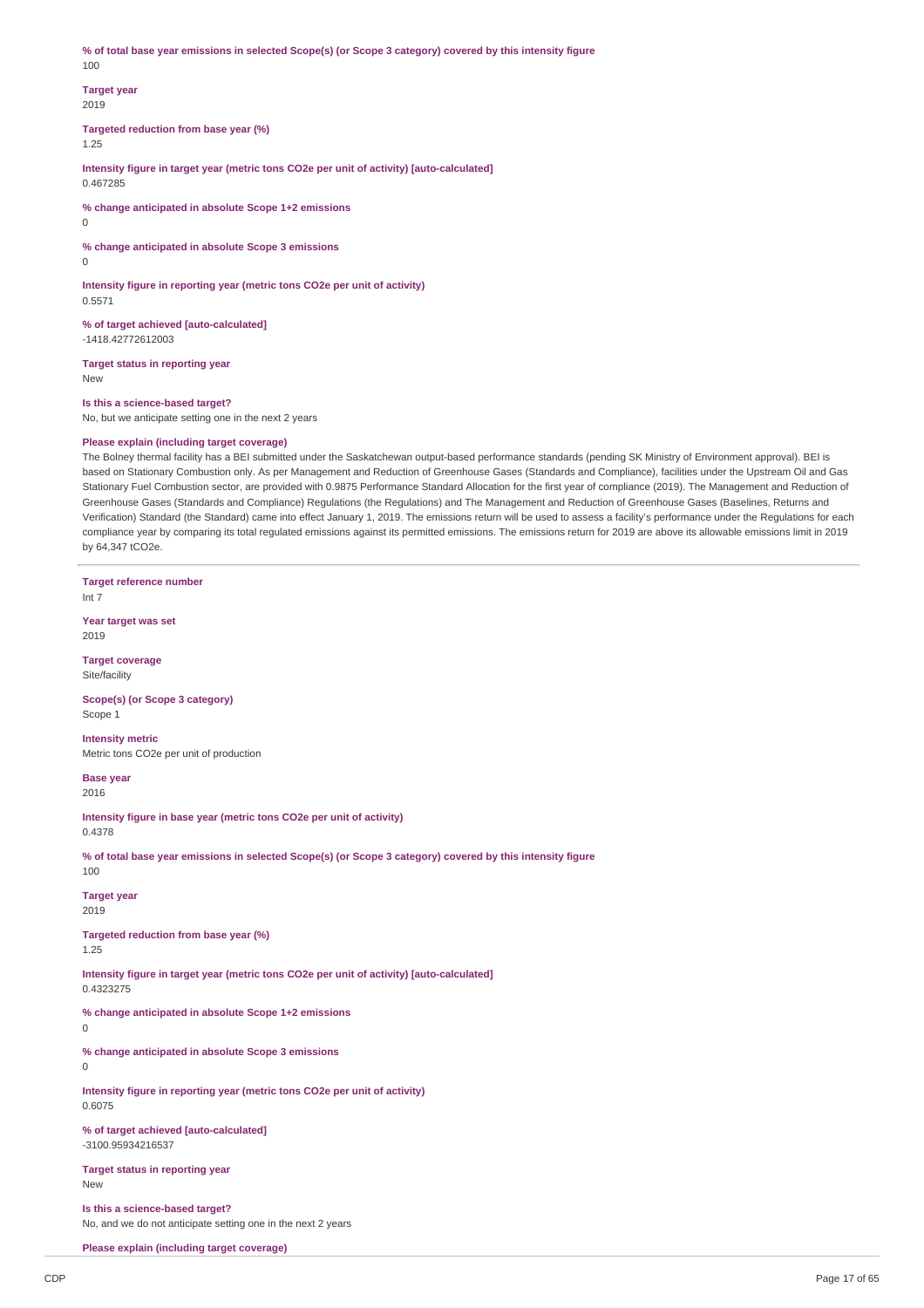**% of total base year emissions in selected Scope(s) (or Scope 3 category) covered by this intensity figure**
100

**Target year**
2019

**Targeted reduction from base year (%)**
1.25

**Intensity figure in target year (metric tons CO2e per unit of activity) [auto-calculated]**
0.467285

**% change anticipated in absolute Scope 1+2 emissions**
0

**% change anticipated in absolute Scope 3 emissions**
0

**Intensity figure in reporting year (metric tons CO2e per unit of activity)**
0.5571

**% of target achieved [auto-calculated]**
-1418.42772612003

**Target status in reporting year**
New

**Is this a science-based target?**
No, but we anticipate setting one in the next 2 years

**Please explain (including target coverage)**
The Bolney thermal facility has a BEI submitted under the Saskatchewan output-based performance standards (pending SK Ministry of Environment approval). BEI is based on Stationary Combustion only. As per Management and Reduction of Greenhouse Gases (Standards and Compliance), facilities under the Upstream Oil and Gas Stationary Fuel Combustion sector, are provided with 0.9875 Performance Standard Allocation for the first year of compliance (2019). The Management and Reduction of Greenhouse Gases (Standards and Compliance) Regulations (the Regulations) and The Management and Reduction of Greenhouse Gases (Baselines, Returns and Verification) Standard (the Standard) came into effect January 1, 2019. The emissions return will be used to assess a facility's performance under the Regulations for each compliance year by comparing its total regulated emissions against its permitted emissions. The emissions return for 2019 are above its allowable emissions limit in 2019 by 64,347 tCO2e.

---

**Target reference number**
Int 7

**Year target was set**
2019

**Target coverage**
Site/facility

**Scope(s) (or Scope 3 category)**
Scope 1

**Intensity metric**
Metric tons CO2e per unit of production

**Base year**
2016

**Intensity figure in base year (metric tons CO2e per unit of activity)**
0.4378

**% of total base year emissions in selected Scope(s) (or Scope 3 category) covered by this intensity figure**
100

**Target year**
2019

**Targeted reduction from base year (%)**
1.25

**Intensity figure in target year (metric tons CO2e per unit of activity) [auto-calculated]**
0.4323275

**% change anticipated in absolute Scope 1+2 emissions**
0

**% change anticipated in absolute Scope 3 emissions**
0

**Intensity figure in reporting year (metric tons CO2e per unit of activity)**
0.6075

**% of target achieved [auto-calculated]**
-3100.95934216537

**Target status in reporting year**
New

**Is this a science-based target?**
No, and we do not anticipate setting one in the next 2 years

**Please explain (including target coverage)**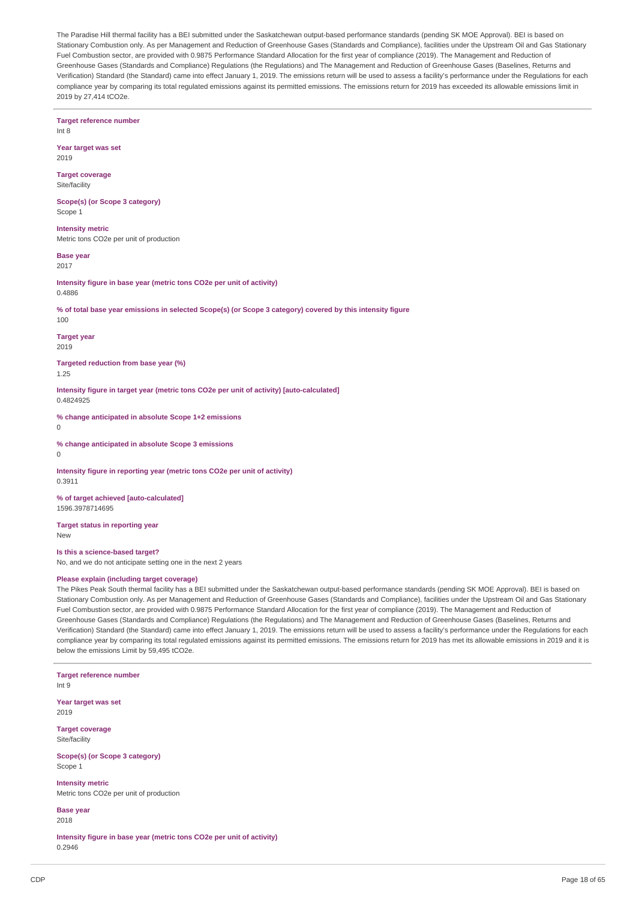The Paradise Hill thermal facility has a BEI submitted under the Saskatchewan output-based performance standards (pending SK MOE Approval). BEI is based on Stationary Combustion only. As per Management and Reduction of Greenhouse Gases (Standards and Compliance), facilities under the Upstream Oil and Gas Stationary Fuel Combustion sector, are provided with 0.9875 Performance Standard Allocation for the first year of compliance (2019). The Management and Reduction of Greenhouse Gases (Standards and Compliance) Regulations (the Regulations) and The Management and Reduction of Greenhouse Gases (Baselines, Returns and Verification) Standard (the Standard) came into effect January 1, 2019. The emissions return will be used to assess a facility's performance under the Regulations for each compliance year by comparing its total regulated emissions against its permitted emissions. The emissions return for 2019 has exceeded its allowable emissions limit in 2019 by 27,414 tCO2e.

**Target reference number**
Int 8

**Year target was set**
2019

**Target coverage**
Site/facility

**Scope(s) (or Scope 3 category)**
Scope 1

**Intensity metric**
Metric tons CO2e per unit of production

**Base year**
2017

**Intensity figure in base year (metric tons CO2e per unit of activity)**
0.4886

**% of total base year emissions in selected Scope(s) (or Scope 3 category) covered by this intensity figure**
100

**Target year**
2019

**Targeted reduction from base year (%)**
1.25

**Intensity figure in target year (metric tons CO2e per unit of activity) [auto-calculated]**
0.4824925

**% change anticipated in absolute Scope 1+2 emissions**
0

**% change anticipated in absolute Scope 3 emissions**
0

**Intensity figure in reporting year (metric tons CO2e per unit of activity)**
0.3911

**% of target achieved [auto-calculated]**
1596.3978714695

**Target status in reporting year**
New

**Is this a science-based target?**
No, and we do not anticipate setting one in the next 2 years

**Please explain (including target coverage)**
The Pikes Peak South thermal facility has a BEI submitted under the Saskatchewan output-based performance standards (pending SK MOE Approval). BEI is based on Stationary Combustion only. As per Management and Reduction of Greenhouse Gases (Standards and Compliance), facilities under the Upstream Oil and Gas Stationary Fuel Combustion sector, are provided with 0.9875 Performance Standard Allocation for the first year of compliance (2019). The Management and Reduction of Greenhouse Gases (Standards and Compliance) Regulations (the Regulations) and The Management and Reduction of Greenhouse Gases (Baselines, Returns and Verification) Standard (the Standard) came into effect January 1, 2019. The emissions return will be used to assess a facility's performance under the Regulations for each compliance year by comparing its total regulated emissions against its permitted emissions. The emissions return for 2019 has met its allowable emissions in 2019 and it is below the emissions Limit by 59,495 tCO2e.

**Target reference number**
Int 9

**Year target was set**
2019

**Target coverage**
Site/facility

**Scope(s) (or Scope 3 category)**
Scope 1

**Intensity metric**
Metric tons CO2e per unit of production

**Base year**
2018

**Intensity figure in base year (metric tons CO2e per unit of activity)**
0.2946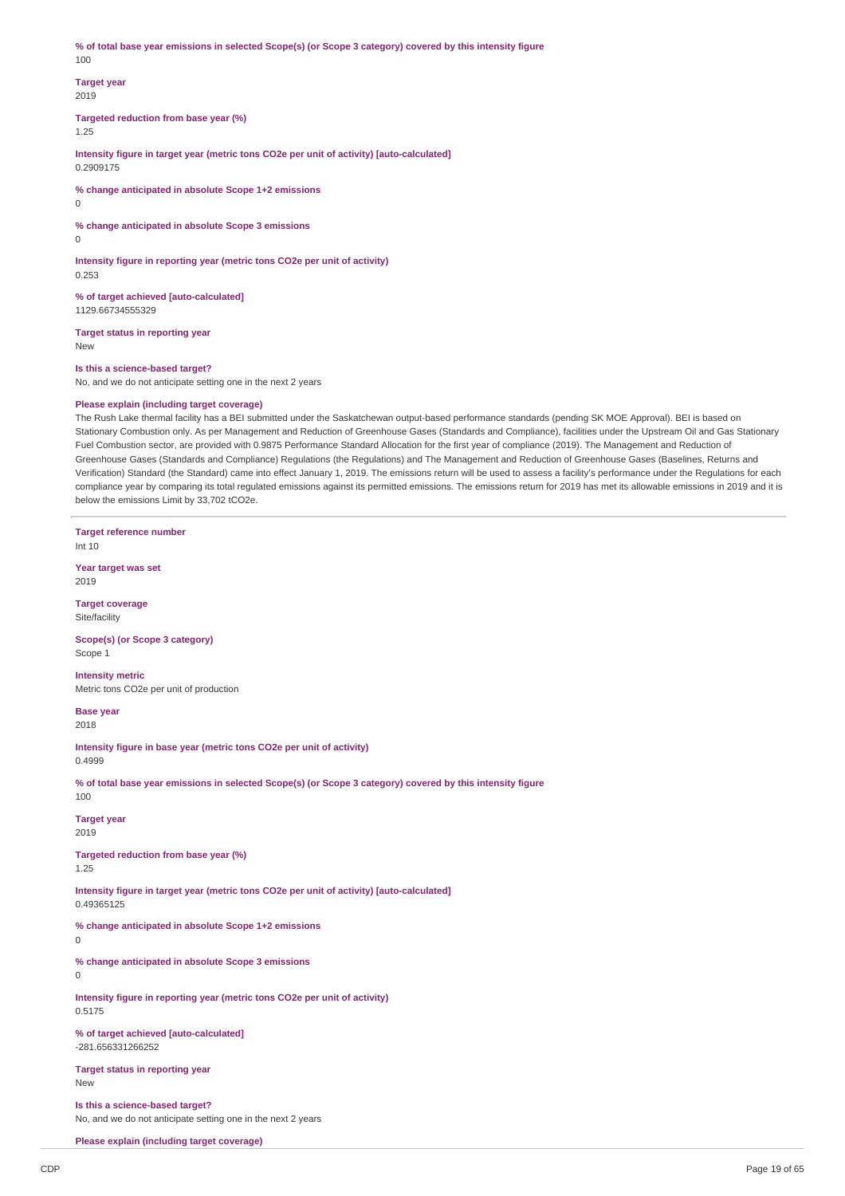**% of total base year emissions in selected Scope(s) (or Scope 3 category) covered by this intensity figure**
100

**Target year**
2019

**Targeted reduction from base year (%)**
1.25

**Intensity figure in target year (metric tons CO2e per unit of activity) [auto-calculated]**
0.2909175

**% change anticipated in absolute Scope 1+2 emissions**
0

**% change anticipated in absolute Scope 3 emissions**
0

**Intensity figure in reporting year (metric tons CO2e per unit of activity)**
0.253

**% of target achieved [auto-calculated]**
1129.66734555329

**Target status in reporting year**
New

**Is this a science-based target?**
No, and we do not anticipate setting one in the next 2 years

**Please explain (including target coverage)**
The Rush Lake thermal facility has a BEI submitted under the Saskatchewan output-based performance standards (pending SK MOE Approval). BEI is based on Stationary Combustion only. As per Management and Reduction of Greenhouse Gases (Standards and Compliance), facilities under the Upstream Oil and Gas Stationary Fuel Combustion sector, are provided with 0.9875 Performance Standard Allocation for the first year of compliance (2019). The Management and Reduction of Greenhouse Gases (Standards and Compliance) Regulations (the Regulations) and The Management and Reduction of Greenhouse Gases (Baselines, Returns and Verification) Standard (the Standard) came into effect January 1, 2019. The emissions return will be used to assess a facility's performance under the Regulations for each compliance year by comparing its total regulated emissions against its permitted emissions. The emissions return for 2019 has met its allowable emissions in 2019 and it is below the emissions Limit by 33,702 tCO2e.

---

**Target reference number**
Int 10

**Year target was set**
2019

**Target coverage**
Site/facility

**Scope(s) (or Scope 3 category)**
Scope 1

**Intensity metric**
Metric tons CO2e per unit of production

**Base year**
2018

**Intensity figure in base year (metric tons CO2e per unit of activity)**
0.4999

**% of total base year emissions in selected Scope(s) (or Scope 3 category) covered by this intensity figure**
100

**Target year**
2019

**Targeted reduction from base year (%)**
1.25

**Intensity figure in target year (metric tons CO2e per unit of activity) [auto-calculated]**
0.49365125

**% change anticipated in absolute Scope 1+2 emissions**
0

**% change anticipated in absolute Scope 3 emissions**
0

**Intensity figure in reporting year (metric tons CO2e per unit of activity)**
0.5175

**% of target achieved [auto-calculated]**
-281.656331266252

**Target status in reporting year**
New

**Is this a science-based target?**
No, and we do not anticipate setting one in the next 2 years

**Please explain (including target coverage)**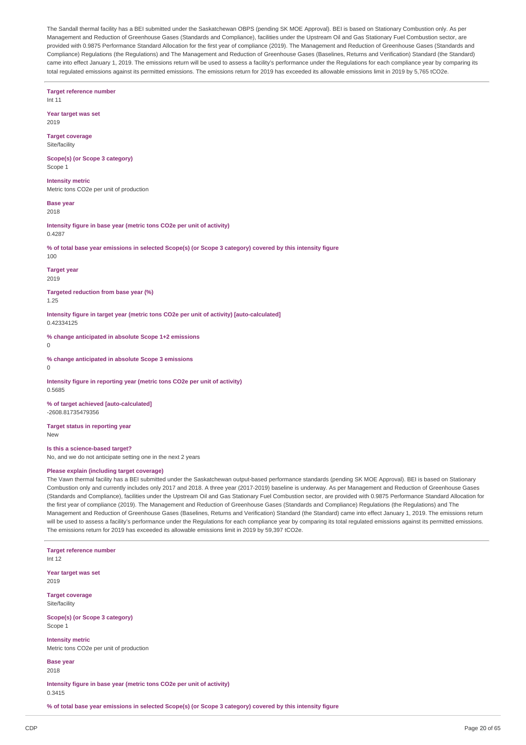The Sandall thermal facility has a BEI submitted under the Saskatchewan OBPS (pending SK MOE Approval). BEI is based on Stationary Combustion only. As per Management and Reduction of Greenhouse Gases (Standards and Compliance), facilities under the Upstream Oil and Gas Stationary Fuel Combustion sector, are provided with 0.9875 Performance Standard Allocation for the first year of compliance (2019). The Management and Reduction of Greenhouse Gases (Standards and Compliance) Regulations (the Regulations) and The Management and Reduction of Greenhouse Gases (Baselines, Returns and Verification) Standard (the Standard) came into effect January 1, 2019. The emissions return will be used to assess a facility's performance under the Regulations for each compliance year by comparing its total regulated emissions against its permitted emissions. The emissions return for 2019 has exceeded its allowable emissions limit in 2019 by 5,765 tCO2e.

**Target reference number**
Int 11

**Year target was set**
2019

**Target coverage**
Site/facility

**Scope(s) (or Scope 3 category)**
Scope 1

**Intensity metric**
Metric tons CO2e per unit of production

**Base year**
2018

**Intensity figure in base year (metric tons CO2e per unit of activity)**
0.4287

**% of total base year emissions in selected Scope(s) (or Scope 3 category) covered by this intensity figure**
100

**Target year**
2019

**Targeted reduction from base year (%)**
1.25

**Intensity figure in target year (metric tons CO2e per unit of activity) [auto-calculated]**
0.42334125

**% change anticipated in absolute Scope 1+2 emissions**
0

**% change anticipated in absolute Scope 3 emissions**
0

**Intensity figure in reporting year (metric tons CO2e per unit of activity)**
0.5685

**% of target achieved [auto-calculated]**
-2608.81735479356

**Target status in reporting year**
New

**Is this a science-based target?**
No, and we do not anticipate setting one in the next 2 years

**Please explain (including target coverage)**
The Vawn thermal facility has a BEI submitted under the Saskatchewan output-based performance standards (pending SK MOE Approval). BEI is based on Stationary Combustion only and currently includes only 2017 and 2018. A three year (2017-2019) baseline is underway. As per Management and Reduction of Greenhouse Gases (Standards and Compliance), facilities under the Upstream Oil and Gas Stationary Fuel Combustion sector, are provided with 0.9875 Performance Standard Allocation for the first year of compliance (2019). The Management and Reduction of Greenhouse Gases (Standards and Compliance) Regulations (the Regulations) and The Management and Reduction of Greenhouse Gases (Baselines, Returns and Verification) Standard (the Standard) came into effect January 1, 2019. The emissions return will be used to assess a facility's performance under the Regulations for each compliance year by comparing its total regulated emissions against its permitted emissions. The emissions return for 2019 has exceeded its allowable emissions limit in 2019 by 59,397 tCO2e.

**Target reference number**
Int 12

**Year target was set**
2019

**Target coverage**
Site/facility

**Scope(s) (or Scope 3 category)**
Scope 1

**Intensity metric**
Metric tons CO2e per unit of production

**Base year**
2018

**Intensity figure in base year (metric tons CO2e per unit of activity)**
0.3415

**% of total base year emissions in selected Scope(s) (or Scope 3 category) covered by this intensity figure**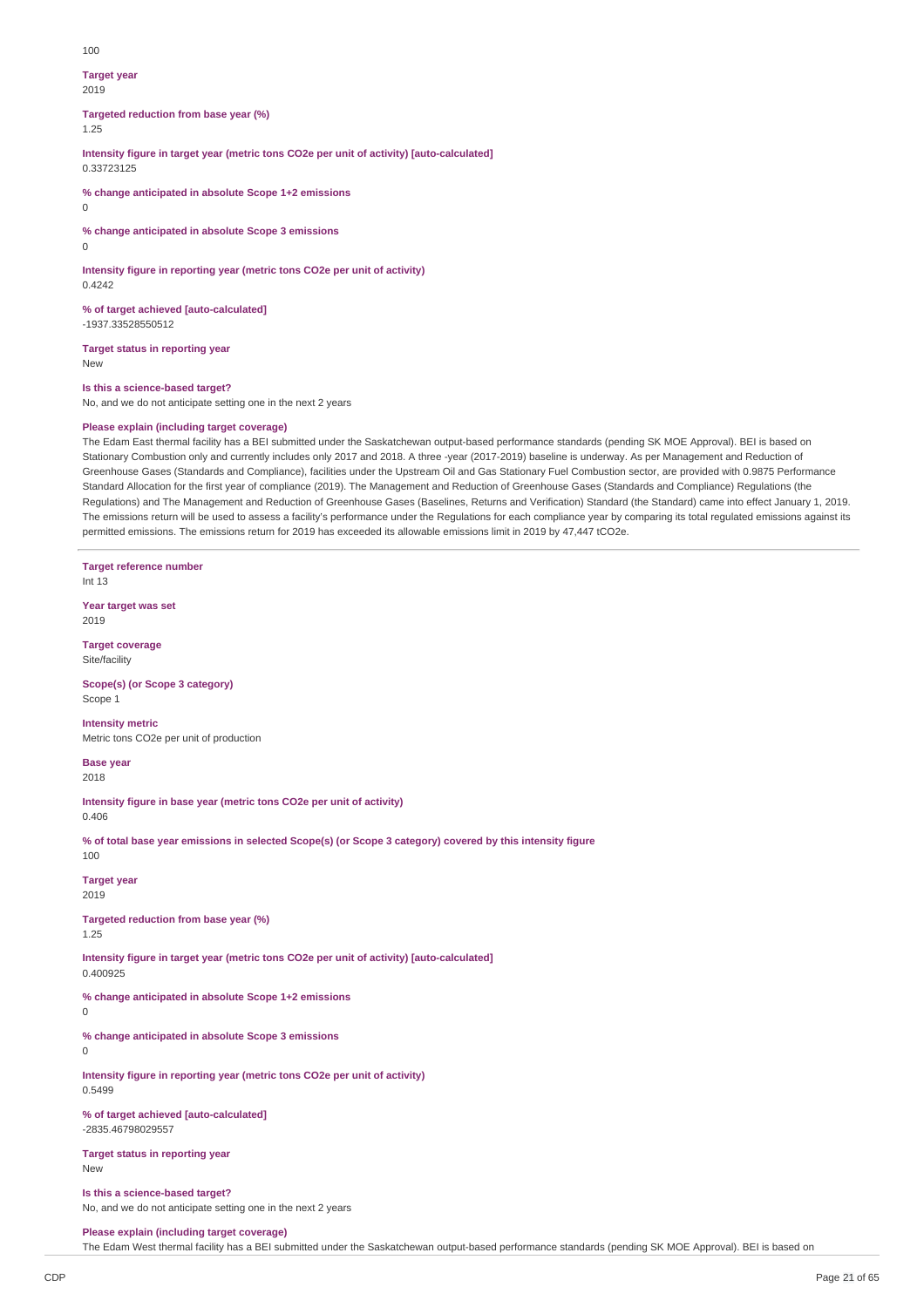100

**Target year**
2019

**Targeted reduction from base year (%)**
1.25

**Intensity figure in target year (metric tons CO2e per unit of activity) [auto-calculated]**
0.33723125

**% change anticipated in absolute Scope 1+2 emissions**
0

**% change anticipated in absolute Scope 3 emissions**
0

**Intensity figure in reporting year (metric tons CO2e per unit of activity)**
0.4242

**% of target achieved [auto-calculated]**
-1937.33528550512

**Target status in reporting year**
New

**Is this a science-based target?**
No, and we do not anticipate setting one in the next 2 years

**Please explain (including target coverage)**
The Edam East thermal facility has a BEI submitted under the Saskatchewan output-based performance standards (pending SK MOE Approval). BEI is based on Stationary Combustion only and currently includes only 2017 and 2018. A three -year (2017-2019) baseline is underway. As per Management and Reduction of Greenhouse Gases (Standards and Compliance), facilities under the Upstream Oil and Gas Stationary Fuel Combustion sector, are provided with 0.9875 Performance Standard Allocation for the first year of compliance (2019). The Management and Reduction of Greenhouse Gases (Standards and Compliance) Regulations (the Regulations) and The Management and Reduction of Greenhouse Gases (Baselines, Returns and Verification) Standard (the Standard) came into effect January 1, 2019. The emissions return will be used to assess a facility's performance under the Regulations for each compliance year by comparing its total regulated emissions against its permitted emissions. The emissions return for 2019 has exceeded its allowable emissions limit in 2019 by 47,447 tCO2e.

---

**Target reference number**
Int 13

**Year target was set**
2019

**Target coverage**
Site/facility

**Scope(s) (or Scope 3 category)**
Scope 1

**Intensity metric**
Metric tons CO2e per unit of production

**Base year**
2018

**Intensity figure in base year (metric tons CO2e per unit of activity)**
0.406

**% of total base year emissions in selected Scope(s) (or Scope 3 category) covered by this intensity figure**
100

**Target year**
2019

**Targeted reduction from base year (%)**
1.25

**Intensity figure in target year (metric tons CO2e per unit of activity) [auto-calculated]**
0.400925

**% change anticipated in absolute Scope 1+2 emissions**
0

**% change anticipated in absolute Scope 3 emissions**
0

**Intensity figure in reporting year (metric tons CO2e per unit of activity)**
0.5499

**% of target achieved [auto-calculated]**
-2835.46798029557

**Target status in reporting year**
New

**Is this a science-based target?**
No, and we do not anticipate setting one in the next 2 years

**Please explain (including target coverage)**
The Edam West thermal facility has a BEI submitted under the Saskatchewan output-based performance standards (pending SK MOE Approval). BEI is based on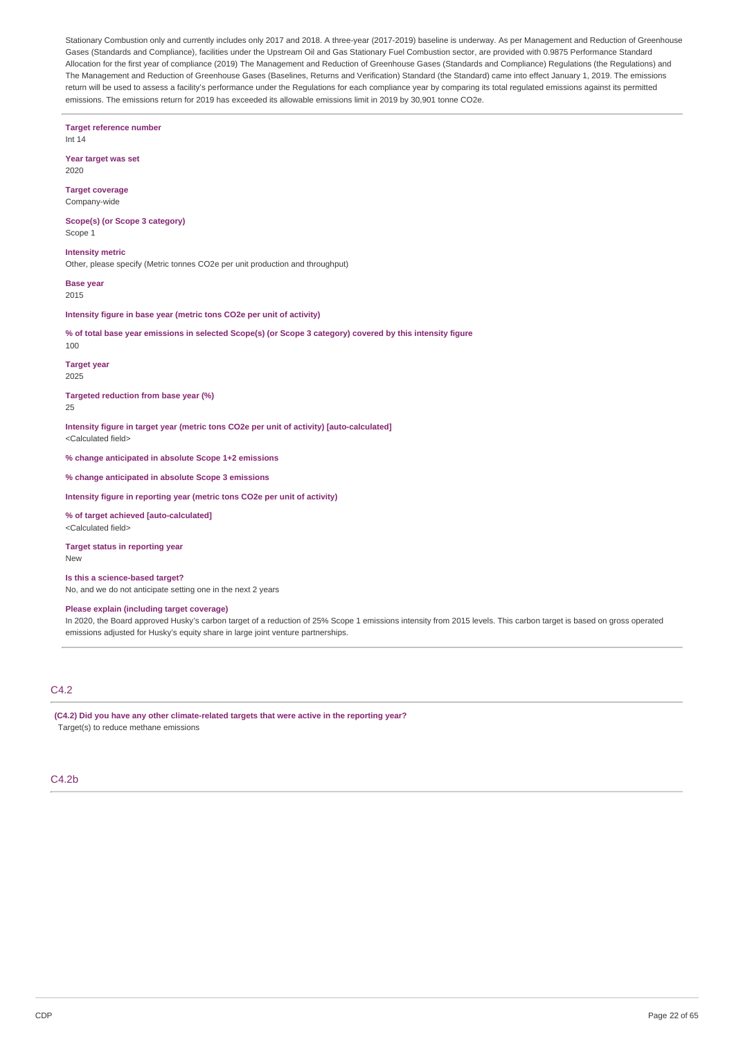Stationary Combustion only and currently includes only 2017 and 2018. A three-year (2017-2019) baseline is underway. As per Management and Reduction of Greenhouse Gases (Standards and Compliance), facilities under the Upstream Oil and Gas Stationary Fuel Combustion sector, are provided with 0.9875 Performance Standard Allocation for the first year of compliance (2019) The Management and Reduction of Greenhouse Gases (Standards and Compliance) Regulations (the Regulations) and The Management and Reduction of Greenhouse Gases (Baselines, Returns and Verification) Standard (the Standard) came into effect January 1, 2019. The emissions return will be used to assess a facility's performance under the Regulations for each compliance year by comparing its total regulated emissions against its permitted emissions. The emissions return for 2019 has exceeded its allowable emissions limit in 2019 by 30,901 tonne CO2e.

---

**Target reference number**
Int 14

**Year target was set**
2020

**Target coverage**
Company-wide

**Scope(s) (or Scope 3 category)**
Scope 1

**Intensity metric**
Other, please specify (Metric tonnes CO2e per unit production and throughput)

**Base year**
2015

**Intensity figure in base year (metric tons CO2e per unit of activity)**

**% of total base year emissions in selected Scope(s) (or Scope 3 category) covered by this intensity figure**
100

**Target year**
2025

**Targeted reduction from base year (%)**
25

**Intensity figure in target year (metric tons CO2e per unit of activity) [auto-calculated]**
<Calculated field>

**% change anticipated in absolute Scope 1+2 emissions**

**% change anticipated in absolute Scope 3 emissions**

**Intensity figure in reporting year (metric tons CO2e per unit of activity)**

**% of target achieved [auto-calculated]**
<Calculated field>

**Target status in reporting year**
New

**Is this a science-based target?**
No, and we do not anticipate setting one in the next 2 years

**Please explain (including target coverage)**
In 2020, the Board approved Husky's carbon target of a reduction of 25% Scope 1 emissions intensity from 2015 levels. This carbon target is based on gross operated emissions adjusted for Husky's equity share in large joint venture partnerships.

---

## C4.2

**(C4.2) Did you have any other climate-related targets that were active in the reporting year?**
Target(s) to reduce methane emissions

## C4.2b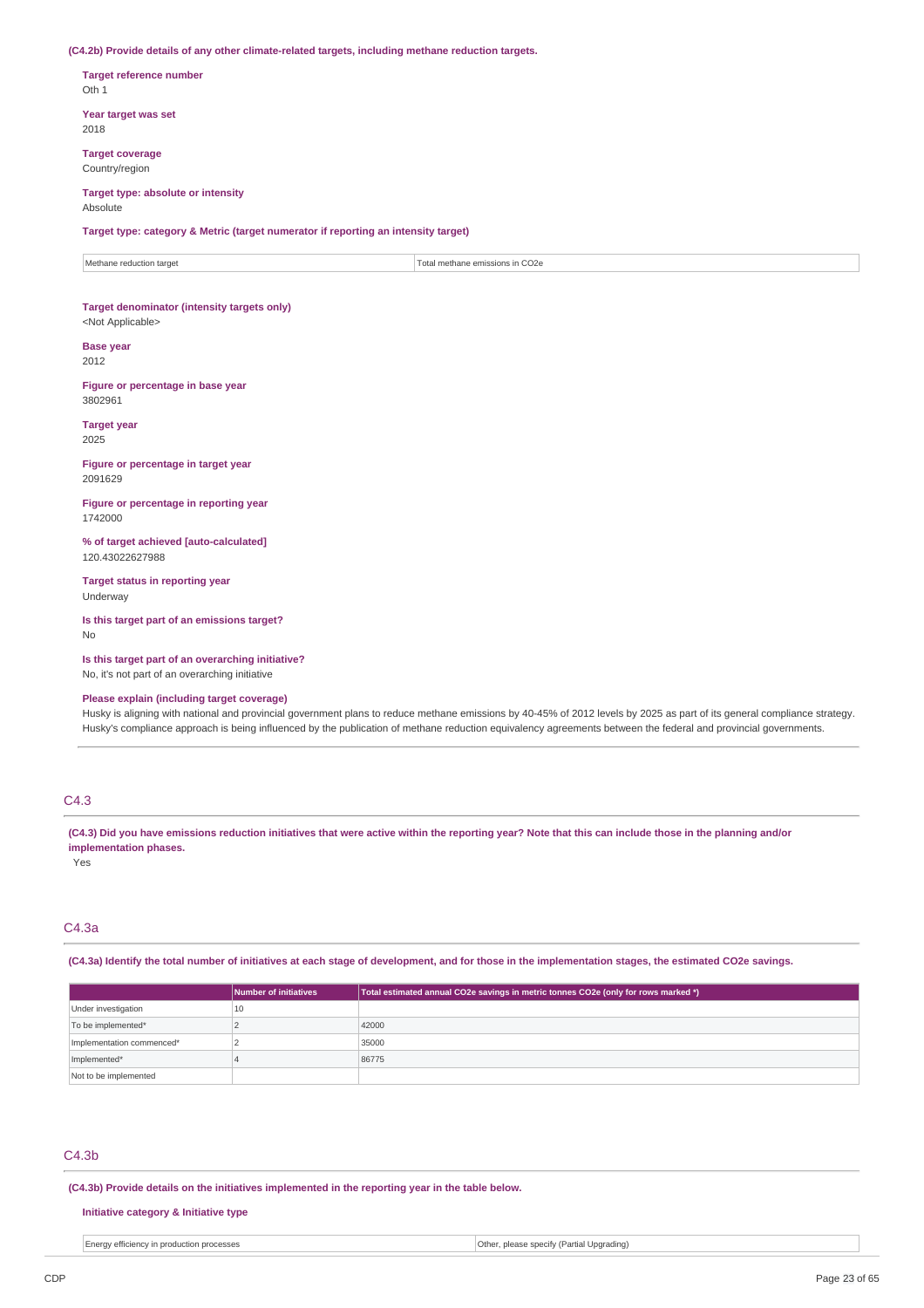**(C4.2b) Provide details of any other climate-related targets, including methane reduction targets.**

**Target reference number**
Oth 1

**Year target was set**
2018

**Target coverage**
Country/region

**Target type: absolute or intensity**
Absolute

**Target type: category & Metric (target numerator if reporting an intensity target)**

| Methane reduction target | Total methane emissions in CO2e |
|---|---|

**Target denominator (intensity targets only)**
<Not Applicable>

**Base year**
2012

**Figure or percentage in base year**
3802961

**Target year**
2025

**Figure or percentage in target year**
2091629

**Figure or percentage in reporting year**
1742000

**% of target achieved [auto-calculated]**
120.43022627988

**Target status in reporting year**
Underway

**Is this target part of an emissions target?**
No

**Is this target part of an overarching initiative?**
No, it's not part of an overarching initiative

**Please explain (including target coverage)**
Husky is aligning with national and provincial government plans to reduce methane emissions by 40-45% of 2012 levels by 2025 as part of its general compliance strategy. Husky's compliance approach is being influenced by the publication of methane reduction equivalency agreements between the federal and provincial governments.

## C4.3

**(C4.3) Did you have emissions reduction initiatives that were active within the reporting year? Note that this can include those in the planning and/or implementation phases.**
Yes

## C4.3a

**(C4.3a) Identify the total number of initiatives at each stage of development, and for those in the implementation stages, the estimated CO2e savings.**

| | Number of initiatives | Total estimated annual CO2e savings in metric tonnes CO2e (only for rows marked *) |
|---|---|---|
| Under investigation | 10 | |
| To be implemented* | 2 | 42000 |
| Implementation commenced* | 2 | 35000 |
| Implemented* | 4 | 86775 |
| Not to be implemented | | |

## C4.3b

**(C4.3b) Provide details on the initiatives implemented in the reporting year in the table below.**

**Initiative category & Initiative type**

| Energy efficiency in production processes | Other, please specify (Partial Upgrading) |
|---|---|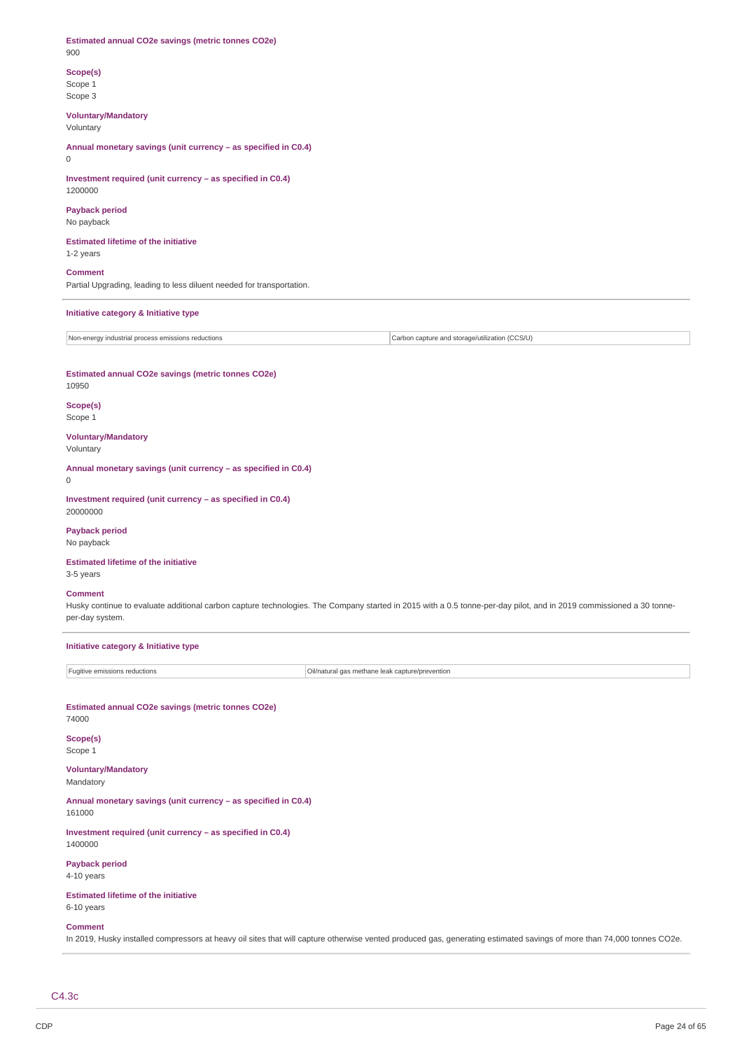**Estimated annual CO2e savings (metric tonnes CO2e)**
900

**Scope(s)**
Scope 1
Scope 3

**Voluntary/Mandatory**
Voluntary

**Annual monetary savings (unit currency – as specified in C0.4)**
0

**Investment required (unit currency – as specified in C0.4)**
1200000

**Payback period**
No payback

**Estimated lifetime of the initiative**
1-2 years

**Comment**
Partial Upgrading, leading to less diluent needed for transportation.

---

**Initiative category & Initiative type**

| Non-energy industrial process emissions reductions | Carbon capture and storage/utilization (CCS/U) |
|---|---|

**Estimated annual CO2e savings (metric tonnes CO2e)**
10950

**Scope(s)**
Scope 1

**Voluntary/Mandatory**
Voluntary

**Annual monetary savings (unit currency – as specified in C0.4)**
0

**Investment required (unit currency – as specified in C0.4)**
20000000

**Payback period**
No payback

**Estimated lifetime of the initiative**
3-5 years

**Comment**
Husky continue to evaluate additional carbon capture technologies. The Company started in 2015 with a 0.5 tonne-per-day pilot, and in 2019 commissioned a 30 tonne-per-day system.

---

**Initiative category & Initiative type**

| Fugitive emissions reductions | Oil/natural gas methane leak capture/prevention |
|---|---|

**Estimated annual CO2e savings (metric tonnes CO2e)**
74000

**Scope(s)**
Scope 1

**Voluntary/Mandatory**
Mandatory

**Annual monetary savings (unit currency – as specified in C0.4)**
161000

**Investment required (unit currency – as specified in C0.4)**
1400000

**Payback period**
4-10 years

**Estimated lifetime of the initiative**
6-10 years

**Comment**
In 2019, Husky installed compressors at heavy oil sites that will capture otherwise vented produced gas, generating estimated savings of more than 74,000 tonnes CO2e.

---

C4.3c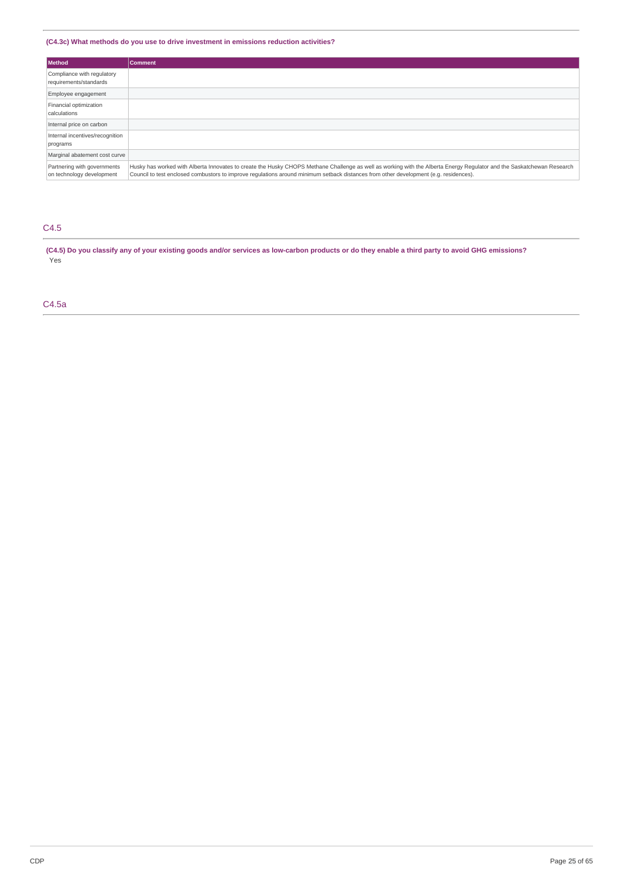### (C4.3c) What methods do you use to drive investment in emissions reduction activities?

| Method | Comment |
|---|---|
| Compliance with regulatory requirements/standards | |
| Employee engagement | |
| Financial optimization calculations | |
| Internal price on carbon | |
| Internal incentives/recognition programs | |
| Marginal abatement cost curve | |
| Partnering with governments on technology development | Husky has worked with Alberta Innovates to create the Husky CHOPS Methane Challenge as well as working with the Alberta Energy Regulator and the Saskatchewan Research Council to test enclosed combustors to improve regulations around minimum setback distances from other development (e.g. residences). |

## C4.5

### (C4.5) Do you classify any of your existing goods and/or services as low-carbon products or do they enable a third party to avoid GHG emissions?

Yes

## C4.5a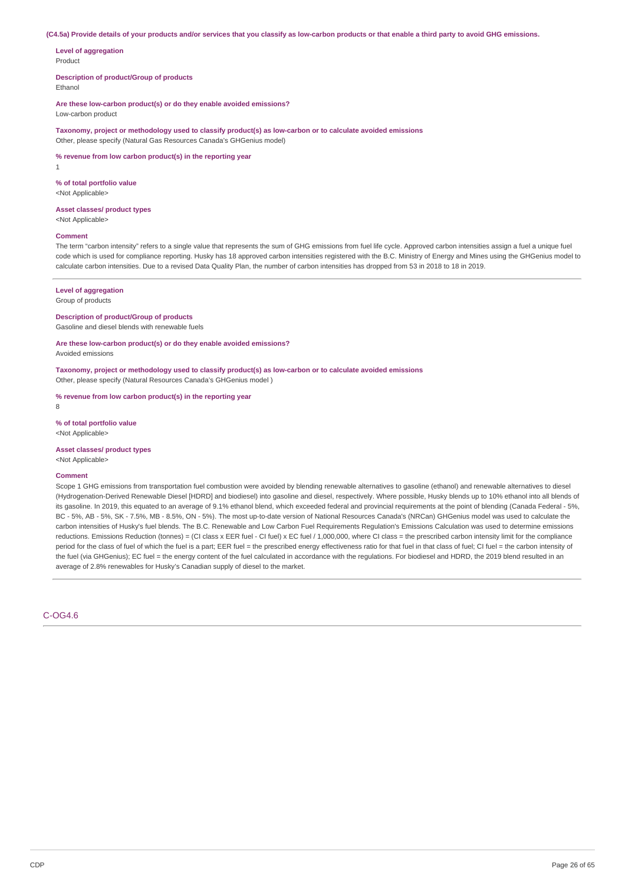**(C4.5a) Provide details of your products and/or services that you classify as low-carbon products or that enable a third party to avoid GHG emissions.**

**Level of aggregation**
Product

**Description of product/Group of products**
Ethanol

**Are these low-carbon product(s) or do they enable avoided emissions?**
Low-carbon product

**Taxonomy, project or methodology used to classify product(s) as low-carbon or to calculate avoided emissions**
Other, please specify (Natural Gas Resources Canada's GHGenius model)

**% revenue from low carbon product(s) in the reporting year**
1

**% of total portfolio value**
<Not Applicable>

**Asset classes/ product types**
<Not Applicable>

**Comment**
The term "carbon intensity" refers to a single value that represents the sum of GHG emissions from fuel life cycle. Approved carbon intensities assign a fuel a unique fuel code which is used for compliance reporting. Husky has 18 approved carbon intensities registered with the B.C. Ministry of Energy and Mines using the GHGenius model to calculate carbon intensities. Due to a revised Data Quality Plan, the number of carbon intensities has dropped from 53 in 2018 to 18 in 2019.

---

**Level of aggregation**
Group of products

**Description of product/Group of products**
Gasoline and diesel blends with renewable fuels

**Are these low-carbon product(s) or do they enable avoided emissions?**
Avoided emissions

**Taxonomy, project or methodology used to classify product(s) as low-carbon or to calculate avoided emissions**
Other, please specify (Natural Resources Canada's GHGenius model )

**% revenue from low carbon product(s) in the reporting year**
8

**% of total portfolio value**
<Not Applicable>

**Asset classes/ product types**
<Not Applicable>

**Comment**
Scope 1 GHG emissions from transportation fuel combustion were avoided by blending renewable alternatives to gasoline (ethanol) and renewable alternatives to diesel (Hydrogenation-Derived Renewable Diesel [HDRD] and biodiesel) into gasoline and diesel, respectively. Where possible, Husky blends up to 10% ethanol into all blends of its gasoline. In 2019, this equated to an average of 9.1% ethanol blend, which exceeded federal and provincial requirements at the point of blending (Canada Federal - 5%, BC - 5%, AB - 5%, SK - 7.5%, MB - 8.5%, ON - 5%). The most up-to-date version of National Resources Canada's (NRCan) GHGenius model was used to calculate the carbon intensities of Husky's fuel blends. The B.C. Renewable and Low Carbon Fuel Requirements Regulation's Emissions Calculation was used to determine emissions reductions. Emissions Reduction (tonnes) = (CI class x EER fuel - CI fuel) x EC fuel / 1,000,000, where CI class = the prescribed carbon intensity limit for the compliance period for the class of fuel of which the fuel is a part; EER fuel = the prescribed energy effectiveness ratio for that fuel in that class of fuel; CI fuel = the carbon intensity of the fuel (via GHGenius); EC fuel = the energy content of the fuel calculated in accordance with the regulations. For biodiesel and HDRD, the 2019 blend resulted in an average of 2.8% renewables for Husky's Canadian supply of diesel to the market.

---

## C-OG4.6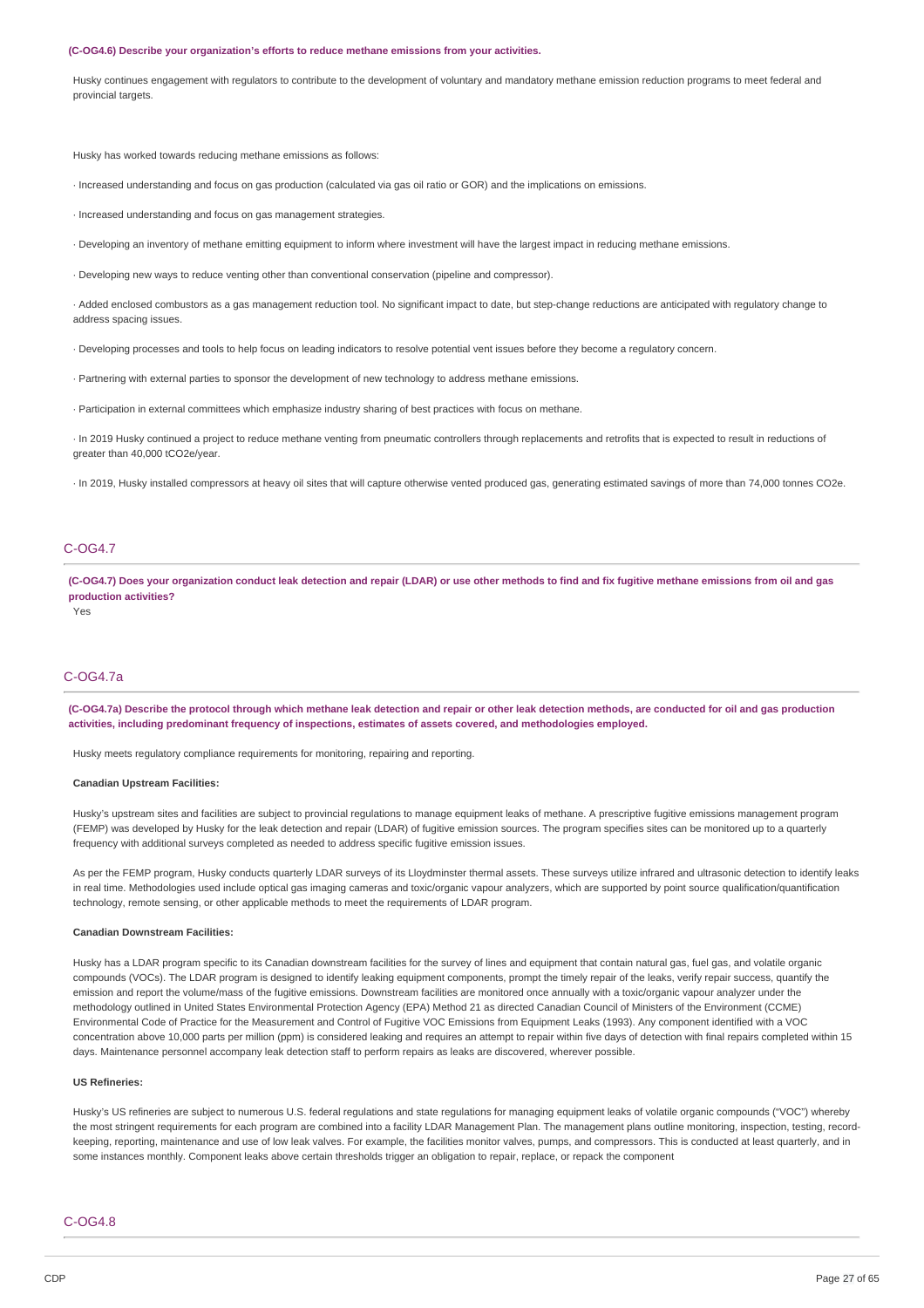**(C-OG4.6) Describe your organization's efforts to reduce methane emissions from your activities.**

Husky continues engagement with regulators to contribute to the development of voluntary and mandatory methane emission reduction programs to meet federal and provincial targets.

Husky has worked towards reducing methane emissions as follows:

· Increased understanding and focus on gas production (calculated via gas oil ratio or GOR) and the implications on emissions.

· Increased understanding and focus on gas management strategies.

· Developing an inventory of methane emitting equipment to inform where investment will have the largest impact in reducing methane emissions.

· Developing new ways to reduce venting other than conventional conservation (pipeline and compressor).

· Added enclosed combustors as a gas management reduction tool. No significant impact to date, but step-change reductions are anticipated with regulatory change to address spacing issues.

· Developing processes and tools to help focus on leading indicators to resolve potential vent issues before they become a regulatory concern.

· Partnering with external parties to sponsor the development of new technology to address methane emissions.

· Participation in external committees which emphasize industry sharing of best practices with focus on methane.

· In 2019 Husky continued a project to reduce methane venting from pneumatic controllers through replacements and retrofits that is expected to result in reductions of greater than 40,000 tCO2e/year.

· In 2019, Husky installed compressors at heavy oil sites that will capture otherwise vented produced gas, generating estimated savings of more than 74,000 tonnes CO2e.

## C-OG4.7

**(C-OG4.7) Does your organization conduct leak detection and repair (LDAR) or use other methods to find and fix fugitive methane emissions from oil and gas production activities?**

Yes

## C-OG4.7a

**(C-OG4.7a) Describe the protocol through which methane leak detection and repair or other leak detection methods, are conducted for oil and gas production activities, including predominant frequency of inspections, estimates of assets covered, and methodologies employed.**

Husky meets regulatory compliance requirements for monitoring, repairing and reporting.

**Canadian Upstream Facilities:**

Husky's upstream sites and facilities are subject to provincial regulations to manage equipment leaks of methane. A prescriptive fugitive emissions management program (FEMP) was developed by Husky for the leak detection and repair (LDAR) of fugitive emission sources. The program specifies sites can be monitored up to a quarterly frequency with additional surveys completed as needed to address specific fugitive emission issues.

As per the FEMP program, Husky conducts quarterly LDAR surveys of its Lloydminster thermal assets. These surveys utilize infrared and ultrasonic detection to identify leaks in real time. Methodologies used include optical gas imaging cameras and toxic/organic vapour analyzers, which are supported by point source qualification/quantification technology, remote sensing, or other applicable methods to meet the requirements of LDAR program.

**Canadian Downstream Facilities:**

Husky has a LDAR program specific to its Canadian downstream facilities for the survey of lines and equipment that contain natural gas, fuel gas, and volatile organic compounds (VOCs). The LDAR program is designed to identify leaking equipment components, prompt the timely repair of the leaks, verify repair success, quantify the emission and report the volume/mass of the fugitive emissions. Downstream facilities are monitored once annually with a toxic/organic vapour analyzer under the methodology outlined in United States Environmental Protection Agency (EPA) Method 21 as directed Canadian Council of Ministers of the Environment (CCME) Environmental Code of Practice for the Measurement and Control of Fugitive VOC Emissions from Equipment Leaks (1993). Any component identified with a VOC concentration above 10,000 parts per million (ppm) is considered leaking and requires an attempt to repair within five days of detection with final repairs completed within 15 days. Maintenance personnel accompany leak detection staff to perform repairs as leaks are discovered, wherever possible.

**US Refineries:**

Husky's US refineries are subject to numerous U.S. federal regulations and state regulations for managing equipment leaks of volatile organic compounds ("VOC") whereby the most stringent requirements for each program are combined into a facility LDAR Management Plan. The management plans outline monitoring, inspection, testing, record-keeping, reporting, maintenance and use of low leak valves. For example, the facilities monitor valves, pumps, and compressors. This is conducted at least quarterly, and in some instances monthly. Component leaks above certain thresholds trigger an obligation to repair, replace, or repack the component

## C-OG4.8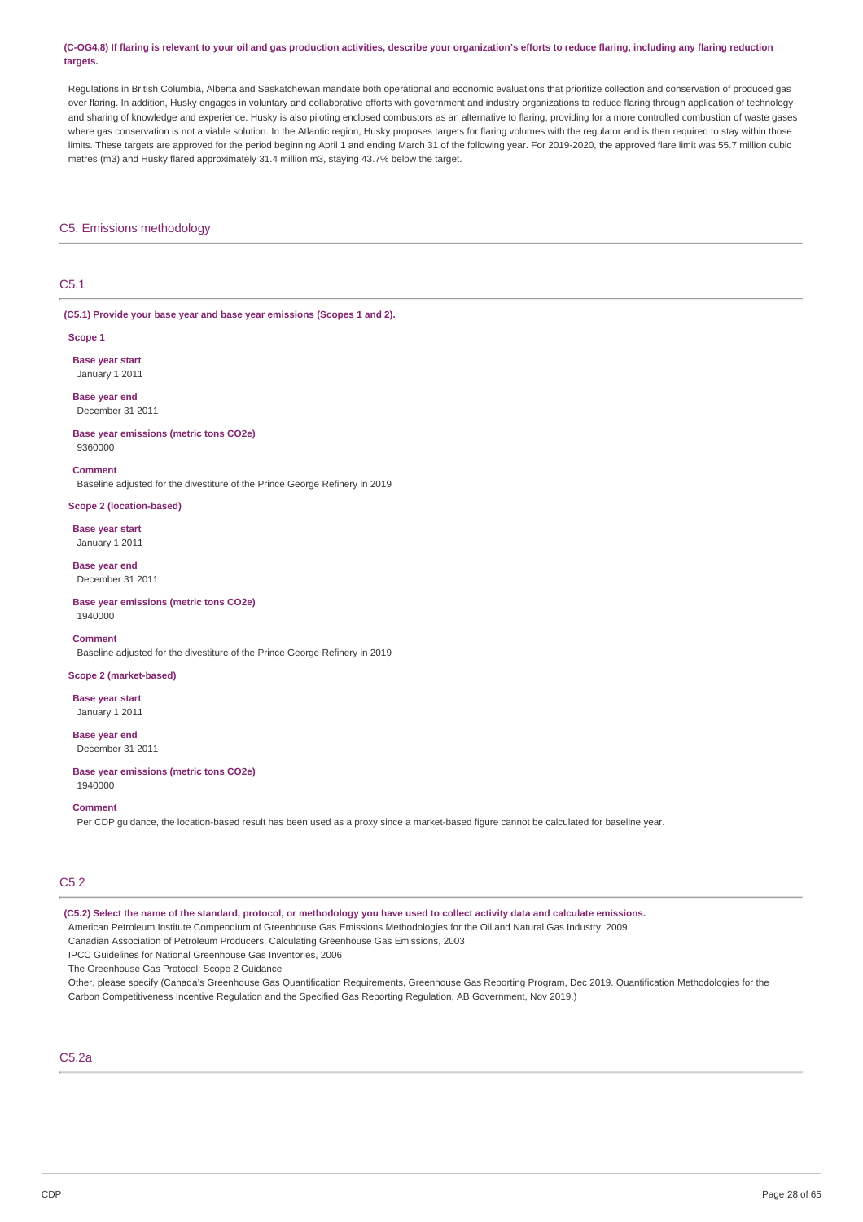**(C-OG4.8) If flaring is relevant to your oil and gas production activities, describe your organization's efforts to reduce flaring, including any flaring reduction targets.**

Regulations in British Columbia, Alberta and Saskatchewan mandate both operational and economic evaluations that prioritize collection and conservation of produced gas over flaring. In addition, Husky engages in voluntary and collaborative efforts with government and industry organizations to reduce flaring through application of technology and sharing of knowledge and experience. Husky is also piloting enclosed combustors as an alternative to flaring, providing for a more controlled combustion of waste gases where gas conservation is not a viable solution. In the Atlantic region, Husky proposes targets for flaring volumes with the regulator and is then required to stay within those limits. These targets are approved for the period beginning April 1 and ending March 31 of the following year. For 2019-2020, the approved flare limit was 55.7 million cubic metres (m3) and Husky flared approximately 31.4 million m3, staying 43.7% below the target.

## C5. Emissions methodology

### C5.1

**(C5.1) Provide your base year and base year emissions (Scopes 1 and 2).**

**Scope 1**

**Base year start**
January 1 2011

**Base year end**
December 31 2011

**Base year emissions (metric tons CO2e)**
9360000

**Comment**
Baseline adjusted for the divestiture of the Prince George Refinery in 2019

**Scope 2 (location-based)**

**Base year start**
January 1 2011

**Base year end**
December 31 2011

**Base year emissions (metric tons CO2e)**
1940000

**Comment**
Baseline adjusted for the divestiture of the Prince George Refinery in 2019

**Scope 2 (market-based)**

**Base year start**
January 1 2011

**Base year end**
December 31 2011

**Base year emissions (metric tons CO2e)**
1940000

**Comment**
Per CDP guidance, the location-based result has been used as a proxy since a market-based figure cannot be calculated for baseline year.

### C5.2

**(C5.2) Select the name of the standard, protocol, or methodology you have used to collect activity data and calculate emissions.**

American Petroleum Institute Compendium of Greenhouse Gas Emissions Methodologies for the Oil and Natural Gas Industry, 2009
Canadian Association of Petroleum Producers, Calculating Greenhouse Gas Emissions, 2003
IPCC Guidelines for National Greenhouse Gas Inventories, 2006
The Greenhouse Gas Protocol: Scope 2 Guidance
Other, please specify (Canada's Greenhouse Gas Quantification Requirements, Greenhouse Gas Reporting Program, Dec 2019. Quantification Methodologies for the Carbon Competitiveness Incentive Regulation and the Specified Gas Reporting Regulation, AB Government, Nov 2019.)

### C5.2a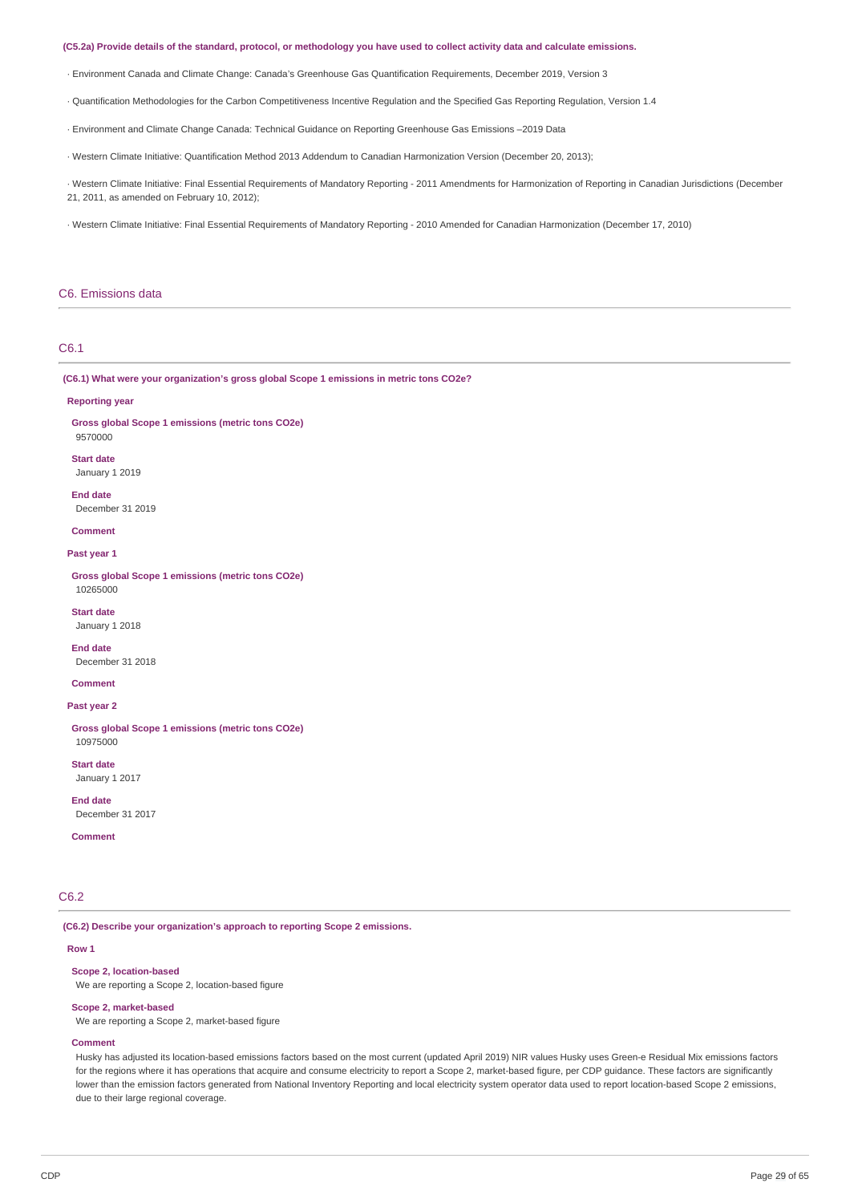**(C5.2a) Provide details of the standard, protocol, or methodology you have used to collect activity data and calculate emissions.**

· Environment Canada and Climate Change: Canada's Greenhouse Gas Quantification Requirements, December 2019, Version 3

· Quantification Methodologies for the Carbon Competitiveness Incentive Regulation and the Specified Gas Reporting Regulation, Version 1.4

· Environment and Climate Change Canada: Technical Guidance on Reporting Greenhouse Gas Emissions –2019 Data

· Western Climate Initiative: Quantification Method 2013 Addendum to Canadian Harmonization Version (December 20, 2013);

· Western Climate Initiative: Final Essential Requirements of Mandatory Reporting - 2011 Amendments for Harmonization of Reporting in Canadian Jurisdictions (December 21, 2011, as amended on February 10, 2012);

· Western Climate Initiative: Final Essential Requirements of Mandatory Reporting - 2010 Amended for Canadian Harmonization (December 17, 2010)

## C6. Emissions data

### C6.1

**(C6.1) What were your organization's gross global Scope 1 emissions in metric tons CO2e?**

**Reporting year**

**Gross global Scope 1 emissions (metric tons CO2e)**
9570000

**Start date**
January 1 2019

**End date**
December 31 2019

**Comment**

**Past year 1**

**Gross global Scope 1 emissions (metric tons CO2e)**
10265000

**Start date**
January 1 2018

**End date**
December 31 2018

**Comment**

**Past year 2**

**Gross global Scope 1 emissions (metric tons CO2e)**
10975000

**Start date**
January 1 2017

**End date**
December 31 2017

**Comment**

### C6.2

**(C6.2) Describe your organization's approach to reporting Scope 2 emissions.**

**Row 1**

**Scope 2, location-based**
We are reporting a Scope 2, location-based figure

**Scope 2, market-based**
We are reporting a Scope 2, market-based figure

**Comment**
Husky has adjusted its location-based emissions factors based on the most current (updated April 2019) NIR values Husky uses Green-e Residual Mix emissions factors for the regions where it has operations that acquire and consume electricity to report a Scope 2, market-based figure, per CDP guidance. These factors are significantly lower than the emission factors generated from National Inventory Reporting and local electricity system operator data used to report location-based Scope 2 emissions, due to their large regional coverage.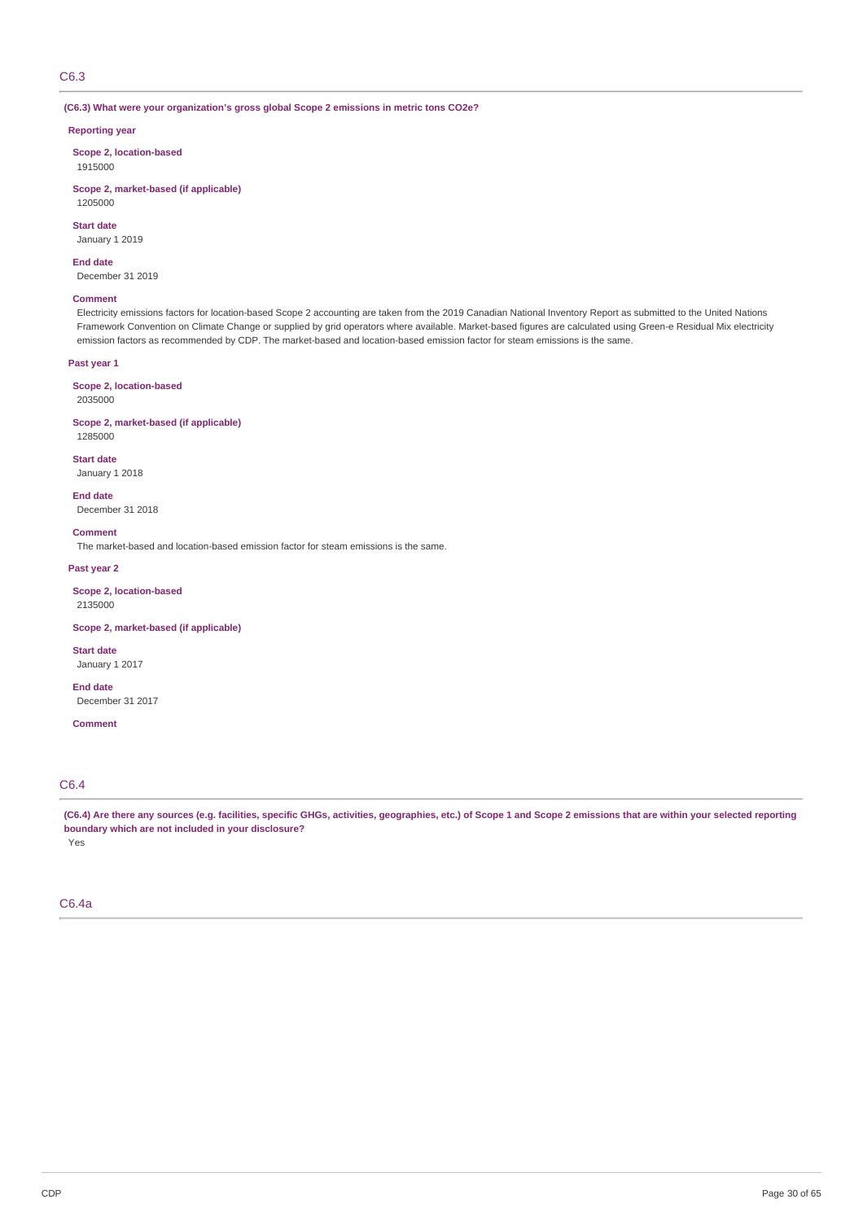## C6.3

**(C6.3) What were your organization's gross global Scope 2 emissions in metric tons CO2e?**

**Reporting year**

**Scope 2, location-based**
1915000

**Scope 2, market-based (if applicable)**
1205000

**Start date**
January 1 2019

**End date**
December 31 2019

**Comment**
Electricity emissions factors for location-based Scope 2 accounting are taken from the 2019 Canadian National Inventory Report as submitted to the United Nations Framework Convention on Climate Change or supplied by grid operators where available. Market-based figures are calculated using Green-e Residual Mix electricity emission factors as recommended by CDP. The market-based and location-based emission factor for steam emissions is the same.

**Past year 1**

**Scope 2, location-based**
2035000

**Scope 2, market-based (if applicable)**
1285000

**Start date**
January 1 2018

**End date**
December 31 2018

**Comment**
The market-based and location-based emission factor for steam emissions is the same.

**Past year 2**

**Scope 2, location-based**
2135000

**Scope 2, market-based (if applicable)**

**Start date**
January 1 2017

**End date**
December 31 2017

**Comment**

## C6.4

**(C6.4) Are there any sources (e.g. facilities, specific GHGs, activities, geographies, etc.) of Scope 1 and Scope 2 emissions that are within your selected reporting boundary which are not included in your disclosure?**

Yes

## C6.4a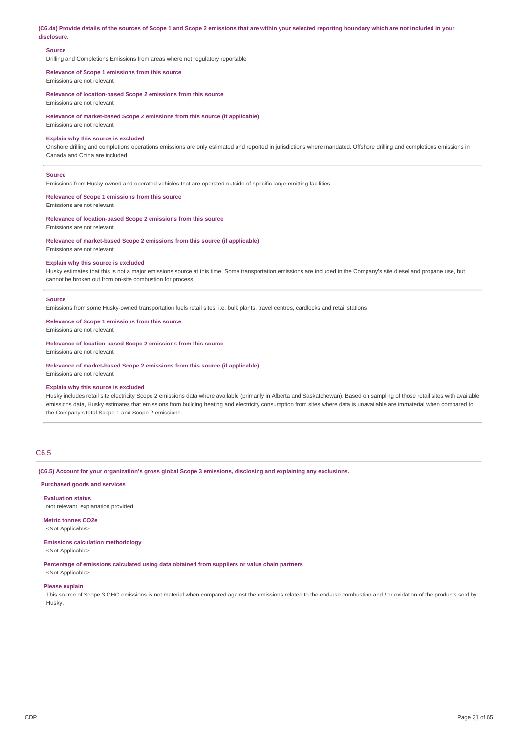**(C6.4a) Provide details of the sources of Scope 1 and Scope 2 emissions that are within your selected reporting boundary which are not included in your disclosure.**

**Source**
Drilling and Completions Emissions from areas where not regulatory reportable

**Relevance of Scope 1 emissions from this source**
Emissions are not relevant

**Relevance of location-based Scope 2 emissions from this source**
Emissions are not relevant

**Relevance of market-based Scope 2 emissions from this source (if applicable)**
Emissions are not relevant

**Explain why this source is excluded**
Onshore drilling and completions operations emissions are only estimated and reported in jurisdictions where mandated. Offshore drilling and completions emissions in Canada and China are included.

---

**Source**
Emissions from Husky owned and operated vehicles that are operated outside of specific large-emitting facilities

**Relevance of Scope 1 emissions from this source**
Emissions are not relevant

**Relevance of location-based Scope 2 emissions from this source**
Emissions are not relevant

**Relevance of market-based Scope 2 emissions from this source (if applicable)**
Emissions are not relevant

**Explain why this source is excluded**
Husky estimates that this is not a major emissions source at this time. Some transportation emissions are included in the Company's site diesel and propane use, but cannot be broken out from on-site combustion for process.

---

**Source**
Emissions from some Husky-owned transportation fuels retail sites, i.e. bulk plants, travel centres, cardlocks and retail stations

**Relevance of Scope 1 emissions from this source**
Emissions are not relevant

**Relevance of location-based Scope 2 emissions from this source**
Emissions are not relevant

**Relevance of market-based Scope 2 emissions from this source (if applicable)**
Emissions are not relevant

**Explain why this source is excluded**
Husky includes retail site electricity Scope 2 emissions data where available (primarily in Alberta and Saskatchewan). Based on sampling of those retail sites with available emissions data, Husky estimates that emissions from building heating and electricity consumption from sites where data is unavailable are immaterial when compared to the Company's total Scope 1 and Scope 2 emissions.

---

## C6.5

**(C6.5) Account for your organization's gross global Scope 3 emissions, disclosing and explaining any exclusions.**

**Purchased goods and services**

**Evaluation status**
Not relevant, explanation provided

**Metric tonnes CO2e**
<Not Applicable>

**Emissions calculation methodology**
<Not Applicable>

**Percentage of emissions calculated using data obtained from suppliers or value chain partners**
<Not Applicable>

**Please explain**
This source of Scope 3 GHG emissions is not material when compared against the emissions related to the end-use combustion and / or oxidation of the products sold by Husky.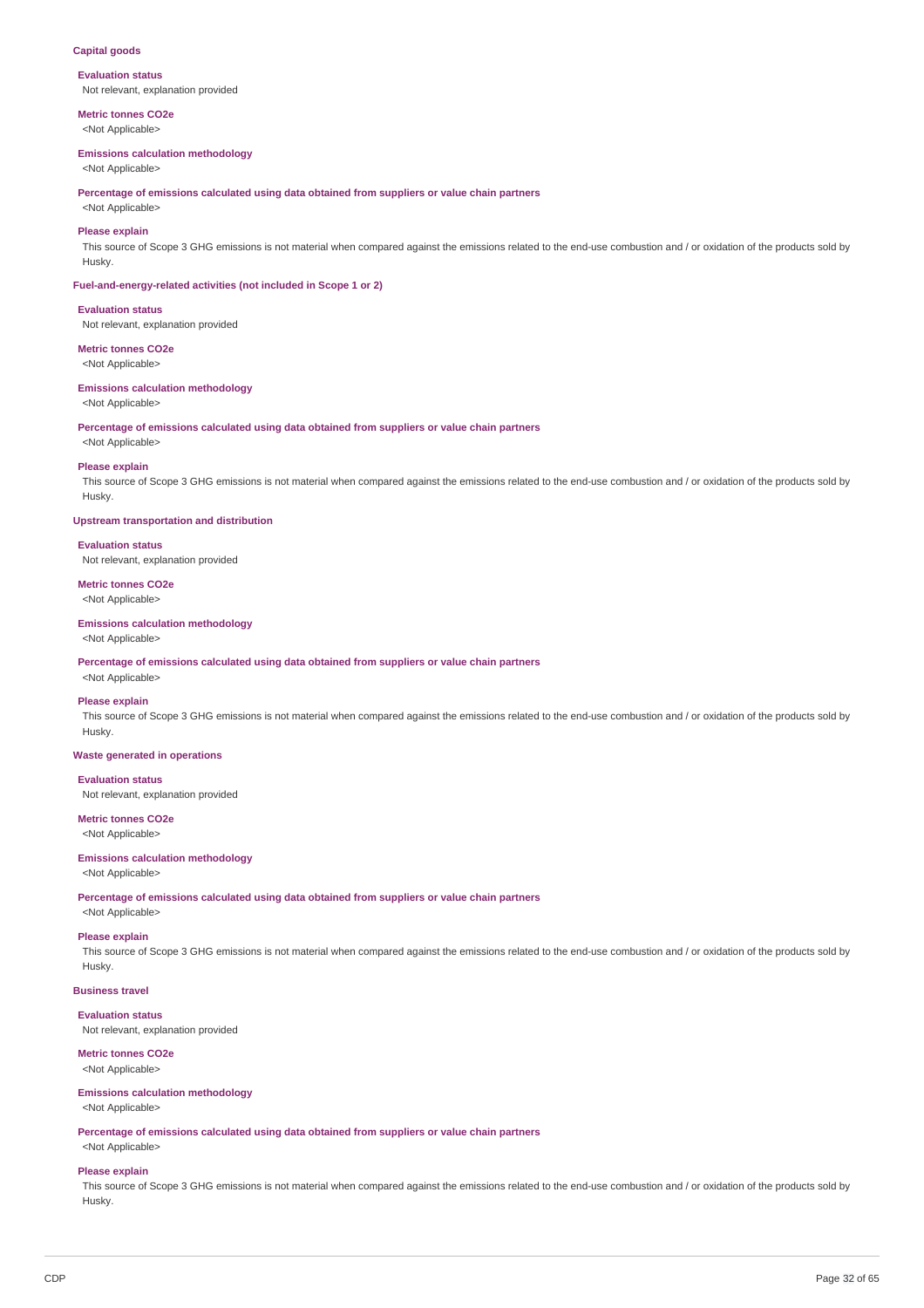### Capital goods

**Evaluation status**
Not relevant, explanation provided

**Metric tonnes CO2e**
<Not Applicable>

**Emissions calculation methodology**
<Not Applicable>

**Percentage of emissions calculated using data obtained from suppliers or value chain partners**
<Not Applicable>

**Please explain**
This source of Scope 3 GHG emissions is not material when compared against the emissions related to the end-use combustion and / or oxidation of the products sold by Husky.

### Fuel-and-energy-related activities (not included in Scope 1 or 2)

**Evaluation status**
Not relevant, explanation provided

**Metric tonnes CO2e**
<Not Applicable>

**Emissions calculation methodology**
<Not Applicable>

**Percentage of emissions calculated using data obtained from suppliers or value chain partners**
<Not Applicable>

**Please explain**
This source of Scope 3 GHG emissions is not material when compared against the emissions related to the end-use combustion and / or oxidation of the products sold by Husky.

### Upstream transportation and distribution

**Evaluation status**
Not relevant, explanation provided

**Metric tonnes CO2e**
<Not Applicable>

**Emissions calculation methodology**
<Not Applicable>

**Percentage of emissions calculated using data obtained from suppliers or value chain partners**
<Not Applicable>

**Please explain**
This source of Scope 3 GHG emissions is not material when compared against the emissions related to the end-use combustion and / or oxidation of the products sold by Husky.

### Waste generated in operations

**Evaluation status**
Not relevant, explanation provided

**Metric tonnes CO2e**
<Not Applicable>

**Emissions calculation methodology**
<Not Applicable>

**Percentage of emissions calculated using data obtained from suppliers or value chain partners**
<Not Applicable>

**Please explain**
This source of Scope 3 GHG emissions is not material when compared against the emissions related to the end-use combustion and / or oxidation of the products sold by Husky.

### Business travel

**Evaluation status**
Not relevant, explanation provided

**Metric tonnes CO2e**
<Not Applicable>

**Emissions calculation methodology**
<Not Applicable>

**Percentage of emissions calculated using data obtained from suppliers or value chain partners**
<Not Applicable>

**Please explain**
This source of Scope 3 GHG emissions is not material when compared against the emissions related to the end-use combustion and / or oxidation of the products sold by Husky.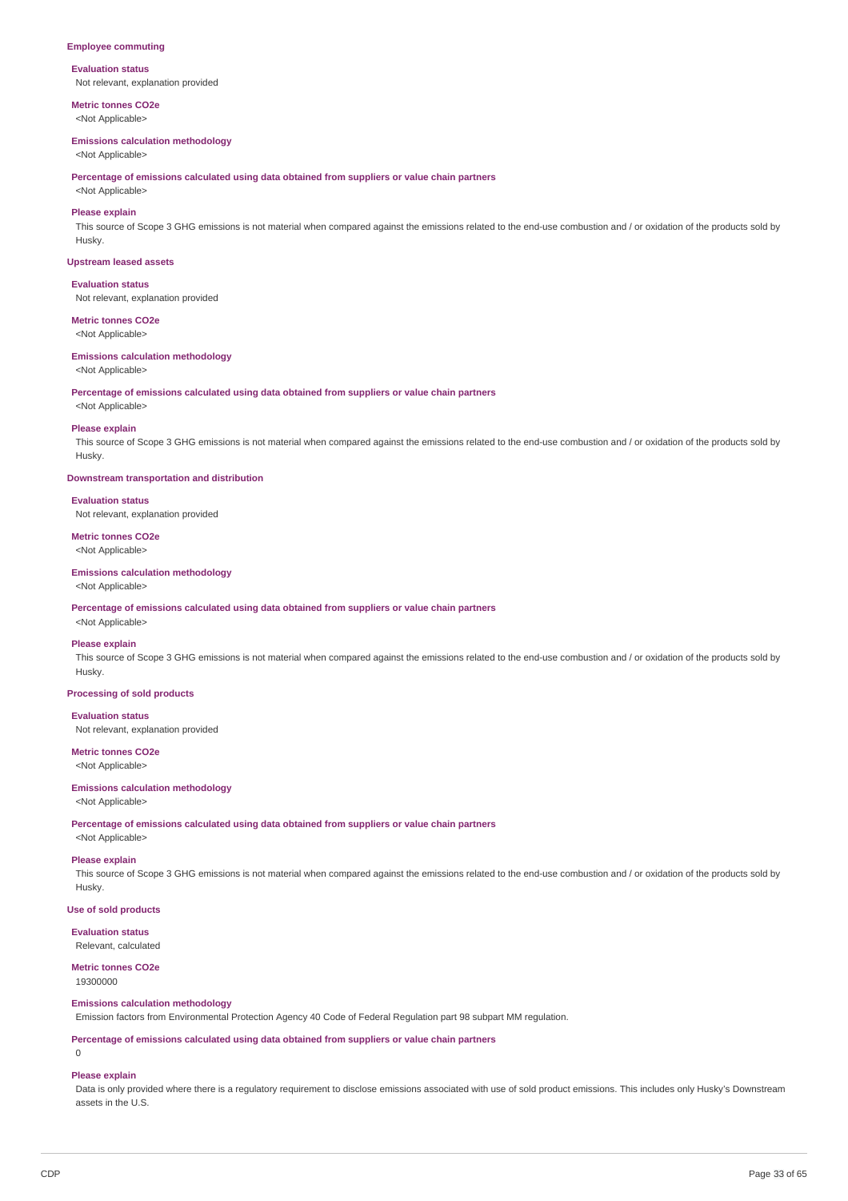### Employee commuting

**Evaluation status**
Not relevant, explanation provided

**Metric tonnes CO2e**
<Not Applicable>

**Emissions calculation methodology**
<Not Applicable>

**Percentage of emissions calculated using data obtained from suppliers or value chain partners**
<Not Applicable>

**Please explain**
This source of Scope 3 GHG emissions is not material when compared against the emissions related to the end-use combustion and / or oxidation of the products sold by Husky.

### Upstream leased assets

**Evaluation status**
Not relevant, explanation provided

**Metric tonnes CO2e**
<Not Applicable>

**Emissions calculation methodology**
<Not Applicable>

**Percentage of emissions calculated using data obtained from suppliers or value chain partners**
<Not Applicable>

**Please explain**
This source of Scope 3 GHG emissions is not material when compared against the emissions related to the end-use combustion and / or oxidation of the products sold by Husky.

### Downstream transportation and distribution

**Evaluation status**
Not relevant, explanation provided

**Metric tonnes CO2e**
<Not Applicable>

**Emissions calculation methodology**
<Not Applicable>

**Percentage of emissions calculated using data obtained from suppliers or value chain partners**
<Not Applicable>

**Please explain**
This source of Scope 3 GHG emissions is not material when compared against the emissions related to the end-use combustion and / or oxidation of the products sold by Husky.

### Processing of sold products

**Evaluation status**
Not relevant, explanation provided

**Metric tonnes CO2e**
<Not Applicable>

**Emissions calculation methodology**
<Not Applicable>

**Percentage of emissions calculated using data obtained from suppliers or value chain partners**
<Not Applicable>

**Please explain**
This source of Scope 3 GHG emissions is not material when compared against the emissions related to the end-use combustion and / or oxidation of the products sold by Husky.

### Use of sold products

**Evaluation status**
Relevant, calculated

**Metric tonnes CO2e**
19300000

**Emissions calculation methodology**
Emission factors from Environmental Protection Agency 40 Code of Federal Regulation part 98 subpart MM regulation.

**Percentage of emissions calculated using data obtained from suppliers or value chain partners**
0

**Please explain**
Data is only provided where there is a regulatory requirement to disclose emissions associated with use of sold product emissions. This includes only Husky's Downstream assets in the U.S.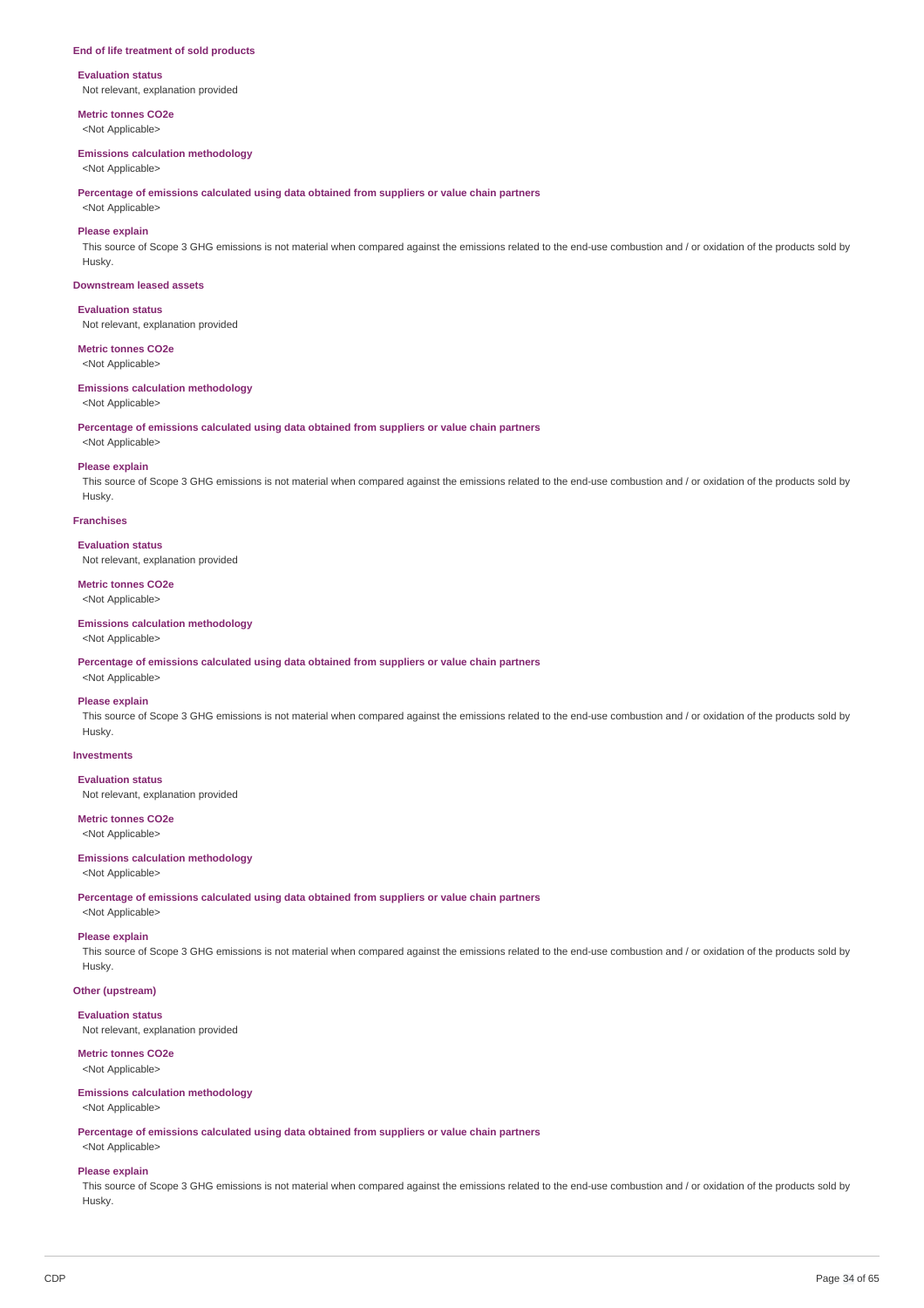### End of life treatment of sold products

**Evaluation status**
Not relevant, explanation provided

**Metric tonnes CO2e**
<Not Applicable>

**Emissions calculation methodology**
<Not Applicable>

**Percentage of emissions calculated using data obtained from suppliers or value chain partners**
<Not Applicable>

**Please explain**
This source of Scope 3 GHG emissions is not material when compared against the emissions related to the end-use combustion and / or oxidation of the products sold by Husky.

### Downstream leased assets

**Evaluation status**
Not relevant, explanation provided

**Metric tonnes CO2e**
<Not Applicable>

**Emissions calculation methodology**
<Not Applicable>

**Percentage of emissions calculated using data obtained from suppliers or value chain partners**
<Not Applicable>

**Please explain**
This source of Scope 3 GHG emissions is not material when compared against the emissions related to the end-use combustion and / or oxidation of the products sold by Husky.

### Franchises

**Evaluation status**
Not relevant, explanation provided

**Metric tonnes CO2e**
<Not Applicable>

**Emissions calculation methodology**
<Not Applicable>

**Percentage of emissions calculated using data obtained from suppliers or value chain partners**
<Not Applicable>

**Please explain**
This source of Scope 3 GHG emissions is not material when compared against the emissions related to the end-use combustion and / or oxidation of the products sold by Husky.

### Investments

**Evaluation status**
Not relevant, explanation provided

**Metric tonnes CO2e**
<Not Applicable>

**Emissions calculation methodology**
<Not Applicable>

**Percentage of emissions calculated using data obtained from suppliers or value chain partners**
<Not Applicable>

**Please explain**
This source of Scope 3 GHG emissions is not material when compared against the emissions related to the end-use combustion and / or oxidation of the products sold by Husky.

### Other (upstream)

**Evaluation status**
Not relevant, explanation provided

**Metric tonnes CO2e**
<Not Applicable>

**Emissions calculation methodology**
<Not Applicable>

**Percentage of emissions calculated using data obtained from suppliers or value chain partners**
<Not Applicable>

**Please explain**
This source of Scope 3 GHG emissions is not material when compared against the emissions related to the end-use combustion and / or oxidation of the products sold by Husky.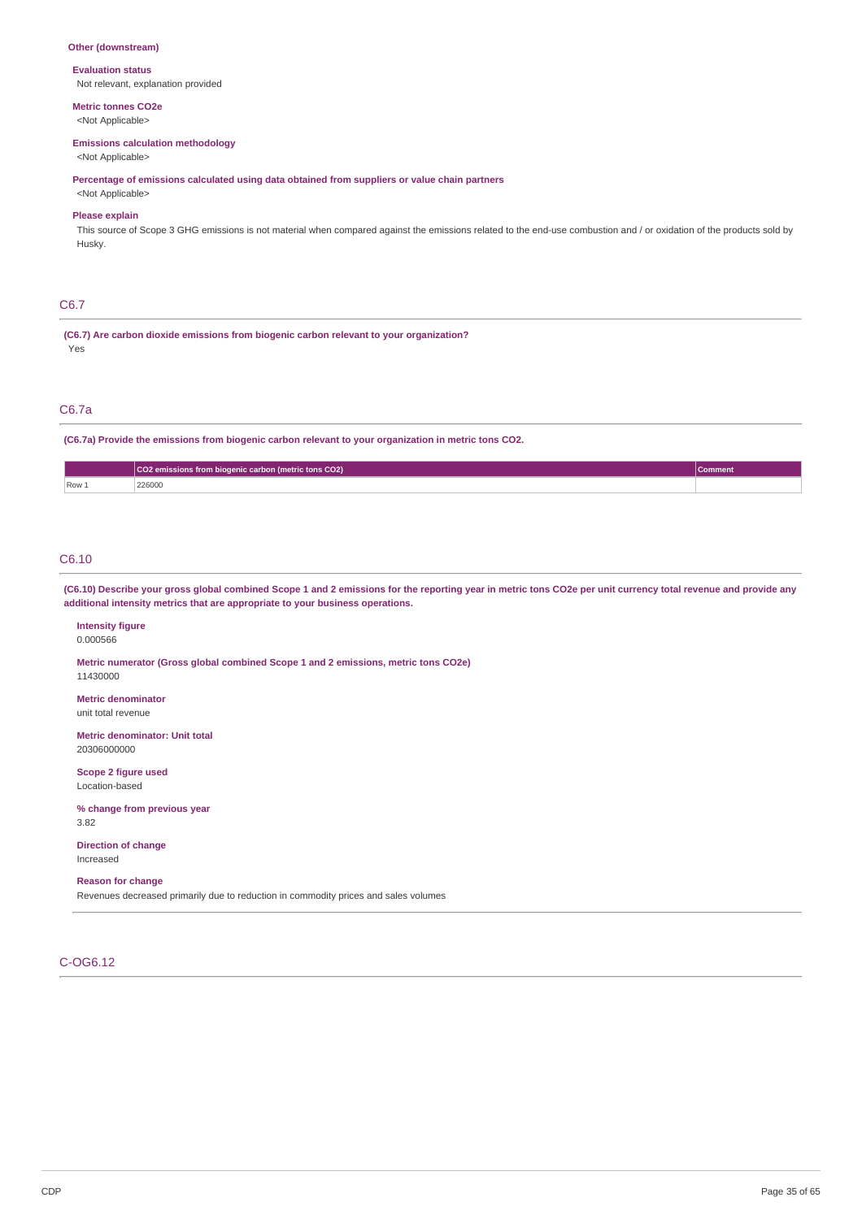**Other (downstream)**

**Evaluation status**
Not relevant, explanation provided

**Metric tonnes CO2e**
<Not Applicable>

**Emissions calculation methodology**
<Not Applicable>

**Percentage of emissions calculated using data obtained from suppliers or value chain partners**
<Not Applicable>

**Please explain**
This source of Scope 3 GHG emissions is not material when compared against the emissions related to the end-use combustion and / or oxidation of the products sold by Husky.

## C6.7

**(C6.7) Are carbon dioxide emissions from biogenic carbon relevant to your organization?**
Yes

## C6.7a

**(C6.7a) Provide the emissions from biogenic carbon relevant to your organization in metric tons CO2.**

| | CO2 emissions from biogenic carbon (metric tons CO2) | Comment |
|---|---|---|
| Row 1 | 226000 | |

## C6.10

**(C6.10) Describe your gross global combined Scope 1 and 2 emissions for the reporting year in metric tons CO2e per unit currency total revenue and provide any additional intensity metrics that are appropriate to your business operations.**

**Intensity figure**
0.000566

**Metric numerator (Gross global combined Scope 1 and 2 emissions, metric tons CO2e)**
11430000

**Metric denominator**
unit total revenue

**Metric denominator: Unit total**
20306000000

**Scope 2 figure used**
Location-based

**% change from previous year**
3.82

**Direction of change**
Increased

**Reason for change**
Revenues decreased primarily due to reduction in commodity prices and sales volumes

## C-OG6.12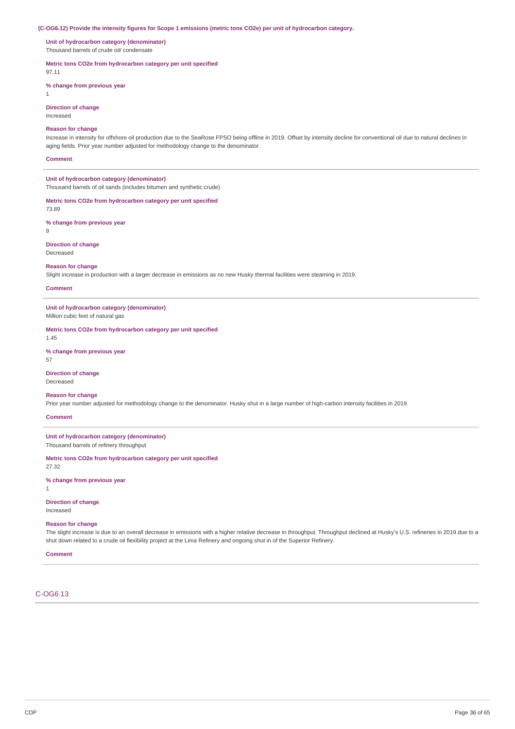**(C-OG6.12) Provide the intensity figures for Scope 1 emissions (metric tons $CO_2e$) per unit of hydrocarbon category.**

**Unit of hydrocarbon category (denominator)**
Thousand barrels of crude oil/ condensate

**Metric tons $CO_2e$ from hydrocarbon category per unit specified**
97.11

**% change from previous year**
1

**Direction of change**
Increased

**Reason for change**
Increase in intensity for offshore oil production due to the SeaRose FPSO being offline in 2019. Offset by intensity decline for conventional oil due to natural declines in aging fields. Prior year number adjusted for methodology change to the denominator.

**Comment**

---

**Unit of hydrocarbon category (denominator)**
Thousand barrels of oil sands (includes bitumen and synthetic crude)

**Metric tons $CO_2e$ from hydrocarbon category per unit specified**
73.89

**% change from previous year**
9

**Direction of change**
Decreased

**Reason for change**
Slight increase in production with a larger decrease in emissions as no new Husky thermal facilities were steaming in 2019.

**Comment**

---

**Unit of hydrocarbon category (denominator)**
Million cubic feet of natural gas

**Metric tons $CO_2e$ from hydrocarbon category per unit specified**
1.45

**% change from previous year**
57

**Direction of change**
Decreased

**Reason for change**
Prior year number adjusted for methodology change to the denominator. Husky shut in a large number of high-carbon intensity facilities in 2019.

**Comment**

---

**Unit of hydrocarbon category (denominator)**
Thousand barrels of refinery throughput

**Metric tons $CO_2e$ from hydrocarbon category per unit specified**
27.32

**% change from previous year**
1

**Direction of change**
Increased

**Reason for change**
The slight increase is due to an overall decrease in emissions with a higher relative decrease in throughput. Throughput declined at Husky's U.S. refineries in 2019 due to a shut down related to a crude oil flexibility project at the Lima Refinery and ongoing shut in of the Superior Refinery.

**Comment**

---

## C-OG6.13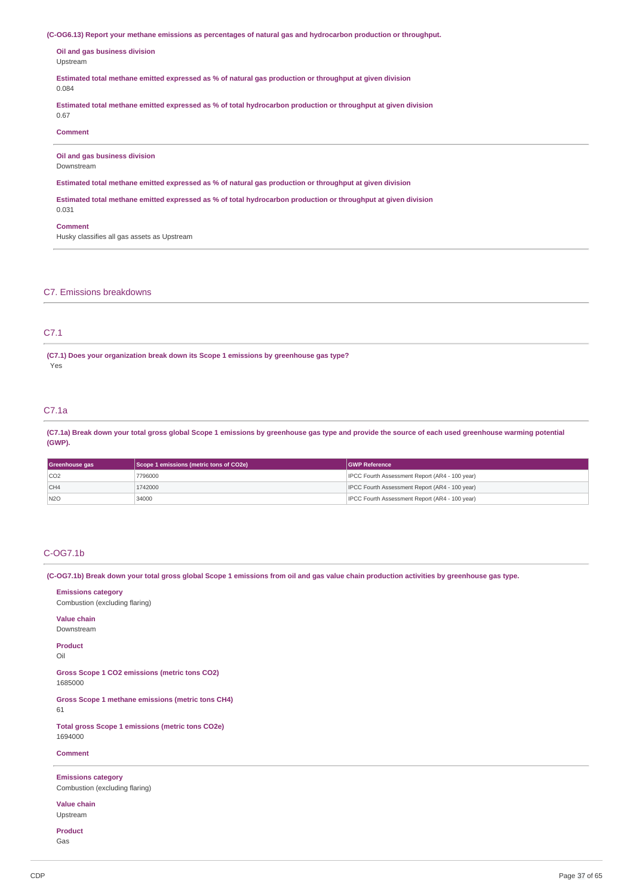**(C-OG6.13) Report your methane emissions as percentages of natural gas and hydrocarbon production or throughput.**

**Oil and gas business division**
Upstream

**Estimated total methane emitted expressed as % of natural gas production or throughput at given division**
0.084

**Estimated total methane emitted expressed as % of total hydrocarbon production or throughput at given division**
0.67

**Comment**

---

**Oil and gas business division**
Downstream

**Estimated total methane emitted expressed as % of natural gas production or throughput at given division**

**Estimated total methane emitted expressed as % of total hydrocarbon production or throughput at given division**
0.031

**Comment**
Husky classifies all gas assets as Upstream

---

## C7. Emissions breakdowns

### C7.1

**(C7.1) Does your organization break down its Scope 1 emissions by greenhouse gas type?**
Yes

### C7.1a

**(C7.1a) Break down your total gross global Scope 1 emissions by greenhouse gas type and provide the source of each used greenhouse warming potential (GWP).**

| Greenhouse gas | Scope 1 emissions (metric tons of CO2e) | GWP Reference |
|---|---|---|
| CO2 | 7796000 | IPCC Fourth Assessment Report (AR4 - 100 year) |
| CH4 | 1742000 | IPCC Fourth Assessment Report (AR4 - 100 year) |
| N2O | 34000 | IPCC Fourth Assessment Report (AR4 - 100 year) |

### C-OG7.1b

**(C-OG7.1b) Break down your total gross global Scope 1 emissions from oil and gas value chain production activities by greenhouse gas type.**

**Emissions category**
Combustion (excluding flaring)

**Value chain**
Downstream

**Product**
Oil

**Gross Scope 1 CO2 emissions (metric tons CO2)**
1685000

**Gross Scope 1 methane emissions (metric tons CH4)**
61

**Total gross Scope 1 emissions (metric tons CO2e)**
1694000

**Comment**

---

**Emissions category**
Combustion (excluding flaring)

**Value chain**
Upstream

**Product**
Gas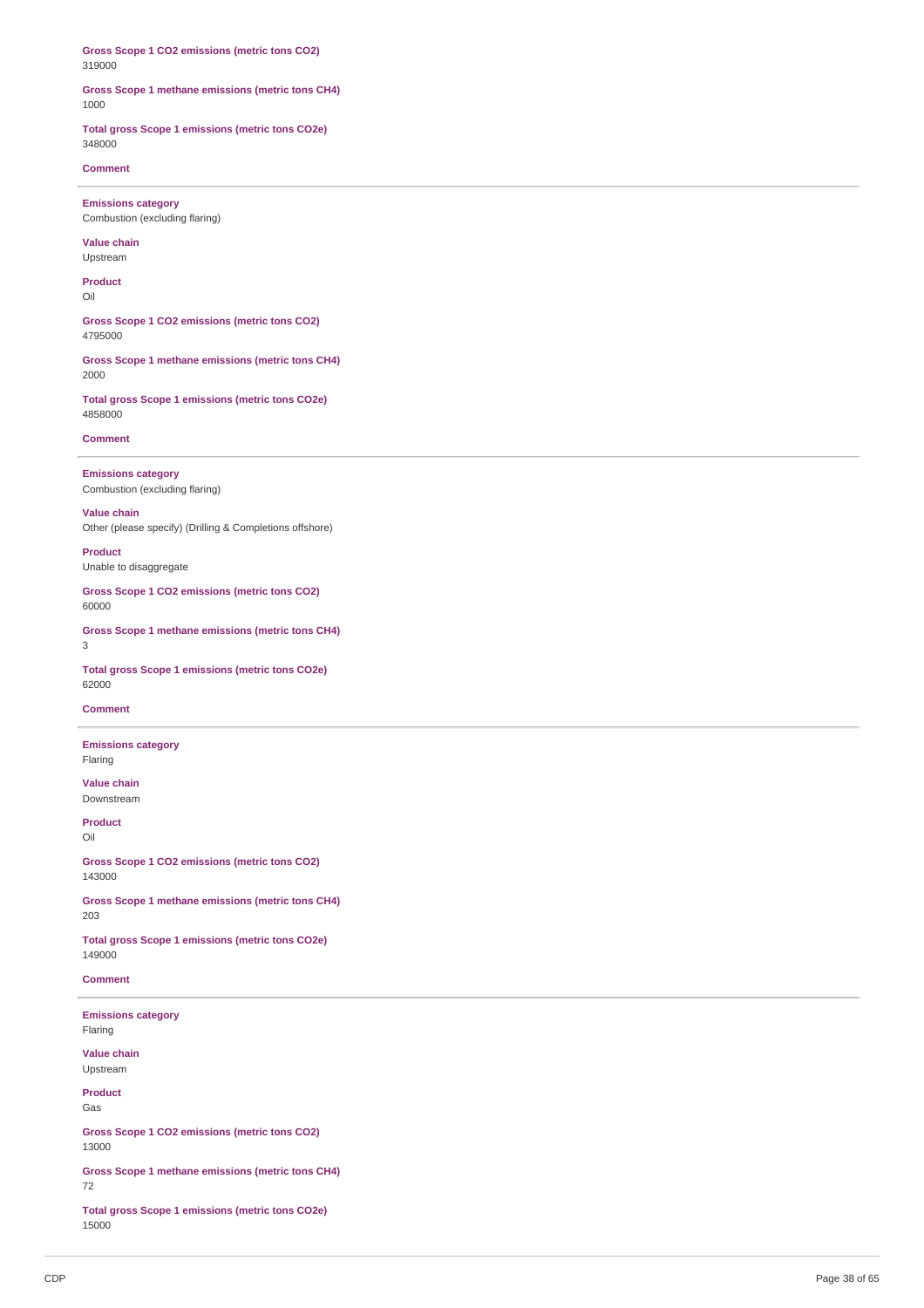**Gross Scope 1 CO2 emissions (metric tons CO2)**
319000

**Gross Scope 1 methane emissions (metric tons CH4)**
1000

**Total gross Scope 1 emissions (metric tons CO2e)**
348000

**Comment**

---

**Emissions category**
Combustion (excluding flaring)

**Value chain**
Upstream

**Product**
Oil

**Gross Scope 1 CO2 emissions (metric tons CO2)**
4795000

**Gross Scope 1 methane emissions (metric tons CH4)**
2000

**Total gross Scope 1 emissions (metric tons CO2e)**
4858000

**Comment**

---

**Emissions category**
Combustion (excluding flaring)

**Value chain**
Other (please specify) (Drilling & Completions offshore)

**Product**
Unable to disaggregate

**Gross Scope 1 CO2 emissions (metric tons CO2)**
60000

**Gross Scope 1 methane emissions (metric tons CH4)**
3

**Total gross Scope 1 emissions (metric tons CO2e)**
62000

**Comment**

---

**Emissions category**
Flaring

**Value chain**
Downstream

**Product**
Oil

**Gross Scope 1 CO2 emissions (metric tons CO2)**
143000

**Gross Scope 1 methane emissions (metric tons CH4)**
203

**Total gross Scope 1 emissions (metric tons CO2e)**
149000

**Comment**

---

**Emissions category**
Flaring

**Value chain**
Upstream

**Product**
Gas

**Gross Scope 1 CO2 emissions (metric tons CO2)**
13000

**Gross Scope 1 methane emissions (metric tons CH4)**
72

**Total gross Scope 1 emissions (metric tons CO2e)**
15000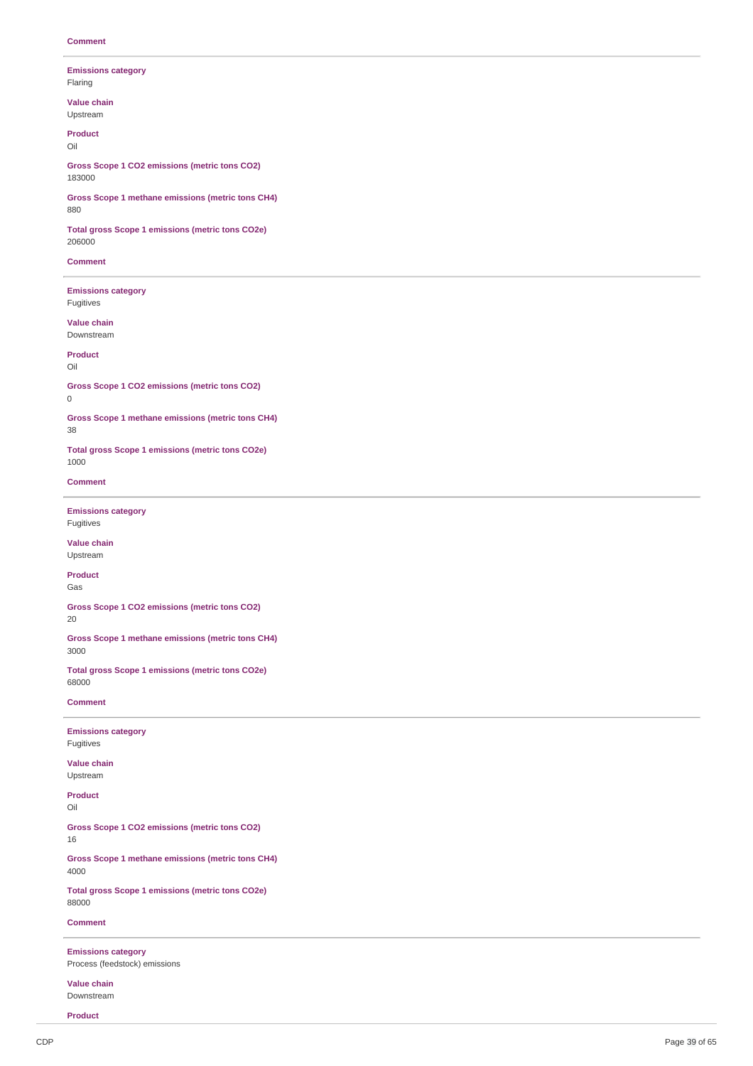**Comment**

---

**Emissions category**
Flaring

**Value chain**
Upstream

**Product**
Oil

**Gross Scope 1 CO2 emissions (metric tons CO2)**
183000

**Gross Scope 1 methane emissions (metric tons CH4)**
880

**Total gross Scope 1 emissions (metric tons CO2e)**
206000

**Comment**

---

**Emissions category**
Fugitives

**Value chain**
Downstream

**Product**
Oil

**Gross Scope 1 CO2 emissions (metric tons CO2)**
0

**Gross Scope 1 methane emissions (metric tons CH4)**
38

**Total gross Scope 1 emissions (metric tons CO2e)**
1000

**Comment**

---

**Emissions category**
Fugitives

**Value chain**
Upstream

**Product**
Gas

**Gross Scope 1 CO2 emissions (metric tons CO2)**
20

**Gross Scope 1 methane emissions (metric tons CH4)**
3000

**Total gross Scope 1 emissions (metric tons CO2e)**
68000

**Comment**

---

**Emissions category**
Fugitives

**Value chain**
Upstream

**Product**
Oil

**Gross Scope 1 CO2 emissions (metric tons CO2)**
16

**Gross Scope 1 methane emissions (metric tons CH4)**
4000

**Total gross Scope 1 emissions (metric tons CO2e)**
88000

**Comment**

---

**Emissions category**
Process (feedstock) emissions

**Value chain**
Downstream

**Product**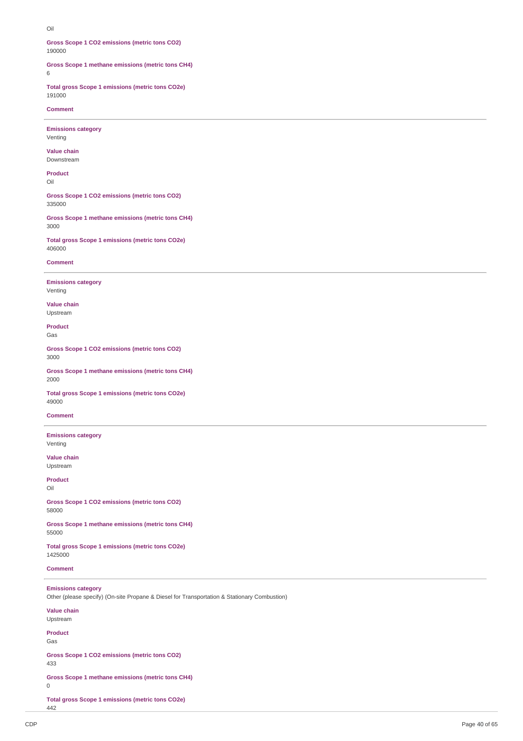Oil

**Gross Scope 1 CO2 emissions (metric tons CO2)**
190000

**Gross Scope 1 methane emissions (metric tons CH4)**
6

**Total gross Scope 1 emissions (metric tons CO2e)**
191000

**Comment**

---

**Emissions category**
Venting

**Value chain**
Downstream

**Product**
Oil

**Gross Scope 1 CO2 emissions (metric tons CO2)**
335000

**Gross Scope 1 methane emissions (metric tons CH4)**
3000

**Total gross Scope 1 emissions (metric tons CO2e)**
406000

**Comment**

---

**Emissions category**
Venting

**Value chain**
Upstream

**Product**
Gas

**Gross Scope 1 CO2 emissions (metric tons CO2)**
3000

**Gross Scope 1 methane emissions (metric tons CH4)**
2000

**Total gross Scope 1 emissions (metric tons CO2e)**
49000

**Comment**

---

**Emissions category**
Venting

**Value chain**
Upstream

**Product**
Oil

**Gross Scope 1 CO2 emissions (metric tons CO2)**
58000

**Gross Scope 1 methane emissions (metric tons CH4)**
55000

**Total gross Scope 1 emissions (metric tons CO2e)**
1425000

**Comment**

---

**Emissions category**
Other (please specify) (On-site Propane & Diesel for Transportation & Stationary Combustion)

**Value chain**
Upstream

**Product**
Gas

**Gross Scope 1 CO2 emissions (metric tons CO2)**
433

**Gross Scope 1 methane emissions (metric tons CH4)**
0

**Total gross Scope 1 emissions (metric tons CO2e)**
442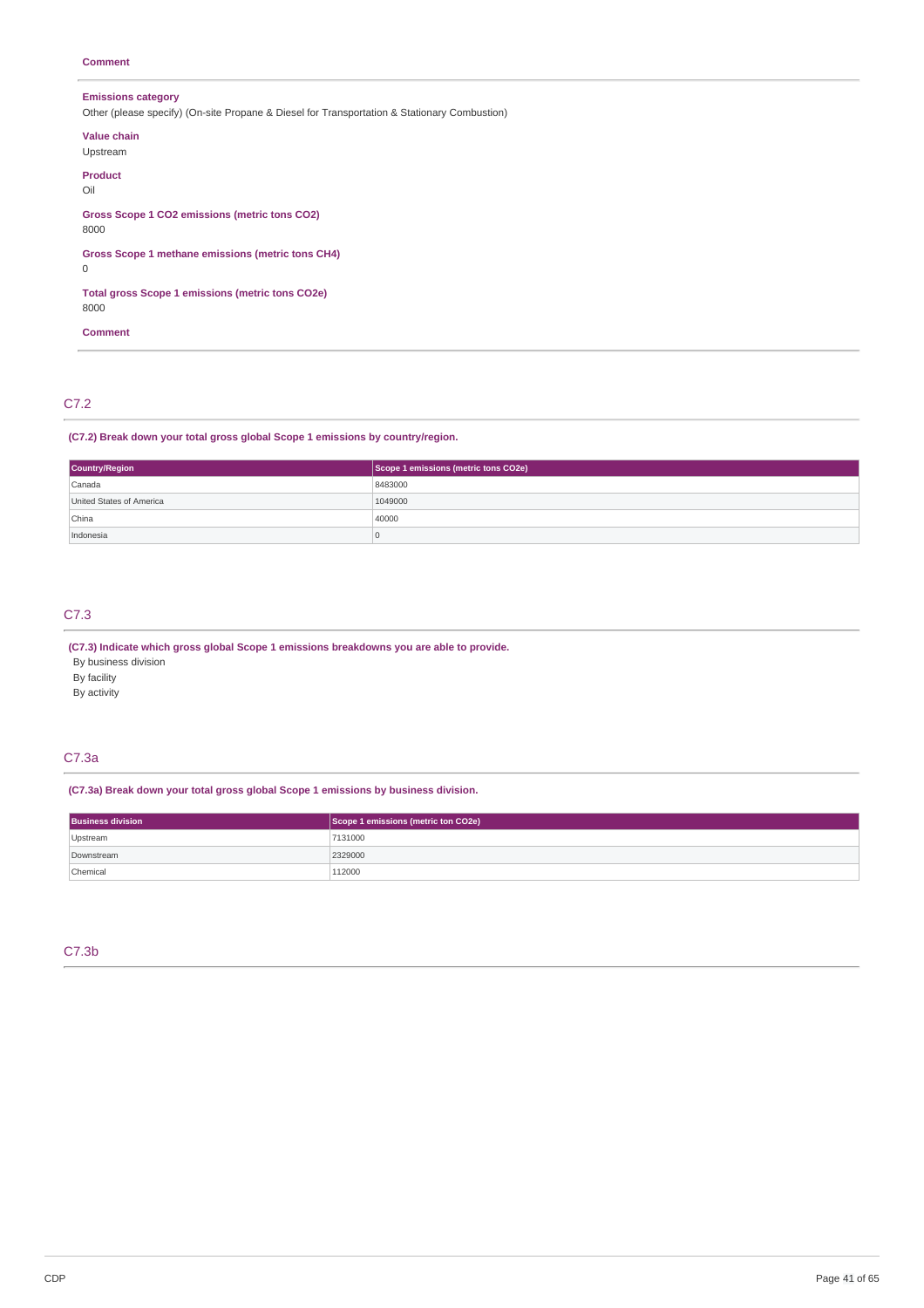**Comment**

---

**Emissions category**
Other (please specify) (On-site Propane & Diesel for Transportation & Stationary Combustion)

**Value chain**
Upstream

**Product**
Oil

**Gross Scope 1 CO2 emissions (metric tons CO2)**
8000

**Gross Scope 1 methane emissions (metric tons CH4)**
0

**Total gross Scope 1 emissions (metric tons CO2e)**
8000

**Comment**

---

## C7.2

**(C7.2) Break down your total gross global Scope 1 emissions by country/region.**

| Country/Region | Scope 1 emissions (metric tons CO2e) |
|---|---|
| Canada | 8483000 |
| United States of America | 1049000 |
| China | 40000 |
| Indonesia | 0 |

## C7.3

**(C7.3) Indicate which gross global Scope 1 emissions breakdowns you are able to provide.**

By business division
By facility
By activity

## C7.3a

**(C7.3a) Break down your total gross global Scope 1 emissions by business division.**

| Business division | Scope 1 emissions (metric ton CO2e) |
|---|---|
| Upstream | 7131000 |
| Downstream | 2329000 |
| Chemical | 112000 |

## C7.3b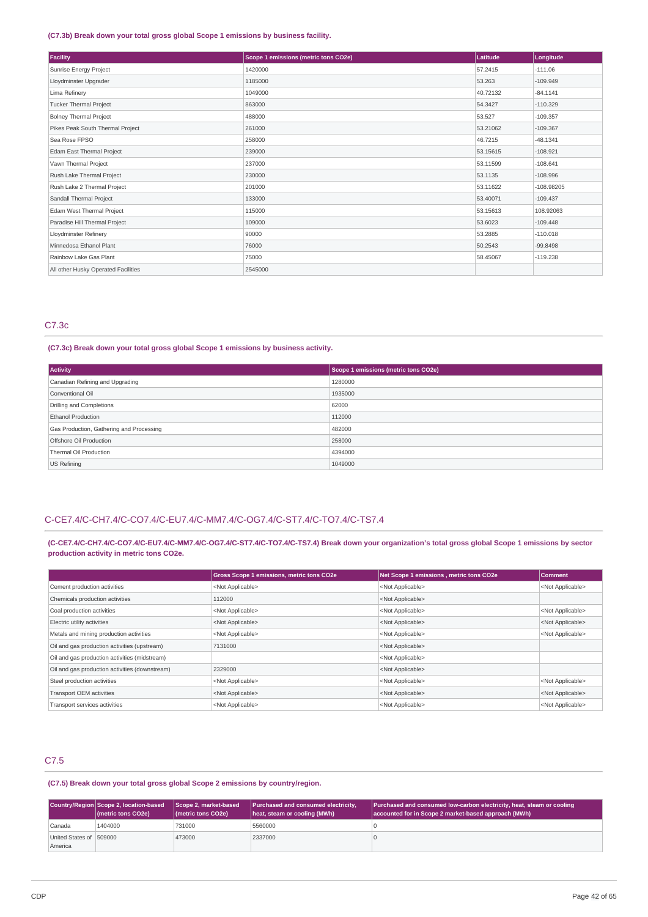**(C7.3b) Break down your total gross global Scope 1 emissions by business facility.**

| Facility | Scope 1 emissions (metric tons CO2e) | Latitude | Longitude |
|---|---|---|---|
| Sunrise Energy Project | 1420000 | 57.2415 | -111.06 |
| Lloydminster Upgrader | 1185000 | 53.263 | -109.949 |
| Lima Refinery | 1049000 | 40.72132 | -84.1141 |
| Tucker Thermal Project | 863000 | 54.3427 | -110.329 |
| Bolney Thermal Project | 488000 | 53.527 | -109.357 |
| Pikes Peak South Thermal Project | 261000 | 53.21062 | -109.367 |
| Sea Rose FPSO | 258000 | 46.7215 | -48.1341 |
| Edam East Thermal Project | 239000 | 53.15615 | -108.921 |
| Vawn Thermal Project | 237000 | 53.11599 | -108.641 |
| Rush Lake Thermal Project | 230000 | 53.1135 | -108.996 |
| Rush Lake 2 Thermal Project | 201000 | 53.11622 | -108.98205 |
| Sandall Thermal Project | 133000 | 53.40071 | -109.437 |
| Edam West Thermal Project | 115000 | 53.15613 | 108.92063 |
| Paradise Hill Thermal Project | 109000 | 53.6023 | -109.448 |
| Lloydminster Refinery | 90000 | 53.2885 | -110.018 |
| Minnedosa Ethanol Plant | 76000 | 50.2543 | -99.8498 |
| Rainbow Lake Gas Plant | 75000 | 58.45067 | -119.238 |
| All other Husky Operated Facilities | 2545000 | | |

## C7.3c

**(C7.3c) Break down your total gross global Scope 1 emissions by business activity.**

| Activity | Scope 1 emissions (metric tons CO2e) |
|---|---|
| Canadian Refining and Upgrading | 1280000 |
| Conventional Oil | 1935000 |
| Drilling and Completions | 62000 |
| Ethanol Production | 112000 |
| Gas Production, Gathering and Processing | 482000 |
| Offshore Oil Production | 258000 |
| Thermal Oil Production | 4394000 |
| US Refining | 1049000 |

## C-CE7.4/C-CH7.4/C-CO7.4/C-EU7.4/C-MM7.4/C-OG7.4/C-ST7.4/C-TO7.4/C-TS7.4

**(C-CE7.4/C-CH7.4/C-CO7.4/C-EU7.4/C-MM7.4/C-OG7.4/C-ST7.4/C-TO7.4/C-TS7.4) Break down your organization's total gross global Scope 1 emissions by sector production activity in metric tons CO2e.**

| | Gross Scope 1 emissions, metric tons CO2e | Net Scope 1 emissions , metric tons CO2e | Comment |
|---|---|---|---|
| Cement production activities | <Not Applicable> | <Not Applicable> | <Not Applicable> |
| Chemicals production activities | 112000 | <Not Applicable> | |
| Coal production activities | <Not Applicable> | <Not Applicable> | <Not Applicable> |
| Electric utility activities | <Not Applicable> | <Not Applicable> | <Not Applicable> |
| Metals and mining production activities | <Not Applicable> | <Not Applicable> | <Not Applicable> |
| Oil and gas production activities (upstream) | 7131000 | <Not Applicable> | |
| Oil and gas production activities (midstream) | | <Not Applicable> | |
| Oil and gas production activities (downstream) | 2329000 | <Not Applicable> | |
| Steel production activities | <Not Applicable> | <Not Applicable> | <Not Applicable> |
| Transport OEM activities | <Not Applicable> | <Not Applicable> | <Not Applicable> |
| Transport services activities | <Not Applicable> | <Not Applicable> | <Not Applicable> |

## C7.5

**(C7.5) Break down your total gross global Scope 2 emissions by country/region.**

| Country/Region | Scope 2, location-based (metric tons CO2e) | Scope 2, market-based (metric tons CO2e) | Purchased and consumed electricity, heat, steam or cooling (MWh) | Purchased and consumed low-carbon electricity, heat, steam or cooling accounted for in Scope 2 market-based approach (MWh) |
|---|---|---|---|---|
| Canada | 1404000 | 731000 | 5560000 | 0 |
| United States of America | 509000 | 473000 | 2337000 | 0 |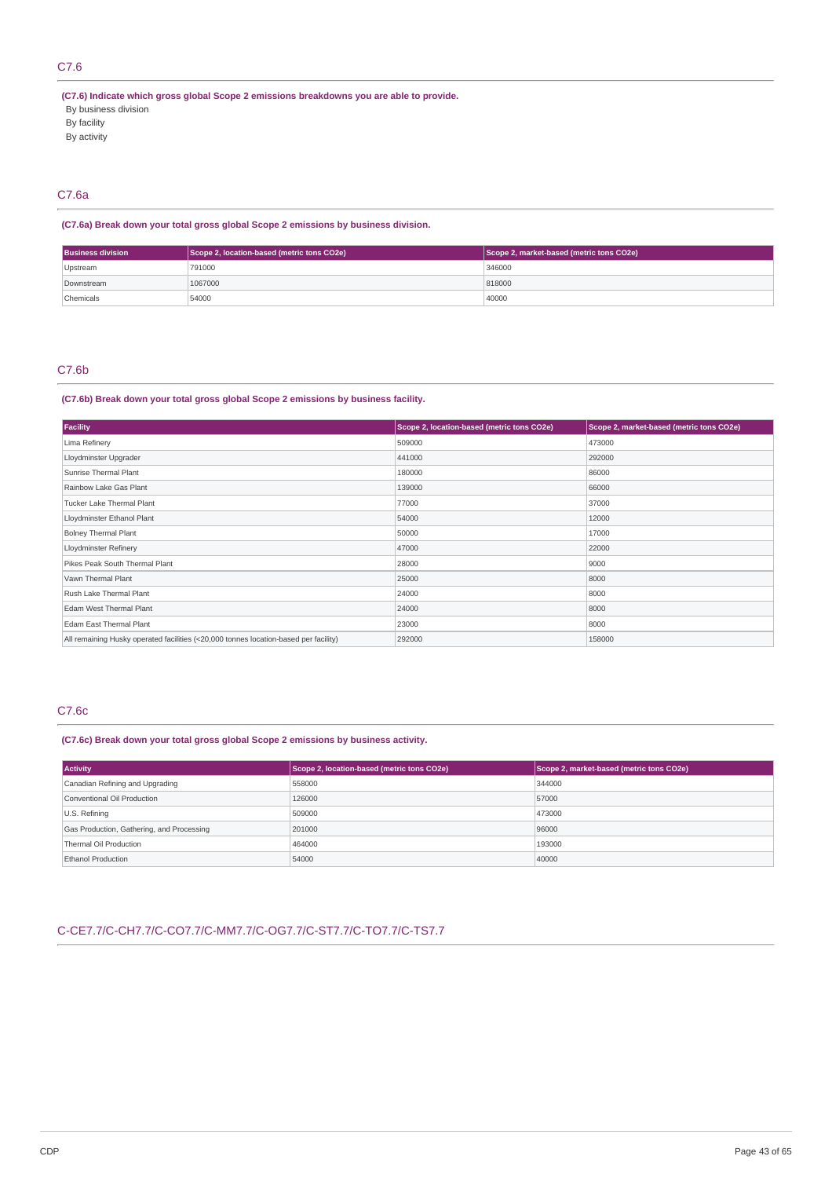## C7.6

**(C7.6) Indicate which gross global Scope 2 emissions breakdowns you are able to provide.**

By business division

By facility

By activity

## C7.6a

**(C7.6a) Break down your total gross global Scope 2 emissions by business division.**

| Business division | Scope 2, location-based (metric tons CO2e) | Scope 2, market-based (metric tons CO2e) |
|---|---|---|
| Upstream | 791000 | 346000 |
| Downstream | 1067000 | 818000 |
| Chemicals | 54000 | 40000 |

## C7.6b

**(C7.6b) Break down your total gross global Scope 2 emissions by business facility.**

| Facility | Scope 2, location-based (metric tons CO2e) | Scope 2, market-based (metric tons CO2e) |
|---|---|---|
| Lima Refinery | 509000 | 473000 |
| Lloydminster Upgrader | 441000 | 292000 |
| Sunrise Thermal Plant | 180000 | 86000 |
| Rainbow Lake Gas Plant | 139000 | 66000 |
| Tucker Lake Thermal Plant | 77000 | 37000 |
| Lloydminster Ethanol Plant | 54000 | 12000 |
| Bolney Thermal Plant | 50000 | 17000 |
| Lloydminster Refinery | 47000 | 22000 |
| Pikes Peak South Thermal Plant | 28000 | 9000 |
| Vawn Thermal Plant | 25000 | 8000 |
| Rush Lake Thermal Plant | 24000 | 8000 |
| Edam West Thermal Plant | 24000 | 8000 |
| Edam East Thermal Plant | 23000 | 8000 |
| All remaining Husky operated facilities (<20,000 tonnes location-based per facility) | 292000 | 158000 |

## C7.6c

**(C7.6c) Break down your total gross global Scope 2 emissions by business activity.**

| Activity | Scope 2, location-based (metric tons CO2e) | Scope 2, market-based (metric tons CO2e) |
|---|---|---|
| Canadian Refining and Upgrading | 558000 | 344000 |
| Conventional Oil Production | 126000 | 57000 |
| U.S. Refining | 509000 | 473000 |
| Gas Production, Gathering, and Processing | 201000 | 96000 |
| Thermal Oil Production | 464000 | 193000 |
| Ethanol Production | 54000 | 40000 |

## C-CE7.7/C-CH7.7/C-CO7.7/C-MM7.7/C-OG7.7/C-ST7.7/C-TO7.7/C-TS7.7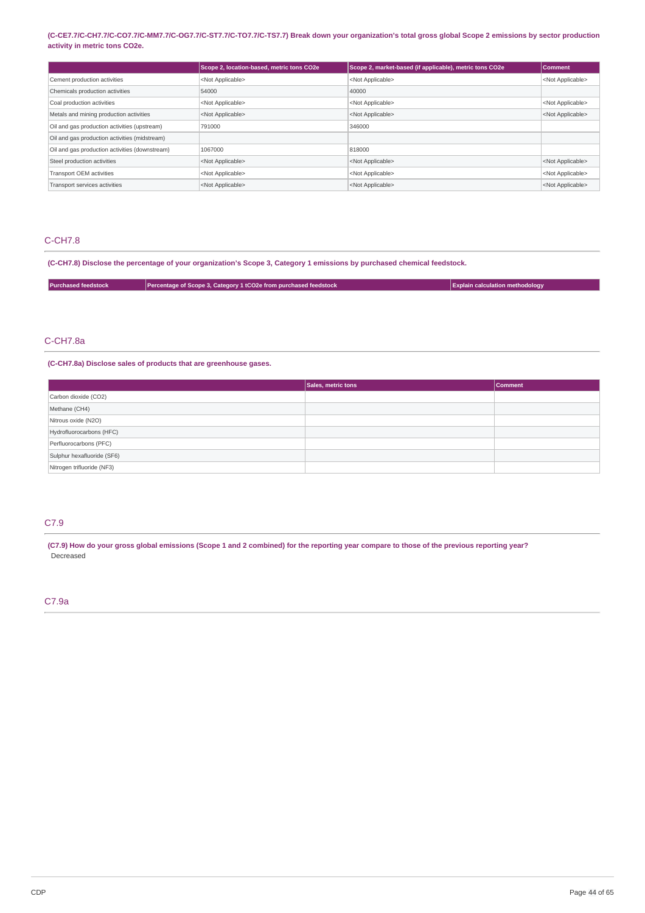**(C-CE7.7/C-CH7.7/C-CO7.7/C-MM7.7/C-OG7.7/C-ST7.7/C-TO7.7/C-TS7.7) Break down your organization's total gross global Scope 2 emissions by sector production activity in metric tons CO2e.**

| | Scope 2, location-based, metric tons CO2e | Scope 2, market-based (if applicable), metric tons CO2e | Comment |
|---|---|---|---|
| Cement production activities | <Not Applicable> | <Not Applicable> | <Not Applicable> |
| Chemicals production activities | 54000 | 40000 | |
| Coal production activities | <Not Applicable> | <Not Applicable> | <Not Applicable> |
| Metals and mining production activities | <Not Applicable> | <Not Applicable> | <Not Applicable> |
| Oil and gas production activities (upstream) | 791000 | 346000 | |
| Oil and gas production activities (midstream) | | | |
| Oil and gas production activities (downstream) | 1067000 | 818000 | |
| Steel production activities | <Not Applicable> | <Not Applicable> | <Not Applicable> |
| Transport OEM activities | <Not Applicable> | <Not Applicable> | <Not Applicable> |
| Transport services activities | <Not Applicable> | <Not Applicable> | <Not Applicable> |

## C-CH7.8

**(C-CH7.8) Disclose the percentage of your organization's Scope 3, Category 1 emissions by purchased chemical feedstock.**

| Purchased feedstock | Percentage of Scope 3, Category 1 tCO2e from purchased feedstock | Explain calculation methodology |
|---|---|---|

## C-CH7.8a

**(C-CH7.8a) Disclose sales of products that are greenhouse gases.**

| | Sales, metric tons | Comment |
|---|---|---|
| Carbon dioxide (CO2) | | |
| Methane (CH4) | | |
| Nitrous oxide (N2O) | | |
| Hydrofluorocarbons (HFC) | | |
| Perfluorocarbons (PFC) | | |
| Sulphur hexafluoride (SF6) | | |
| Nitrogen trifluoride (NF3) | | |

## C7.9

**(C7.9) How do your gross global emissions (Scope 1 and 2 combined) for the reporting year compare to those of the previous reporting year?**

Decreased

## C7.9a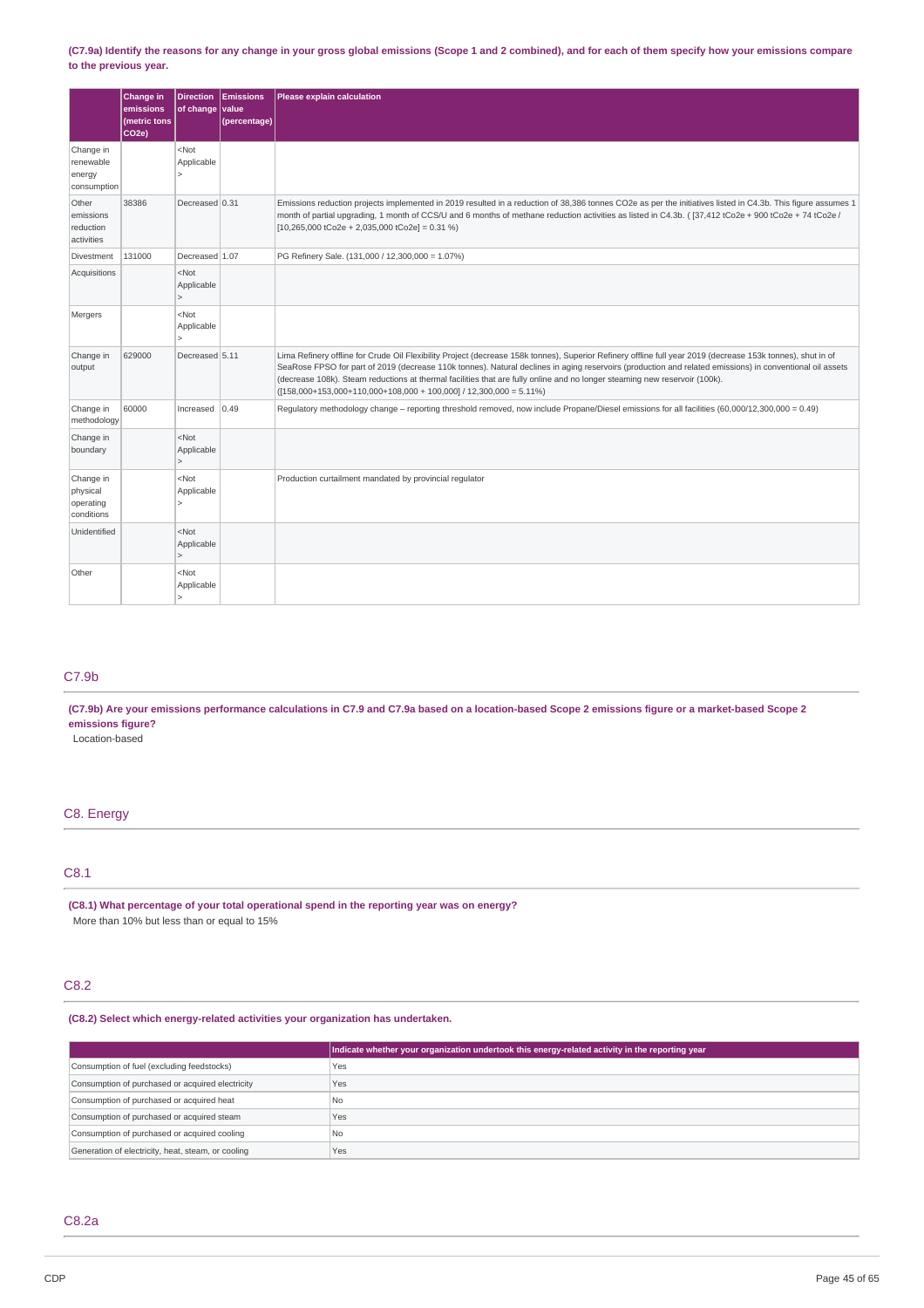**(C7.9a) Identify the reasons for any change in your gross global emissions (Scope 1 and 2 combined), and for each of them specify how your emissions compare to the previous year.**

| | Change in emissions (metric tons CO2e) | Direction of change | Emissions value (percentage) | Please explain calculation |
|---|---|---|---|---|
| Change in renewable energy consumption | | <Not Applicable> | | |
| Other emissions reduction activities | 38386 | Decreased | 0.31 | Emissions reduction projects implemented in 2019 resulted in a reduction of 38,386 tonnes CO2e as per the initiatives listed in C4.3b. This figure assumes 1 month of partial upgrading, 1 month of CCS/U and 6 months of methane reduction activities as listed in C4.3b. ( [37,412 tCo2e + 900 tCo2e + 74 tCo2e / [10,265,000 tCo2e + 2,035,000 tCo2e] = 0.31 %) |
| Divestment | 131000 | Decreased | 1.07 | PG Refinery Sale. (131,000 / 12,300,000 = 1.07%) |
| Acquisitions | | <Not Applicable> | | |
| Mergers | | <Not Applicable> | | |
| Change in output | 629000 | Decreased | 5.11 | Lima Refinery offline for Crude Oil Flexibility Project (decrease 158k tonnes), Superior Refinery offline full year 2019 (decrease 153k tonnes), shut in of SeaRose FPSO for part of 2019 (decrease 110k tonnes). Natural declines in aging reservoirs (production and related emissions) in conventional oil assets (decrease 108k). Steam reductions at thermal facilities that are fully online and no longer steaming new reservoir (100k). ([158,000+153,000+110,000+108,000 + 100,000] / 12,300,000 = 5.11%) |
| Change in methodology | 60000 | Increased | 0.49 | Regulatory methodology change – reporting threshold removed, now include Propane/Diesel emissions for all facilities (60,000/12,300,000 = 0.49) |
| Change in boundary | | <Not Applicable> | | |
| Change in physical operating conditions | | <Not Applicable> | | Production curtailment mandated by provincial regulator |
| Unidentified | | <Not Applicable> | | |
| Other | | <Not Applicable> | | |

## C7.9b

**(C7.9b) Are your emissions performance calculations in C7.9 and C7.9a based on a location-based Scope 2 emissions figure or a market-based Scope 2 emissions figure?**

Location-based

# C8. Energy

## C8.1

**(C8.1) What percentage of your total operational spend in the reporting year was on energy?**

More than 10% but less than or equal to 15%

## C8.2

**(C8.2) Select which energy-related activities your organization has undertaken.**

| | Indicate whether your organization undertook this energy-related activity in the reporting year |
|---|---|
| Consumption of fuel (excluding feedstocks) | Yes |
| Consumption of purchased or acquired electricity | Yes |
| Consumption of purchased or acquired heat | No |
| Consumption of purchased or acquired steam | Yes |
| Consumption of purchased or acquired cooling | No |
| Generation of electricity, heat, steam, or cooling | Yes |

## C8.2a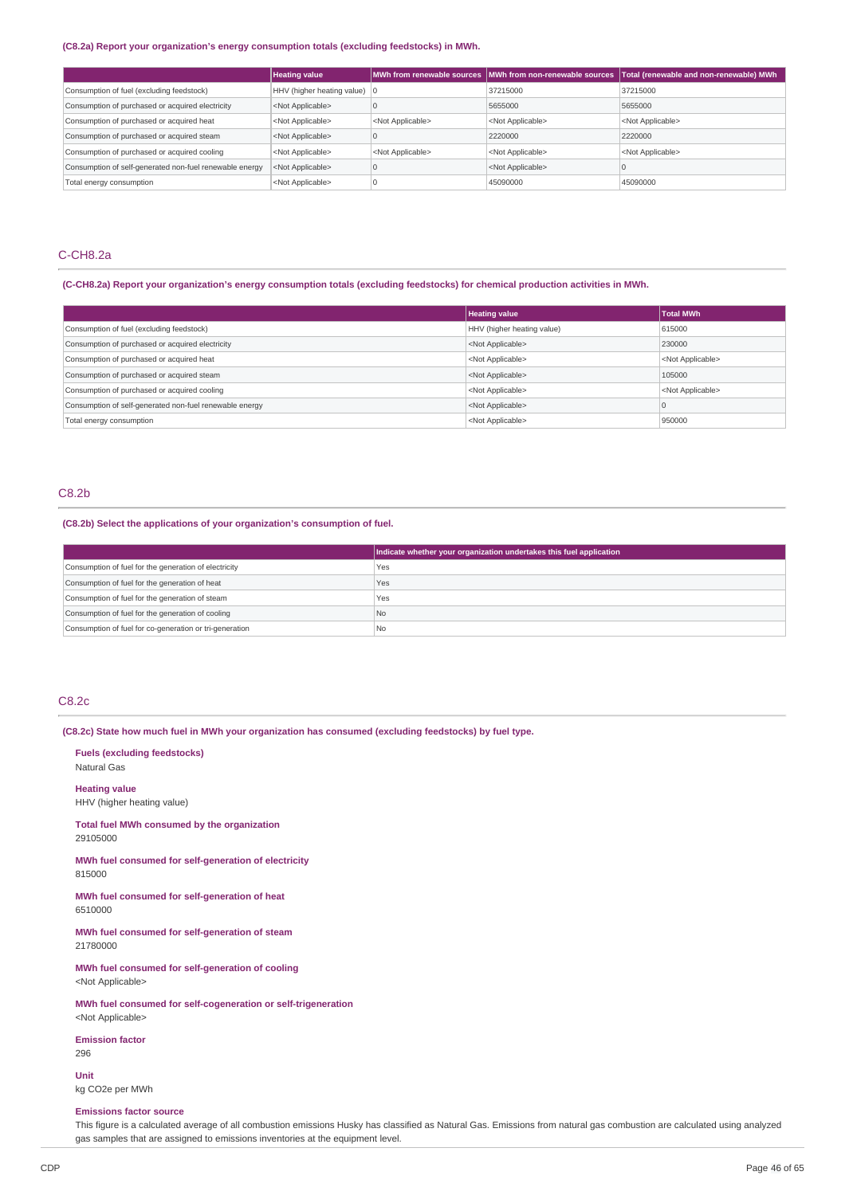(C8.2a) Report your organization's energy consumption totals (excluding feedstocks) in MWh.

| | Heating value | MWh from renewable sources | MWh from non-renewable sources | Total (renewable and non-renewable) MWh |
|---|---|---|---|---|
| Consumption of fuel (excluding feedstock) | HHV (higher heating value) | 0 | 37215000 | 37215000 |
| Consumption of purchased or acquired electricity | <Not Applicable> | 0 | 5655000 | 5655000 |
| Consumption of purchased or acquired heat | <Not Applicable> | <Not Applicable> | <Not Applicable> | <Not Applicable> |
| Consumption of purchased or acquired steam | <Not Applicable> | 0 | 2220000 | 2220000 |
| Consumption of purchased or acquired cooling | <Not Applicable> | <Not Applicable> | <Not Applicable> | <Not Applicable> |
| Consumption of self-generated non-fuel renewable energy | <Not Applicable> | 0 | <Not Applicable> | 0 |
| Total energy consumption | <Not Applicable> | 0 | 45090000 | 45090000 |

## C-CH8.2a

(C-CH8.2a) Report your organization's energy consumption totals (excluding feedstocks) for chemical production activities in MWh.

| | Heating value | Total MWh |
|---|---|---|
| Consumption of fuel (excluding feedstock) | HHV (higher heating value) | 615000 |
| Consumption of purchased or acquired electricity | <Not Applicable> | 230000 |
| Consumption of purchased or acquired heat | <Not Applicable> | <Not Applicable> |
| Consumption of purchased or acquired steam | <Not Applicable> | 105000 |
| Consumption of purchased or acquired cooling | <Not Applicable> | <Not Applicable> |
| Consumption of self-generated non-fuel renewable energy | <Not Applicable> | 0 |
| Total energy consumption | <Not Applicable> | 950000 |

## C8.2b

(C8.2b) Select the applications of your organization's consumption of fuel.

| | Indicate whether your organization undertakes this fuel application |
|---|---|
| Consumption of fuel for the generation of electricity | Yes |
| Consumption of fuel for the generation of heat | Yes |
| Consumption of fuel for the generation of steam | Yes |
| Consumption of fuel for the generation of cooling | No |
| Consumption of fuel for co-generation or tri-generation | No |

## C8.2c

(C8.2c) State how much fuel in MWh your organization has consumed (excluding feedstocks) by fuel type.

**Fuels (excluding feedstocks)**
Natural Gas

**Heating value**
HHV (higher heating value)

**Total fuel MWh consumed by the organization**
29105000

**MWh fuel consumed for self-generation of electricity**
815000

**MWh fuel consumed for self-generation of heat**
6510000

**MWh fuel consumed for self-generation of steam**
21780000

**MWh fuel consumed for self-generation of cooling**
<Not Applicable>

**MWh fuel consumed for self-cogeneration or self-trigeneration**
<Not Applicable>

**Emission factor**
296

**Unit**
kg CO2e per MWh

**Emissions factor source**
This figure is a calculated average of all combustion emissions Husky has classified as Natural Gas. Emissions from natural gas combustion are calculated using analyzed gas samples that are assigned to emissions inventories at the equipment level.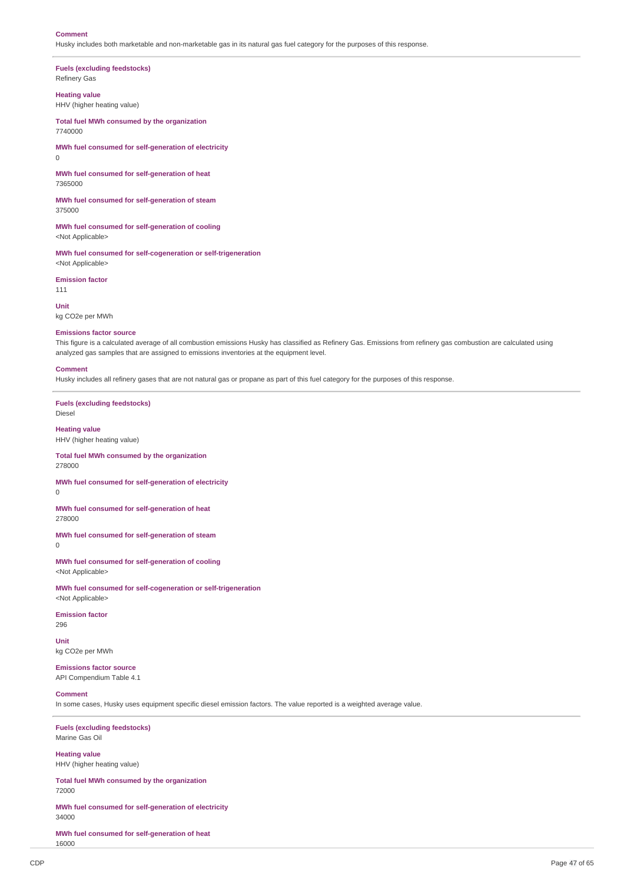**Comment**
Husky includes both marketable and non-marketable gas in its natural gas fuel category for the purposes of this response.

---

**Fuels (excluding feedstocks)**
Refinery Gas

**Heating value**
HHV (higher heating value)

**Total fuel MWh consumed by the organization**
7740000

**MWh fuel consumed for self-generation of electricity**
0

**MWh fuel consumed for self-generation of heat**
7365000

**MWh fuel consumed for self-generation of steam**
375000

**MWh fuel consumed for self-generation of cooling**
<Not Applicable>

**MWh fuel consumed for self-cogeneration or self-trigeneration**
<Not Applicable>

**Emission factor**
111

**Unit**
kg CO2e per MWh

**Emissions factor source**
This figure is a calculated average of all combustion emissions Husky has classified as Refinery Gas. Emissions from refinery gas combustion are calculated using analyzed gas samples that are assigned to emissions inventories at the equipment level.

**Comment**
Husky includes all refinery gases that are not natural gas or propane as part of this fuel category for the purposes of this response.

---

**Fuels (excluding feedstocks)**
Diesel

**Heating value**
HHV (higher heating value)

**Total fuel MWh consumed by the organization**
278000

**MWh fuel consumed for self-generation of electricity**
0

**MWh fuel consumed for self-generation of heat**
278000

**MWh fuel consumed for self-generation of steam**
0

**MWh fuel consumed for self-generation of cooling**
<Not Applicable>

**MWh fuel consumed for self-cogeneration or self-trigeneration**
<Not Applicable>

**Emission factor**
296

**Unit**
kg CO2e per MWh

**Emissions factor source**
API Compendium Table 4.1

**Comment**
In some cases, Husky uses equipment specific diesel emission factors. The value reported is a weighted average value.

---

**Fuels (excluding feedstocks)**
Marine Gas Oil

**Heating value**
HHV (higher heating value)

**Total fuel MWh consumed by the organization**
72000

**MWh fuel consumed for self-generation of electricity**
34000

**MWh fuel consumed for self-generation of heat**
16000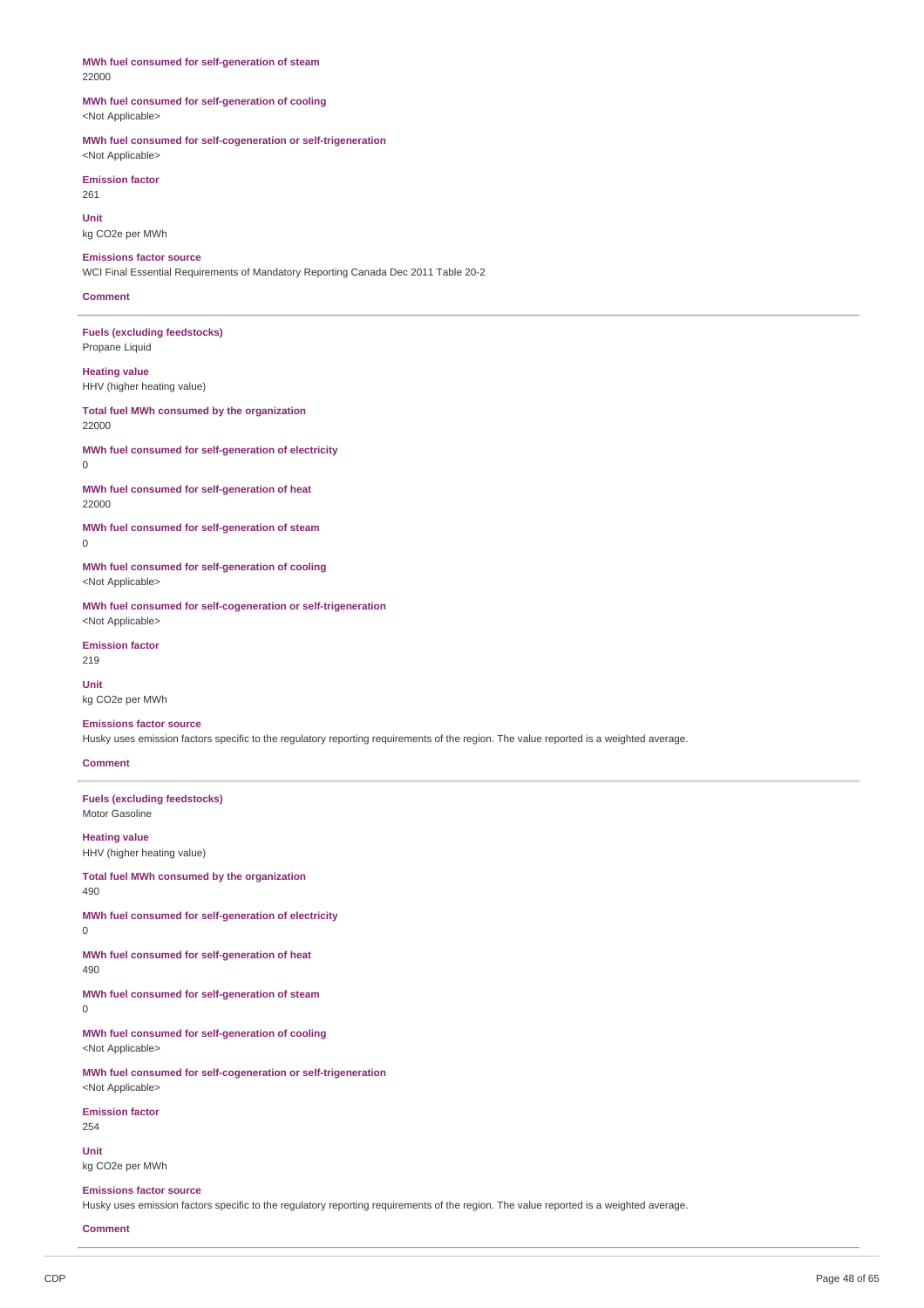**MWh fuel consumed for self-generation of steam**
22000

**MWh fuel consumed for self-generation of cooling**
<Not Applicable>

**MWh fuel consumed for self-cogeneration or self-trigeneration**
<Not Applicable>

**Emission factor**
261

**Unit**
kg CO2e per MWh

**Emissions factor source**
WCI Final Essential Requirements of Mandatory Reporting Canada Dec 2011 Table 20-2

**Comment**

---

**Fuels (excluding feedstocks)**
Propane Liquid

**Heating value**
HHV (higher heating value)

**Total fuel MWh consumed by the organization**
22000

**MWh fuel consumed for self-generation of electricity**
0

**MWh fuel consumed for self-generation of heat**
22000

**MWh fuel consumed for self-generation of steam**
0

**MWh fuel consumed for self-generation of cooling**
<Not Applicable>

**MWh fuel consumed for self-cogeneration or self-trigeneration**
<Not Applicable>

**Emission factor**
219

**Unit**
kg CO2e per MWh

**Emissions factor source**
Husky uses emission factors specific to the regulatory reporting requirements of the region. The value reported is a weighted average.

**Comment**

---

**Fuels (excluding feedstocks)**
Motor Gasoline

**Heating value**
HHV (higher heating value)

**Total fuel MWh consumed by the organization**
490

**MWh fuel consumed for self-generation of electricity**
0

**MWh fuel consumed for self-generation of heat**
490

**MWh fuel consumed for self-generation of steam**
0

**MWh fuel consumed for self-generation of cooling**
<Not Applicable>

**MWh fuel consumed for self-cogeneration or self-trigeneration**
<Not Applicable>

**Emission factor**
254

**Unit**
kg CO2e per MWh

**Emissions factor source**
Husky uses emission factors specific to the regulatory reporting requirements of the region. The value reported is a weighted average.

**Comment**

---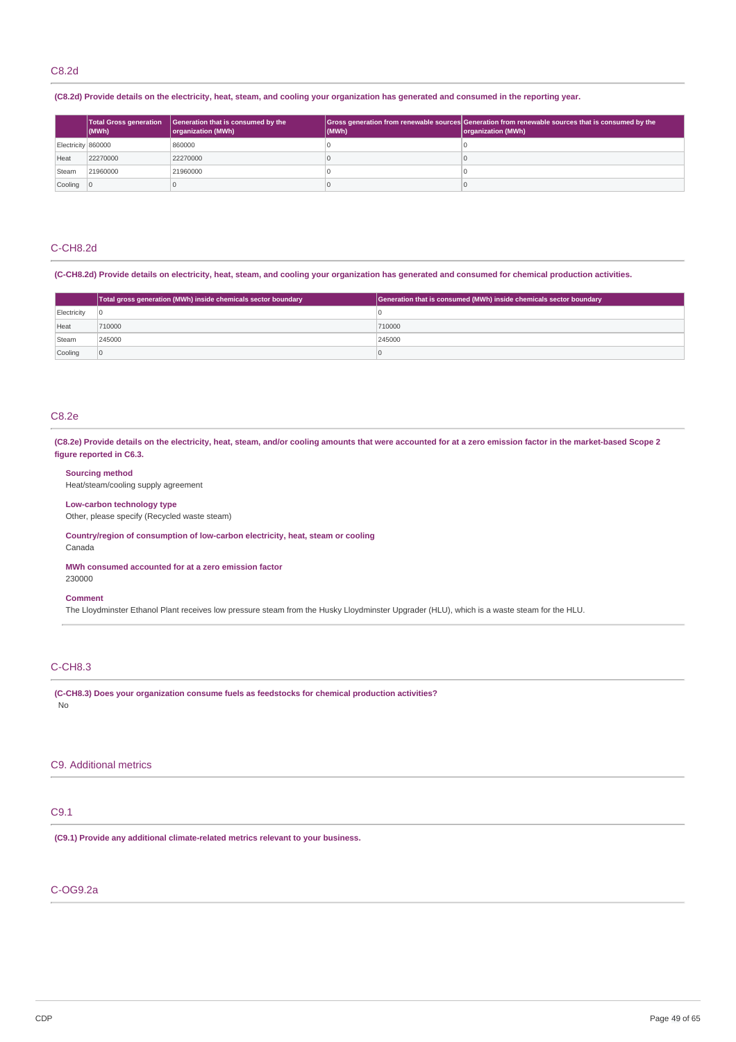## C8.2d

**(C8.2d) Provide details on the electricity, heat, steam, and cooling your organization has generated and consumed in the reporting year.**

| | Total Gross generation (MWh) | Generation that is consumed by the organization (MWh) | Gross generation from renewable sources (MWh) | Generation from renewable sources that is consumed by the organization (MWh) |
|---|---|---|---|---|
| Electricity | 860000 | 860000 | 0 | 0 |
| Heat | 22270000 | 22270000 | 0 | 0 |
| Steam | 21960000 | 21960000 | 0 | 0 |
| Cooling | 0 | 0 | 0 | 0 |

## C-CH8.2d

**(C-CH8.2d) Provide details on electricity, heat, steam, and cooling your organization has generated and consumed for chemical production activities.**

| | Total gross generation (MWh) inside chemicals sector boundary | Generation that is consumed (MWh) inside chemicals sector boundary |
|---|---|---|
| Electricity | 0 | 0 |
| Heat | 710000 | 710000 |
| Steam | 245000 | 245000 |
| Cooling | 0 | 0 |

## C8.2e

**(C8.2e) Provide details on the electricity, heat, steam, and/or cooling amounts that were accounted for at a zero emission factor in the market-based Scope 2 figure reported in C6.3.**

**Sourcing method**
Heat/steam/cooling supply agreement

**Low-carbon technology type**
Other, please specify (Recycled waste steam)

**Country/region of consumption of low-carbon electricity, heat, steam or cooling**
Canada

**MWh consumed accounted for at a zero emission factor**
230000

**Comment**
The Lloydminster Ethanol Plant receives low pressure steam from the Husky Lloydminster Upgrader (HLU), which is a waste steam for the HLU.

## C-CH8.3

**(C-CH8.3) Does your organization consume fuels as feedstocks for chemical production activities?**
No

# C9. Additional metrics

## C9.1

**(C9.1) Provide any additional climate-related metrics relevant to your business.**

## C-OG9.2a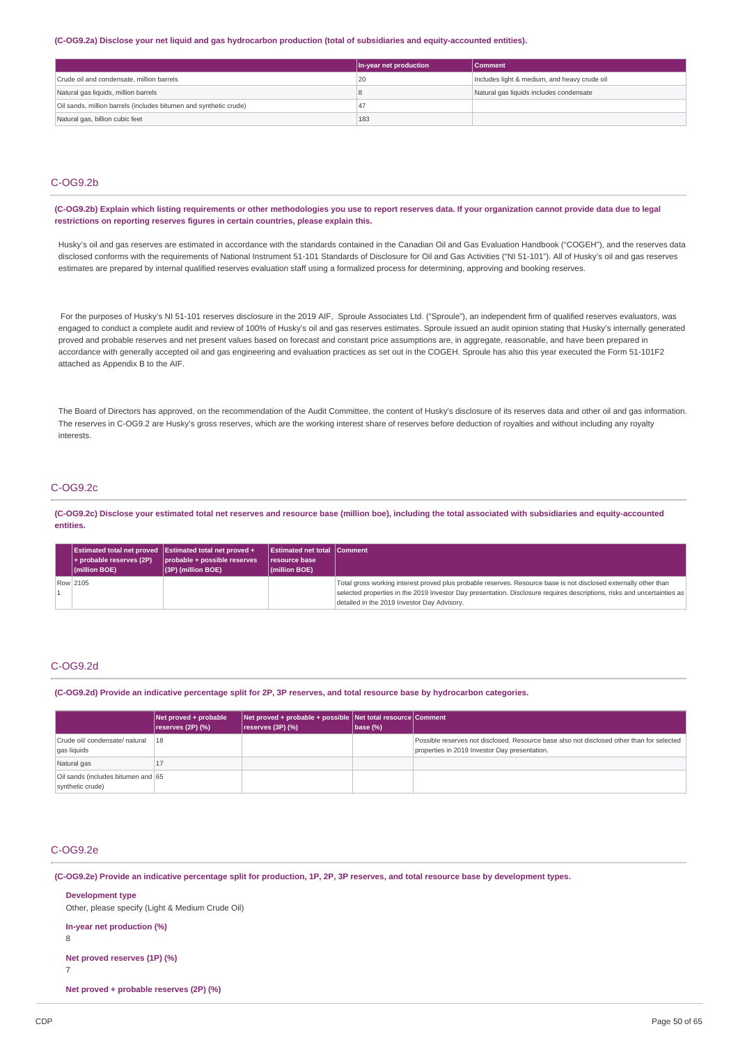**(C-OG9.2a) Disclose your net liquid and gas hydrocarbon production (total of subsidiaries and equity-accounted entities).**

| | In-year net production | Comment |
|---|---|---|
| Crude oil and condensate, million barrels | 20 | Includes light & medium, and heavy crude oil |
| Natural gas liquids, million barrels | 8 | Natural gas liquids includes condensate |
| Oil sands, million barrels (includes bitumen and synthetic crude) | 47 | |
| Natural gas, billion cubic feet | 183 | |

## C-OG9.2b

**(C-OG9.2b) Explain which listing requirements or other methodologies you use to report reserves data. If your organization cannot provide data due to legal restrictions on reporting reserves figures in certain countries, please explain this.**

Husky's oil and gas reserves are estimated in accordance with the standards contained in the Canadian Oil and Gas Evaluation Handbook ("COGEH"), and the reserves data disclosed conforms with the requirements of National Instrument 51-101 Standards of Disclosure for Oil and Gas Activities ("NI 51-101"). All of Husky's oil and gas reserves estimates are prepared by internal qualified reserves evaluation staff using a formalized process for determining, approving and booking reserves.

For the purposes of Husky's NI 51-101 reserves disclosure in the 2019 AIF, Sproule Associates Ltd. ("Sproule"), an independent firm of qualified reserves evaluators, was engaged to conduct a complete audit and review of 100% of Husky's oil and gas reserves estimates. Sproule issued an audit opinion stating that Husky's internally generated proved and probable reserves and net present values based on forecast and constant price assumptions are, in aggregate, reasonable, and have been prepared in accordance with generally accepted oil and gas engineering and evaluation practices as set out in the COGEH. Sproule has also this year executed the Form 51-101F2 attached as Appendix B to the AIF.

The Board of Directors has approved, on the recommendation of the Audit Committee, the content of Husky's disclosure of its reserves data and other oil and gas information. The reserves in C-OG9.2 are Husky's gross reserves, which are the working interest share of reserves before deduction of royalties and without including any royalty interests.

## C-OG9.2c

**(C-OG9.2c) Disclose your estimated total net reserves and resource base (million boe), including the total associated with subsidiaries and equity-accounted entities.**

| | Estimated total net proved + probable reserves (2P) (million BOE) | Estimated total net proved + probable + possible reserves (3P) (million BOE) | Estimated net total resource base (million BOE) | Comment |
|---|---|---|---|---|
| Row 1 | 2105 | | | Total gross working interest proved plus probable reserves. Resource base is not disclosed externally other than selected properties in the 2019 Investor Day presentation. Disclosure requires descriptions, risks and uncertainties as detailed in the 2019 Investor Day Advisory. |

## C-OG9.2d

**(C-OG9.2d) Provide an indicative percentage split for 2P, 3P reserves, and total resource base by hydrocarbon categories.**

| | Net proved + probable reserves (2P) (%) | Net proved + probable + possible reserves (3P) (%) | Net total resource base (%) | Comment |
|---|---|---|---|---|
| Crude oil/ condensate/ natural gas liquids | 18 | | | Possible reserves not disclosed. Resource base also not disclosed other than for selected properties in 2019 Investor Day presentation. |
| Natural gas | 17 | | | |
| Oil sands (includes bitumen and synthetic crude) | 65 | | | |

## C-OG9.2e

**(C-OG9.2e) Provide an indicative percentage split for production, 1P, 2P, 3P reserves, and total resource base by development types.**

**Development type**

Other, please specify (Light & Medium Crude Oil)

**In-year net production (%)**

8

**Net proved reserves (1P) (%)**

7

**Net proved + probable reserves (2P) (%)**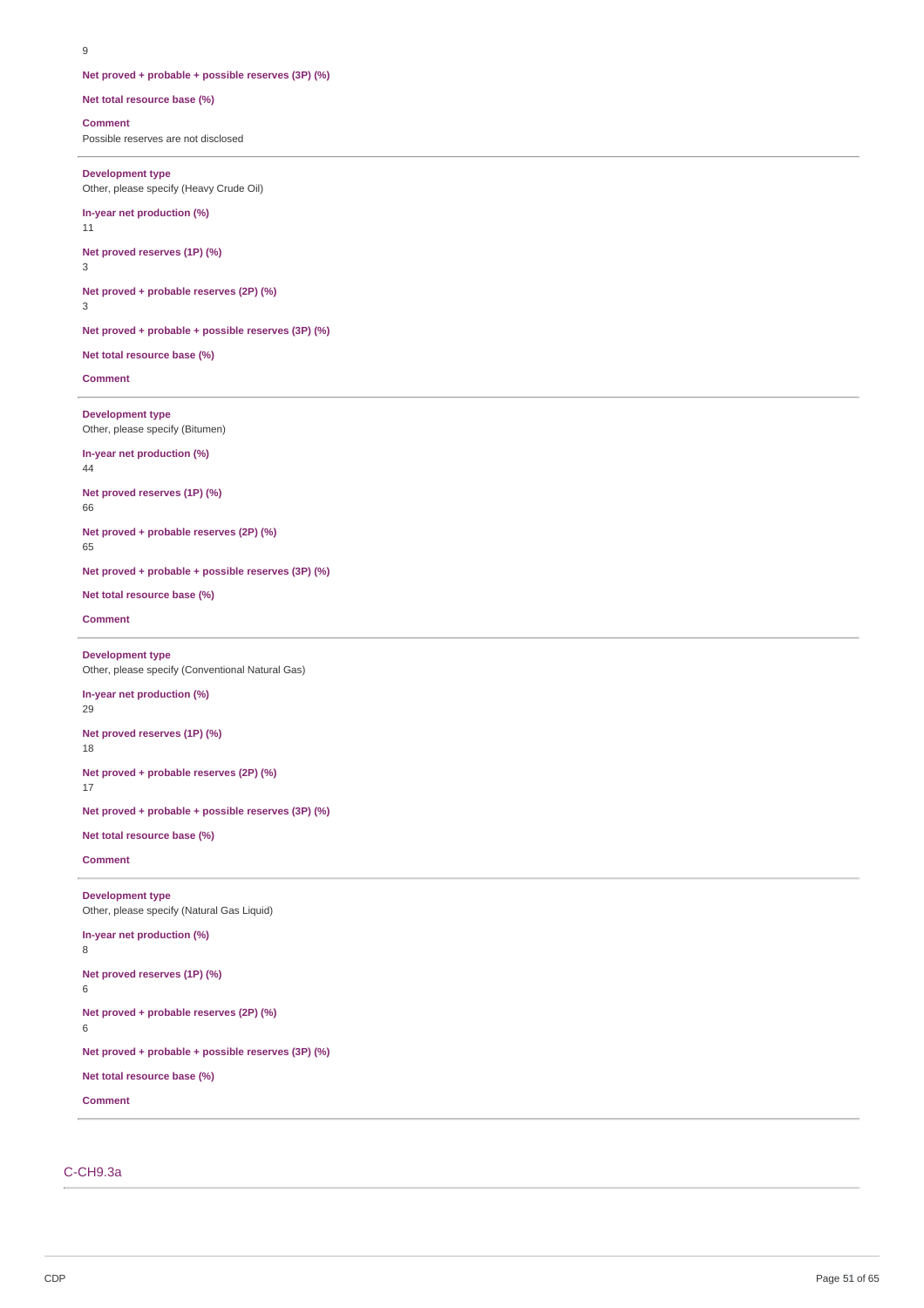9

**Net proved + probable + possible reserves (3P) (%)**

**Net total resource base (%)**

**Comment**

Possible reserves are not disclosed

---

**Development type**

Other, please specify (Heavy Crude Oil)

**In-year net production (%)**

11

**Net proved reserves (1P) (%)**

3

**Net proved + probable reserves (2P) (%)**

3

**Net proved + probable + possible reserves (3P) (%)**

**Net total resource base (%)**

**Comment**

---

**Development type**

Other, please specify (Bitumen)

**In-year net production (%)**

44

**Net proved reserves (1P) (%)**

66

**Net proved + probable reserves (2P) (%)**

65

**Net proved + probable + possible reserves (3P) (%)**

**Net total resource base (%)**

**Comment**

---

**Development type**

Other, please specify (Conventional Natural Gas)

**In-year net production (%)**

29

**Net proved reserves (1P) (%)**

18

**Net proved + probable reserves (2P) (%)**

17

**Net proved + probable + possible reserves (3P) (%)**

**Net total resource base (%)**

**Comment**

---

**Development type**

Other, please specify (Natural Gas Liquid)

**In-year net production (%)**

8

**Net proved reserves (1P) (%)**

6

**Net proved + probable reserves (2P) (%)**

6

**Net proved + probable + possible reserves (3P) (%)**

**Net total resource base (%)**

**Comment**

---

## C-CH9.3a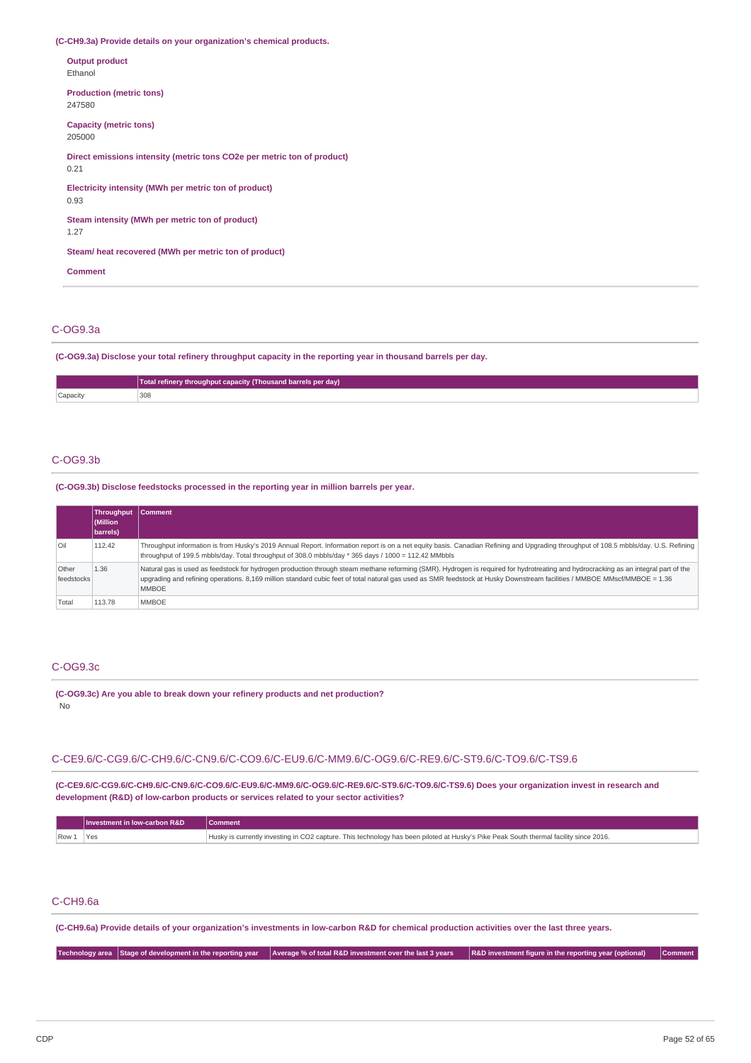**(C-CH9.3a) Provide details on your organization's chemical products.**

**Output product**
Ethanol

**Production (metric tons)**
247580

**Capacity (metric tons)**
205000

**Direct emissions intensity (metric tons CO2e per metric ton of product)**
0.21

**Electricity intensity (MWh per metric ton of product)**
0.93

**Steam intensity (MWh per metric ton of product)**
1.27

**Steam/ heat recovered (MWh per metric ton of product)**

**Comment**

## C-OG9.3a

**(C-OG9.3a) Disclose your total refinery throughput capacity in the reporting year in thousand barrels per day.**

| | Total refinery throughput capacity (Thousand barrels per day) |
|---|---|
| Capacity | 308 |

## C-OG9.3b

**(C-OG9.3b) Disclose feedstocks processed in the reporting year in million barrels per year.**

| | Throughput (Million barrels) | Comment |
|---|---|---|
| Oil | 112.42 | Throughput information is from Husky's 2019 Annual Report. Information report is on a net equity basis. Canadian Refining and Upgrading throughput of 108.5 mbbls/day. U.S. Refining throughput of 199.5 mbbls/day. Total throughput of 308.0 mbbls/day * 365 days / 1000 = 112.42 MMbbls |
| Other feedstocks | 1.36 | Natural gas is used as feedstock for hydrogen production through steam methane reforming (SMR). Hydrogen is required for hydrotreating and hydrocracking as an integral part of the upgrading and refining operations. 8,169 million standard cubic feet of total natural gas used as SMR feedstock at Husky Downstream facilities / MMBOE MMscf/MMBOE = 1.36 MMBOE |
| Total | 113.78 | MMBOE |

## C-OG9.3c

**(C-OG9.3c) Are you able to break down your refinery products and net production?**
No

## C-CE9.6/C-CG9.6/C-CH9.6/C-CN9.6/C-CO9.6/C-EU9.6/C-MM9.6/C-OG9.6/C-RE9.6/C-ST9.6/C-TO9.6/C-TS9.6

**(C-CE9.6/C-CG9.6/C-CH9.6/C-CN9.6/C-CO9.6/C-EU9.6/C-MM9.6/C-OG9.6/C-RE9.6/C-ST9.6/C-TO9.6/C-TS9.6) Does your organization invest in research and development (R&D) of low-carbon products or services related to your sector activities?**

| | Investment in low-carbon R&D | Comment |
|---|---|---|
| Row 1 | Yes | Husky is currently investing in CO2 capture. This technology has been piloted at Husky's Pike Peak South thermal facility since 2016. |

## C-CH9.6a

**(C-CH9.6a) Provide details of your organization's investments in low-carbon R&D for chemical production activities over the last three years.**

| Technology area | Stage of development in the reporting year | Average % of total R&D investment over the last 3 years | R&D investment figure in the reporting year (optional) | Comment |
|---|---|---|---|---|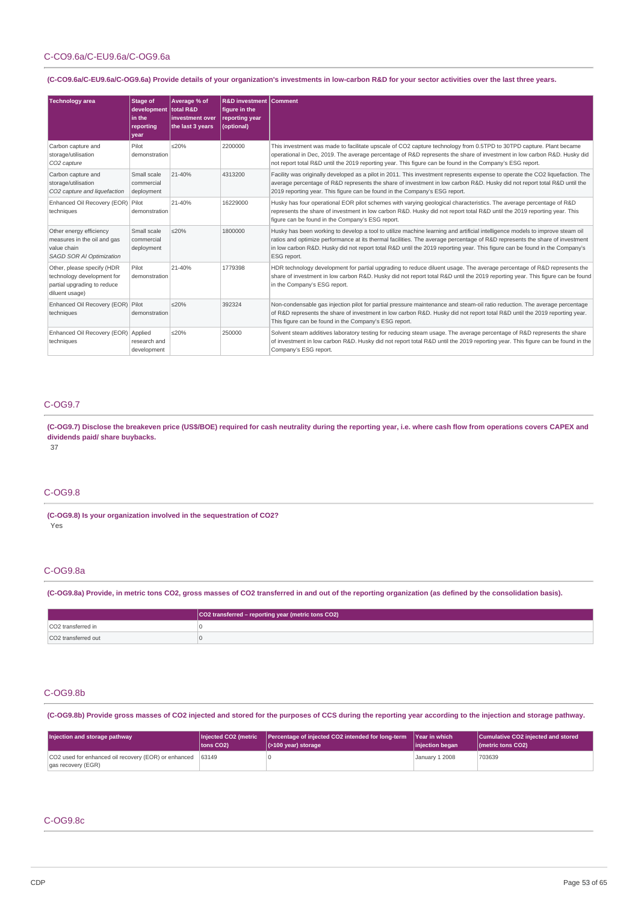## C-CO9.6a/C-EU9.6a/C-OG9.6a

**(C-CO9.6a/C-EU9.6a/C-OG9.6a) Provide details of your organization's investments in low-carbon R&D for your sector activities over the last three years.**

| Technology area | Stage of development in the reporting year | Average % of total R&D investment over the last 3 years | R&D investment figure in the reporting year (optional) | Comment |
|---|---|---|---|---|
| Carbon capture and storage/utilisation<br>*CO2 capture* | Pilot demonstration | ≤20% | 2200000 | This investment was made to facilitate upscale of CO2 capture technology from 0.5TPD to 30TPD capture. Plant became operational in Dec, 2019. The average percentage of R&D represents the share of investment in low carbon R&D. Husky did not report total R&D until the 2019 reporting year. This figure can be found in the Company's ESG report. |
| Carbon capture and storage/utilisation<br>*CO2 capture and liquefaction* | Small scale commercial deployment | 21-40% | 4313200 | Facility was originally developed as a pilot in 2011. This investment represents expense to operate the CO2 liquefaction. The average percentage of R&D represents the share of investment in low carbon R&D. Husky did not report total R&D until the 2019 reporting year. This figure can be found in the Company's ESG report. |
| Enhanced Oil Recovery (EOR) techniques | Pilot demonstration | 21-40% | 16229000 | Husky has four operational EOR pilot schemes with varying geological characteristics. The average percentage of R&D represents the share of investment in low carbon R&D. Husky did not report total R&D until the 2019 reporting year. This figure can be found in the Company's ESG report. |
| Other energy efficiency measures in the oil and gas value chain<br>*SAGD SOR AI Optimization* | Small scale commercial deployment | ≤20% | 1800000 | Husky has been working to develop a tool to utilize machine learning and artificial intelligence models to improve steam oil ratios and optimize performance at its thermal facilities. The average percentage of R&D represents the share of investment in low carbon R&D. Husky did not report total R&D until the 2019 reporting year. This figure can be found in the Company's ESG report. |
| Other, please specify (HDR technology development for partial upgrading to reduce diluent usage) | Pilot demonstration | 21-40% | 1779398 | HDR technology development for partial upgrading to reduce diluent usage. The average percentage of R&D represents the share of investment in low carbon R&D. Husky did not report total R&D until the 2019 reporting year. This figure can be found in the Company's ESG report. |
| Enhanced Oil Recovery (EOR) techniques | Pilot demonstration | ≤20% | 392324 | Non-condensable gas injection pilot for partial pressure maintenance and steam-oil ratio reduction. The average percentage of R&D represents the share of investment in low carbon R&D. Husky did not report total R&D until the 2019 reporting year. This figure can be found in the Company's ESG report. |
| Enhanced Oil Recovery (EOR) techniques | Applied research and development | ≤20% | 250000 | Solvent steam additives laboratory testing for reducing steam usage. The average percentage of R&D represents the share of investment in low carbon R&D. Husky did not report total R&D until the 2019 reporting year. This figure can be found in the Company's ESG report. |

## C-OG9.7

**(C-OG9.7) Disclose the breakeven price (US$/BOE) required for cash neutrality during the reporting year, i.e. where cash flow from operations covers CAPEX and dividends paid/ share buybacks.**

37

## C-OG9.8

**(C-OG9.8) Is your organization involved in the sequestration of CO2?**

Yes

## C-OG9.8a

**(C-OG9.8a) Provide, in metric tons CO2, gross masses of CO2 transferred in and out of the reporting organization (as defined by the consolidation basis).**

| | CO2 transferred – reporting year (metric tons CO2) |
|---|---|
| CO2 transferred in | 0 |
| CO2 transferred out | 0 |

## C-OG9.8b

**(C-OG9.8b) Provide gross masses of CO2 injected and stored for the purposes of CCS during the reporting year according to the injection and storage pathway.**

| Injection and storage pathway | Injected CO2 (metric tons CO2) | Percentage of injected CO2 intended for long-term (>100 year) storage | Year in which injection began | Cumulative CO2 injected and stored (metric tons CO2) |
|---|---|---|---|---|
| CO2 used for enhanced oil recovery (EOR) or enhanced gas recovery (EGR) | 63149 | 0 | January 1 2008 | 703639 |

## C-OG9.8c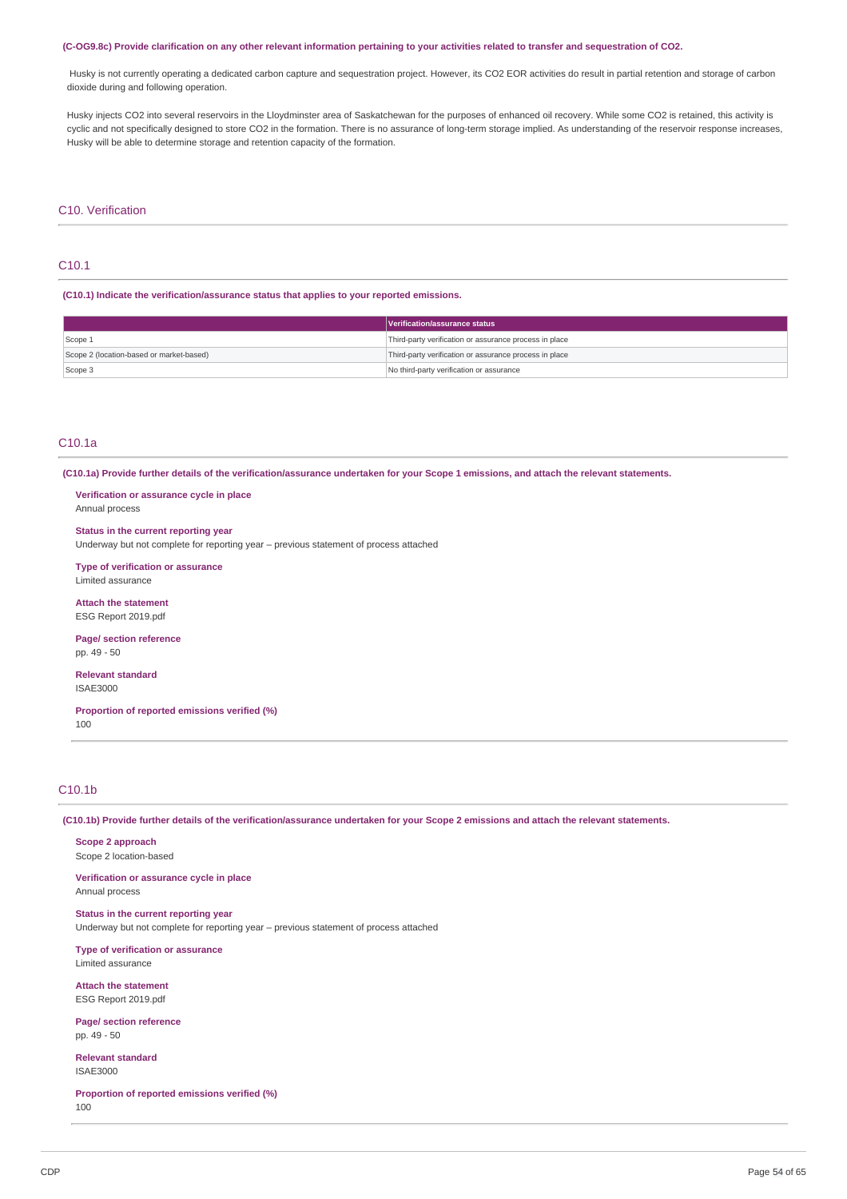**(C-OG9.8c) Provide clarification on any other relevant information pertaining to your activities related to transfer and sequestration of $CO_2$.**

Husky is not currently operating a dedicated carbon capture and sequestration project. However, its $CO_2$ EOR activities do result in partial retention and storage of carbon dioxide during and following operation.

Husky injects $CO_2$ into several reservoirs in the Lloydminster area of Saskatchewan for the purposes of enhanced oil recovery. While some $CO_2$ is retained, this activity is cyclic and not specifically designed to store $CO_2$ in the formation. There is no assurance of long-term storage implied. As understanding of the reservoir response increases, Husky will be able to determine storage and retention capacity of the formation.

## C10. Verification

### C10.1

**(C10.1) Indicate the verification/assurance status that applies to your reported emissions.**

| | Verification/assurance status |
|---|---|
| Scope 1 | Third-party verification or assurance process in place |
| Scope 2 (location-based or market-based) | Third-party verification or assurance process in place |
| Scope 3 | No third-party verification or assurance |

### C10.1a

**(C10.1a) Provide further details of the verification/assurance undertaken for your Scope 1 emissions, and attach the relevant statements.**

**Verification or assurance cycle in place**
Annual process

**Status in the current reporting year**
Underway but not complete for reporting year – previous statement of process attached

**Type of verification or assurance**
Limited assurance

**Attach the statement**
ESG Report 2019.pdf

**Page/ section reference**
pp. 49 - 50

**Relevant standard**
ISAE3000

**Proportion of reported emissions verified (%)**
100

### C10.1b

**(C10.1b) Provide further details of the verification/assurance undertaken for your Scope 2 emissions and attach the relevant statements.**

**Scope 2 approach**
Scope 2 location-based

**Verification or assurance cycle in place**
Annual process

**Status in the current reporting year**
Underway but not complete for reporting year – previous statement of process attached

**Type of verification or assurance**
Limited assurance

**Attach the statement**
ESG Report 2019.pdf

**Page/ section reference**
pp. 49 - 50

**Relevant standard**
ISAE3000

**Proportion of reported emissions verified (%)**
100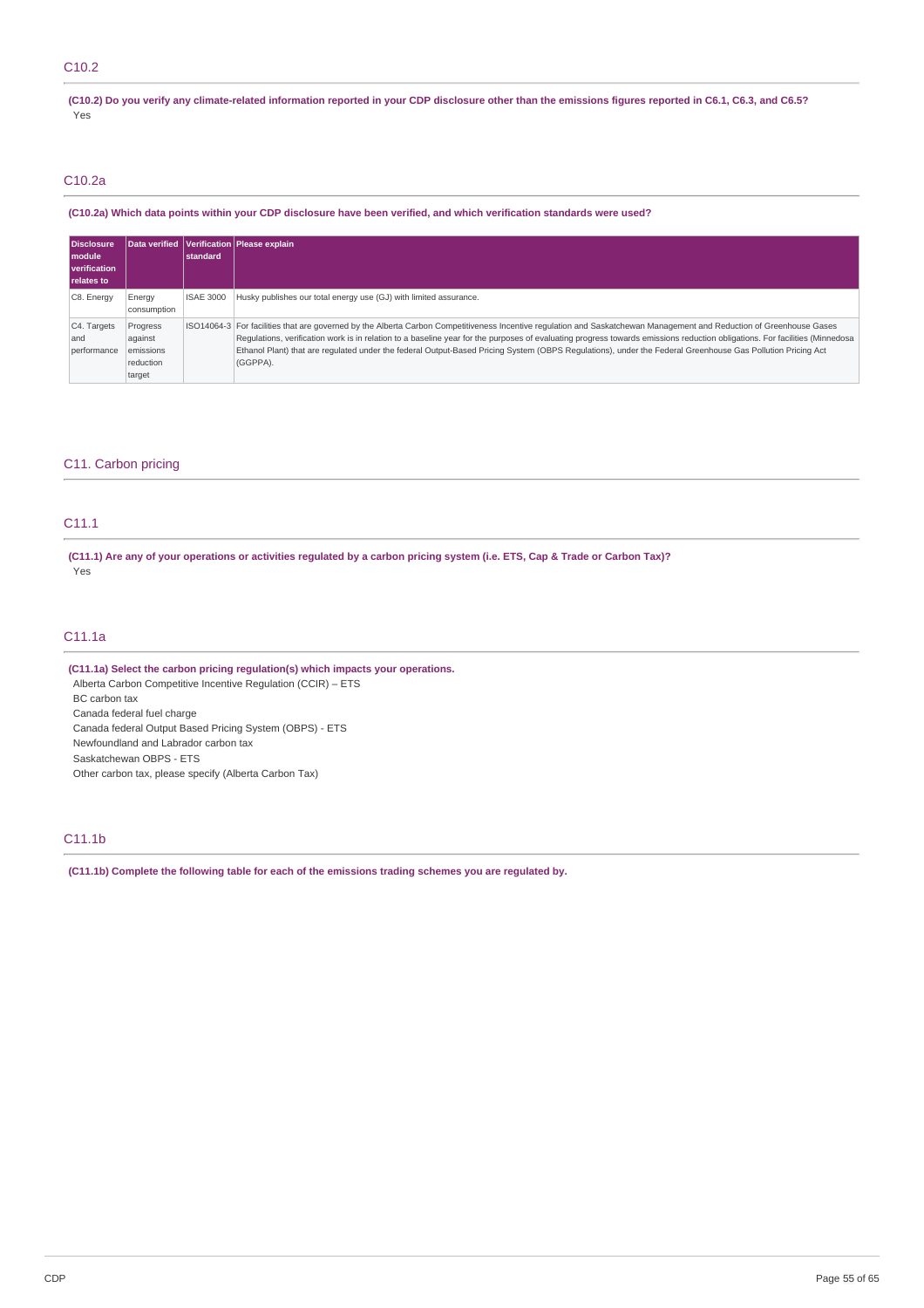## C10.2

**(C10.2) Do you verify any climate-related information reported in your CDP disclosure other than the emissions figures reported in C6.1, C6.3, and C6.5?**

Yes

## C10.2a

**(C10.2a) Which data points within your CDP disclosure have been verified, and which verification standards were used?**

| Disclosure module verification relates to | Data verified | Verification standard | Please explain |
|---|---|---|---|
| C8. Energy | Energy consumption | ISAE 3000 | Husky publishes our total energy use (GJ) with limited assurance. |
| C4. Targets and performance | Progress against emissions reduction target | ISO14064-3 | For facilities that are governed by the Alberta Carbon Competitiveness Incentive regulation and Saskatchewan Management and Reduction of Greenhouse Gases Regulations, verification work is in relation to a baseline year for the purposes of evaluating progress towards emissions reduction obligations. For facilities (Minnedosa Ethanol Plant) that are regulated under the federal Output-Based Pricing System (OBPS Regulations), under the Federal Greenhouse Gas Pollution Pricing Act (GGPPA). |

# C11. Carbon pricing

## C11.1

**(C11.1) Are any of your operations or activities regulated by a carbon pricing system (i.e. ETS, Cap & Trade or Carbon Tax)?**

Yes

## C11.1a

**(C11.1a) Select the carbon pricing regulation(s) which impacts your operations.**

Alberta Carbon Competitive Incentive Regulation (CCIR) – ETS
BC carbon tax
Canada federal fuel charge
Canada federal Output Based Pricing System (OBPS) - ETS
Newfoundland and Labrador carbon tax
Saskatchewan OBPS - ETS
Other carbon tax, please specify (Alberta Carbon Tax)

## C11.1b

**(C11.1b) Complete the following table for each of the emissions trading schemes you are regulated by.**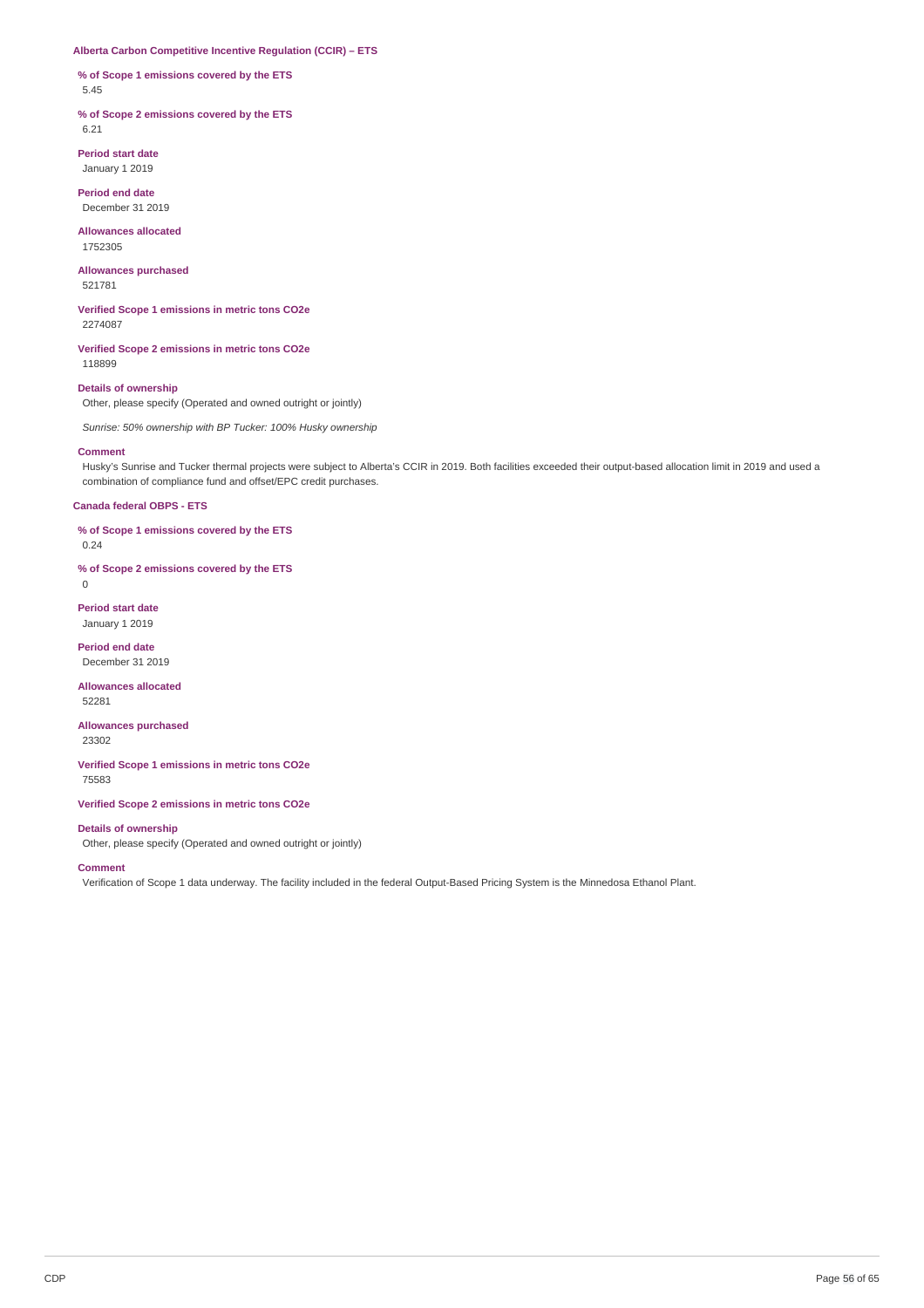### Alberta Carbon Competitive Incentive Regulation (CCIR) – ETS

**% of Scope 1 emissions covered by the ETS**
5.45

**% of Scope 2 emissions covered by the ETS**
6.21

**Period start date**
January 1 2019

**Period end date**
December 31 2019

**Allowances allocated**
1752305

**Allowances purchased**
521781

**Verified Scope 1 emissions in metric tons CO2e**
2274087

**Verified Scope 2 emissions in metric tons CO2e**
118899

**Details of ownership**
Other, please specify (Operated and owned outright or jointly)

*Sunrise: 50% ownership with BP Tucker: 100% Husky ownership*

**Comment**
Husky's Sunrise and Tucker thermal projects were subject to Alberta's CCIR in 2019. Both facilities exceeded their output-based allocation limit in 2019 and used a combination of compliance fund and offset/EPC credit purchases.

### Canada federal OBPS - ETS

**% of Scope 1 emissions covered by the ETS**
0.24

**% of Scope 2 emissions covered by the ETS**
0

**Period start date**
January 1 2019

**Period end date**
December 31 2019

**Allowances allocated**
52281

**Allowances purchased**
23302

**Verified Scope 1 emissions in metric tons CO2e**
75583

**Verified Scope 2 emissions in metric tons CO2e**

**Details of ownership**
Other, please specify (Operated and owned outright or jointly)

**Comment**
Verification of Scope 1 data underway. The facility included in the federal Output-Based Pricing System is the Minnedosa Ethanol Plant.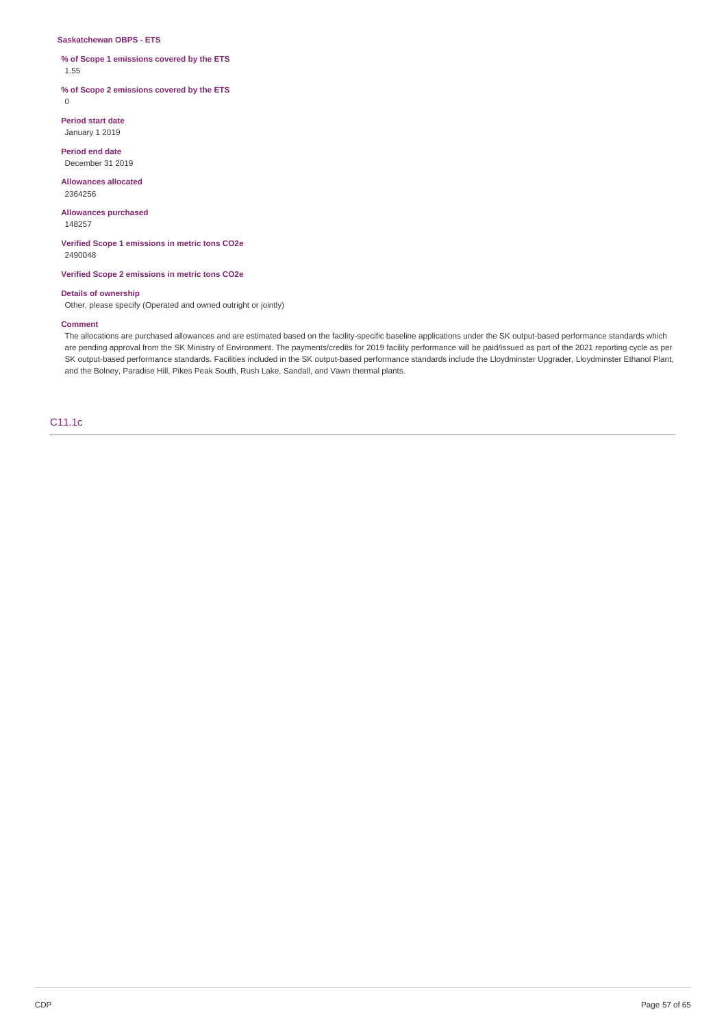**Saskatchewan OBPS - ETS**

**% of Scope 1 emissions covered by the ETS**
1.55

**% of Scope 2 emissions covered by the ETS**
0

**Period start date**
January 1 2019

**Period end date**
December 31 2019

**Allowances allocated**
2364256

**Allowances purchased**
148257

**Verified Scope 1 emissions in metric tons CO2e**
2490048

**Verified Scope 2 emissions in metric tons CO2e**

**Details of ownership**
Other, please specify (Operated and owned outright or jointly)

**Comment**
The allocations are purchased allowances and are estimated based on the facility-specific baseline applications under the SK output-based performance standards which are pending approval from the SK Ministry of Environment. The payments/credits for 2019 facility performance will be paid/issued as part of the 2021 reporting cycle as per SK output-based performance standards. Facilities included in the SK output-based performance standards include the Lloydminster Upgrader, Lloydminster Ethanol Plant, and the Bolney, Paradise Hill, Pikes Peak South, Rush Lake, Sandall, and Vawn thermal plants.

## C11.1c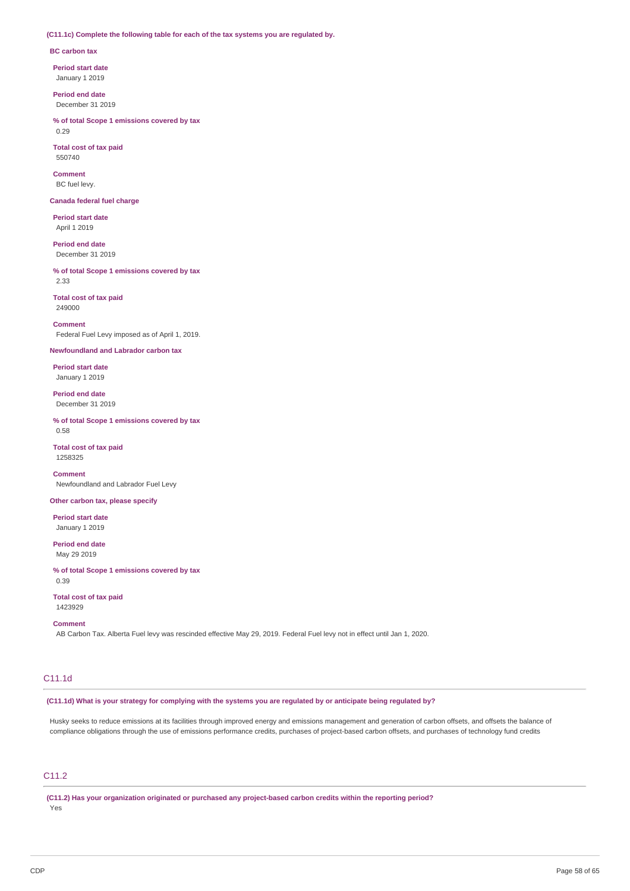**(C11.1c) Complete the following table for each of the tax systems you are regulated by.**

**BC carbon tax**

**Period start date**
January 1 2019

**Period end date**
December 31 2019

**% of total Scope 1 emissions covered by tax**
0.29

**Total cost of tax paid**
550740

**Comment**
BC fuel levy.

**Canada federal fuel charge**

**Period start date**
April 1 2019

**Period end date**
December 31 2019

**% of total Scope 1 emissions covered by tax**
2.33

**Total cost of tax paid**
249000

**Comment**
Federal Fuel Levy imposed as of April 1, 2019.

**Newfoundland and Labrador carbon tax**

**Period start date**
January 1 2019

**Period end date**
December 31 2019

**% of total Scope 1 emissions covered by tax**
0.58

**Total cost of tax paid**
1258325

**Comment**
Newfoundland and Labrador Fuel Levy

**Other carbon tax, please specify**

**Period start date**
January 1 2019

**Period end date**
May 29 2019

**% of total Scope 1 emissions covered by tax**
0.39

**Total cost of tax paid**
1423929

**Comment**
AB Carbon Tax. Alberta Fuel levy was rescinded effective May 29, 2019. Federal Fuel levy not in effect until Jan 1, 2020.

## C11.1d

**(C11.1d) What is your strategy for complying with the systems you are regulated by or anticipate being regulated by?**

Husky seeks to reduce emissions at its facilities through improved energy and emissions management and generation of carbon offsets, and offsets the balance of compliance obligations through the use of emissions performance credits, purchases of project-based carbon offsets, and purchases of technology fund credits

## C11.2

**(C11.2) Has your organization originated or purchased any project-based carbon credits within the reporting period?**
Yes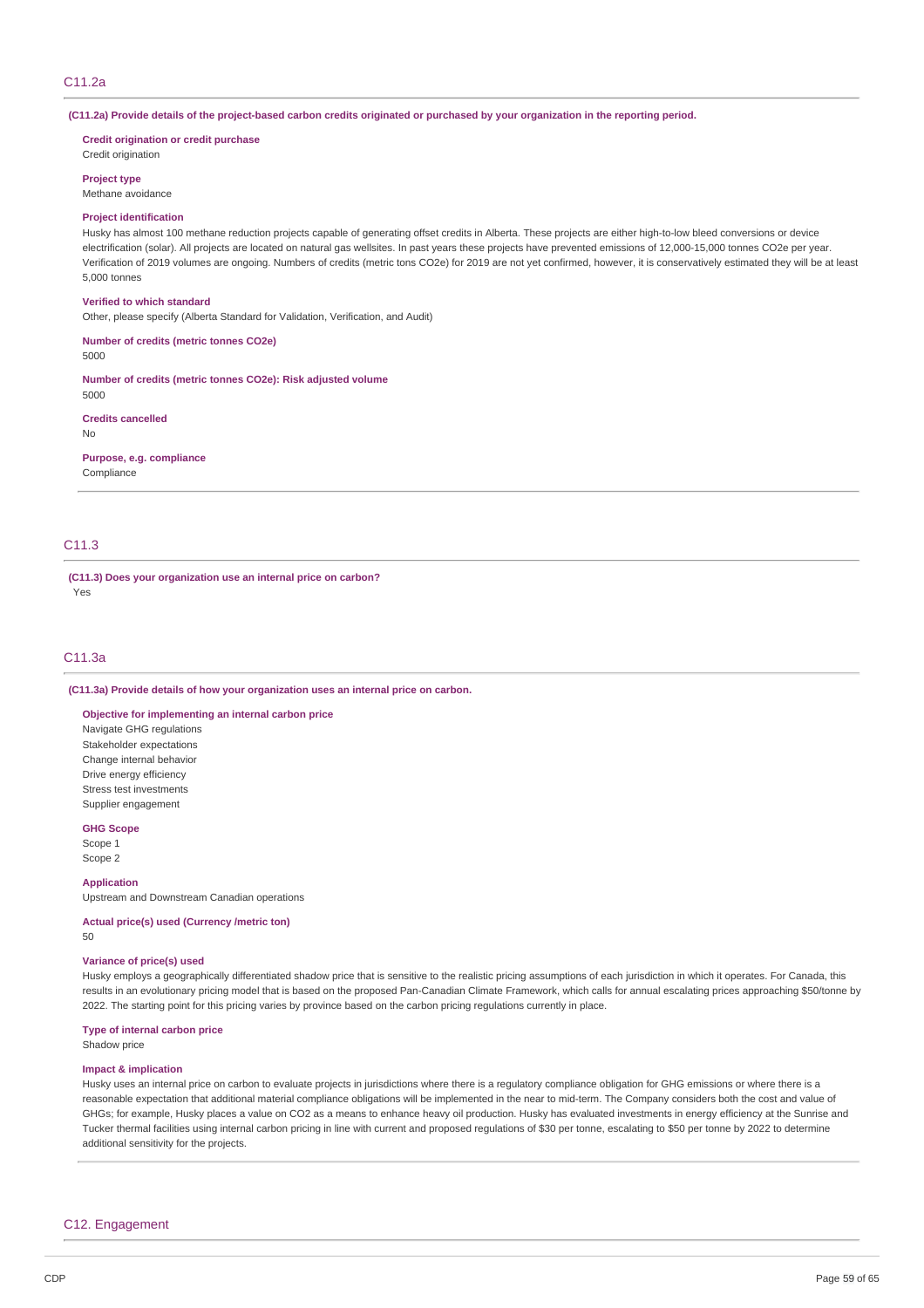## C11.2a

**(C11.2a) Provide details of the project-based carbon credits originated or purchased by your organization in the reporting period.**

**Credit origination or credit purchase**
Credit origination

**Project type**
Methane avoidance

**Project identification**
Husky has almost 100 methane reduction projects capable of generating offset credits in Alberta. These projects are either high-to-low bleed conversions or device electrification (solar). All projects are located on natural gas wellsites. In past years these projects have prevented emissions of 12,000-15,000 tonnes CO2e per year. Verification of 2019 volumes are ongoing. Numbers of credits (metric tons CO2e) for 2019 are not yet confirmed, however, it is conservatively estimated they will be at least 5,000 tonnes

**Verified to which standard**
Other, please specify (Alberta Standard for Validation, Verification, and Audit)

**Number of credits (metric tonnes CO2e)**
5000

**Number of credits (metric tonnes CO2e): Risk adjusted volume**
5000

**Credits cancelled**
No

**Purpose, e.g. compliance**
Compliance

## C11.3

**(C11.3) Does your organization use an internal price on carbon?**
Yes

## C11.3a

**(C11.3a) Provide details of how your organization uses an internal price on carbon.**

**Objective for implementing an internal carbon price**
Navigate GHG regulations
Stakeholder expectations
Change internal behavior
Drive energy efficiency
Stress test investments
Supplier engagement

**GHG Scope**
Scope 1
Scope 2

**Application**
Upstream and Downstream Canadian operations

**Actual price(s) used (Currency /metric ton)**
50

**Variance of price(s) used**
Husky employs a geographically differentiated shadow price that is sensitive to the realistic pricing assumptions of each jurisdiction in which it operates. For Canada, this results in an evolutionary pricing model that is based on the proposed Pan-Canadian Climate Framework, which calls for annual escalating prices approaching $50/tonne by 2022. The starting point for this pricing varies by province based on the carbon pricing regulations currently in place.

**Type of internal carbon price**
Shadow price

**Impact & implication**
Husky uses an internal price on carbon to evaluate projects in jurisdictions where there is a regulatory compliance obligation for GHG emissions or where there is a reasonable expectation that additional material compliance obligations will be implemented in the near to mid-term. The Company considers both the cost and value of GHGs; for example, Husky places a value on CO2 as a means to enhance heavy oil production. Husky has evaluated investments in energy efficiency at the Sunrise and Tucker thermal facilities using internal carbon pricing in line with current and proposed regulations of $30 per tonne, escalating to $50 per tonne by 2022 to determine additional sensitivity for the projects.

# C12. Engagement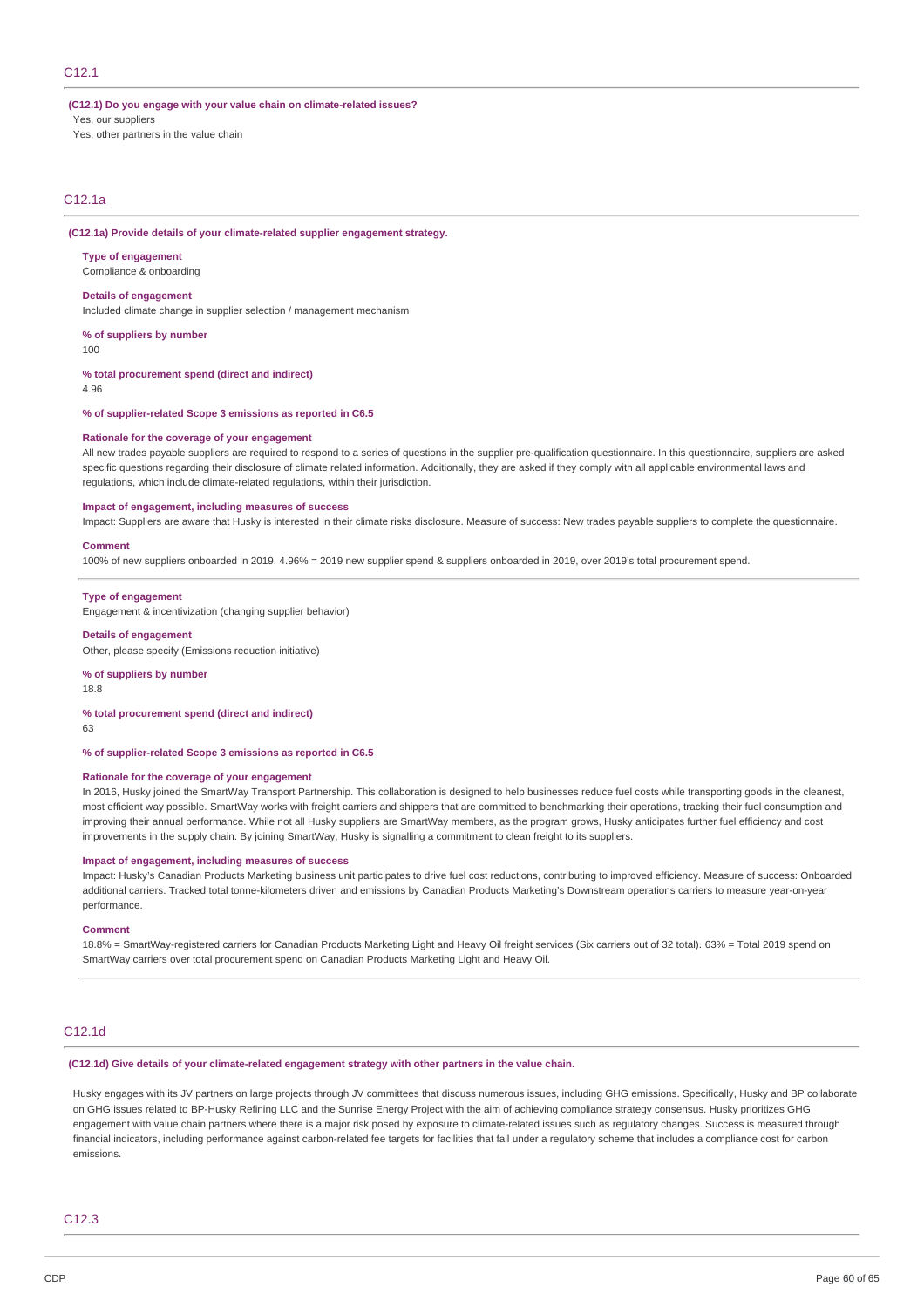## C12.1

**(C12.1) Do you engage with your value chain on climate-related issues?**

Yes, our suppliers

Yes, other partners in the value chain

## C12.1a

**(C12.1a) Provide details of your climate-related supplier engagement strategy.**

**Type of engagement**

Compliance & onboarding

**Details of engagement**

Included climate change in supplier selection / management mechanism

**% of suppliers by number**

100

**% total procurement spend (direct and indirect)**

4.96

**% of supplier-related Scope 3 emissions as reported in C6.5**

**Rationale for the coverage of your engagement**

All new trades payable suppliers are required to respond to a series of questions in the supplier pre-qualification questionnaire. In this questionnaire, suppliers are asked specific questions regarding their disclosure of climate related information. Additionally, they are asked if they comply with all applicable environmental laws and regulations, which include climate-related regulations, within their jurisdiction.

**Impact of engagement, including measures of success**

Impact: Suppliers are aware that Husky is interested in their climate risks disclosure. Measure of success: New trades payable suppliers to complete the questionnaire.

**Comment**

100% of new suppliers onboarded in 2019. 4.96% = 2019 new supplier spend & suppliers onboarded in 2019, over 2019's total procurement spend.

---

**Type of engagement**

Engagement & incentivization (changing supplier behavior)

**Details of engagement**

Other, please specify (Emissions reduction initiative)

**% of suppliers by number**

18.8

**% total procurement spend (direct and indirect)**

63

**% of supplier-related Scope 3 emissions as reported in C6.5**

**Rationale for the coverage of your engagement**

In 2016, Husky joined the SmartWay Transport Partnership. This collaboration is designed to help businesses reduce fuel costs while transporting goods in the cleanest, most efficient way possible. SmartWay works with freight carriers and shippers that are committed to benchmarking their operations, tracking their fuel consumption and improving their annual performance. While not all Husky suppliers are SmartWay members, as the program grows, Husky anticipates further fuel efficiency and cost improvements in the supply chain. By joining SmartWay, Husky is signalling a commitment to clean freight to its suppliers.

**Impact of engagement, including measures of success**

Impact: Husky's Canadian Products Marketing business unit participates to drive fuel cost reductions, contributing to improved efficiency. Measure of success: Onboarded additional carriers. Tracked total tonne-kilometers driven and emissions by Canadian Products Marketing's Downstream operations carriers to measure year-on-year performance.

**Comment**

18.8% = SmartWay-registered carriers for Canadian Products Marketing Light and Heavy Oil freight services (Six carriers out of 32 total). 63% = Total 2019 spend on SmartWay carriers over total procurement spend on Canadian Products Marketing Light and Heavy Oil.

## C12.1d

**(C12.1d) Give details of your climate-related engagement strategy with other partners in the value chain.**

Husky engages with its JV partners on large projects through JV committees that discuss numerous issues, including GHG emissions. Specifically, Husky and BP collaborate on GHG issues related to BP-Husky Refining LLC and the Sunrise Energy Project with the aim of achieving compliance strategy consensus. Husky prioritizes GHG engagement with value chain partners where there is a major risk posed by exposure to climate-related issues such as regulatory changes. Success is measured through financial indicators, including performance against carbon-related fee targets for facilities that fall under a regulatory scheme that includes a compliance cost for carbon emissions.

## C12.3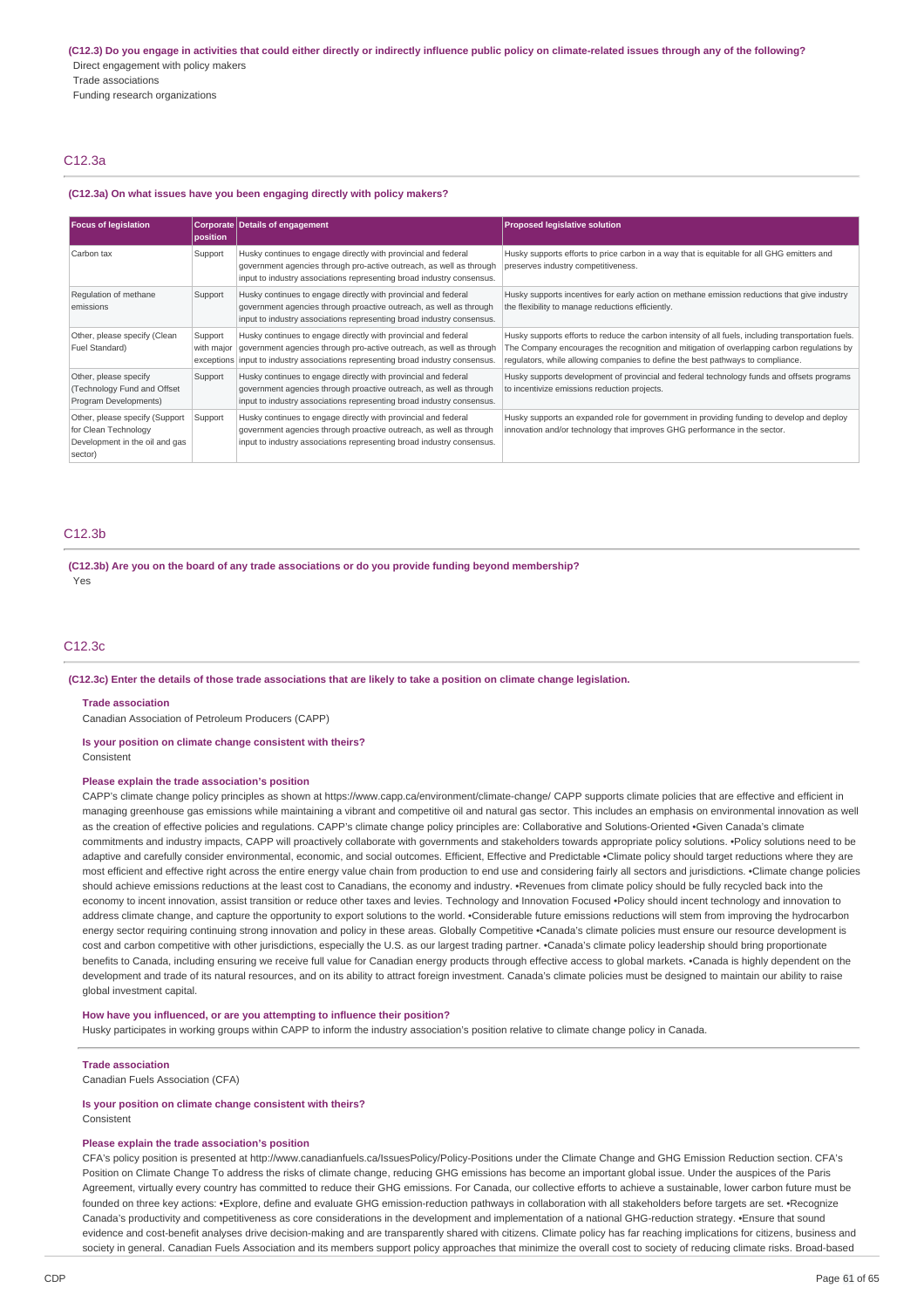**(C12.3) Do you engage in activities that could either directly or indirectly influence public policy on climate-related issues through any of the following?**

Direct engagement with policy makers

Trade associations

Funding research organizations

## C12.3a

**(C12.3a) On what issues have you been engaging directly with policy makers?**

| Focus of legislation | Corporate position | Details of engagement | Proposed legislative solution |
|---|---|---|---|
| Carbon tax | Support | Husky continues to engage directly with provincial and federal government agencies through pro-active outreach, as well as through input to industry associations representing broad industry consensus. | Husky supports efforts to price carbon in a way that is equitable for all GHG emitters and preserves industry competitiveness. |
| Regulation of methane emissions | Support | Husky continues to engage directly with provincial and federal government agencies through proactive outreach, as well as through input to industry associations representing broad industry consensus. | Husky supports incentives for early action on methane emission reductions that give industry the flexibility to manage reductions efficiently. |
| Other, please specify (Clean Fuel Standard) | Support with major exceptions | Husky continues to engage directly with provincial and federal government agencies through pro-active outreach, as well as through input to industry associations representing broad industry consensus. | Husky supports efforts to reduce the carbon intensity of all fuels, including transportation fuels. The Company encourages the recognition and mitigation of overlapping carbon regulations by regulators, while allowing companies to define the best pathways to compliance. |
| Other, please specify (Technology Fund and Offset Program Developments) | Support | Husky continues to engage directly with provincial and federal government agencies through proactive outreach, as well as through input to industry associations representing broad industry consensus. | Husky supports development of provincial and federal technology funds and offsets programs to incentivize emissions reduction projects. |
| Other, please specify (Support for Clean Technology Development in the oil and gas sector) | Support | Husky continues to engage directly with provincial and federal government agencies through proactive outreach, as well as through input to industry associations representing broad industry consensus. | Husky supports an expanded role for government in providing funding to develop and deploy innovation and/or technology that improves GHG performance in the sector. |

## C12.3b

**(C12.3b) Are you on the board of any trade associations or do you provide funding beyond membership?**

Yes

## C12.3c

**(C12.3c) Enter the details of those trade associations that are likely to take a position on climate change legislation.**

**Trade association**

Canadian Association of Petroleum Producers (CAPP)

**Is your position on climate change consistent with theirs?**

Consistent

**Please explain the trade association's position**

CAPP's climate change policy principles as shown at https://www.capp.ca/environment/climate-change/ CAPP supports climate policies that are effective and efficient in managing greenhouse gas emissions while maintaining a vibrant and competitive oil and natural gas sector. This includes an emphasis on environmental innovation as well as the creation of effective policies and regulations. CAPP's climate change policy principles are: Collaborative and Solutions-Oriented •Given Canada's climate commitments and industry impacts, CAPP will proactively collaborate with governments and stakeholders towards appropriate policy solutions. •Policy solutions need to be adaptive and carefully consider environmental, economic, and social outcomes. Efficient, Effective and Predictable •Climate policy should target reductions where they are most efficient and effective right across the entire energy value chain from production to end use and considering fairly all sectors and jurisdictions. •Climate change policies should achieve emissions reductions at the least cost to Canadians, the economy and industry. •Revenues from climate policy should be fully recycled back into the economy to incent innovation, assist transition or reduce other taxes and levies. Technology and Innovation Focused •Policy should incent technology and innovation to address climate change, and capture the opportunity to export solutions to the world. •Considerable future emissions reductions will stem from improving the hydrocarbon energy sector requiring continuing strong innovation and policy in these areas. Globally Competitive •Canada's climate policies must ensure our resource development is cost and carbon competitive with other jurisdictions, especially the U.S. as our largest trading partner. •Canada's climate policy leadership should bring proportionate benefits to Canada, including ensuring we receive full value for Canadian energy products through effective access to global markets. •Canada is highly dependent on the development and trade of its natural resources, and on its ability to attract foreign investment. Canada's climate policies must be designed to maintain our ability to raise global investment capital.

**How have you influenced, or are you attempting to influence their position?**

Husky participates in working groups within CAPP to inform the industry association's position relative to climate change policy in Canada.

**Trade association**

Canadian Fuels Association (CFA)

**Is your position on climate change consistent with theirs?**

Consistent

**Please explain the trade association's position**

CFA's policy position is presented at http://www.canadianfuels.ca/IssuesPolicy/Policy-Positions under the Climate Change and GHG Emission Reduction section. CFA's Position on Climate Change To address the risks of climate change, reducing GHG emissions has become an important global issue. Under the auspices of the Paris Agreement, virtually every country has committed to reduce their GHG emissions. For Canada, our collective efforts to achieve a sustainable, lower carbon future must be founded on three key actions: •Explore, define and evaluate GHG emission-reduction pathways in collaboration with all stakeholders before targets are set. •Recognize Canada's productivity and competitiveness as core considerations in the development and implementation of a national GHG-reduction strategy. •Ensure that sound evidence and cost-benefit analyses drive decision-making and are transparently shared with citizens. Climate policy has far reaching implications for citizens, business and society in general. Canadian Fuels Association and its members support policy approaches that minimize the overall cost to society of reducing climate risks. Broad-based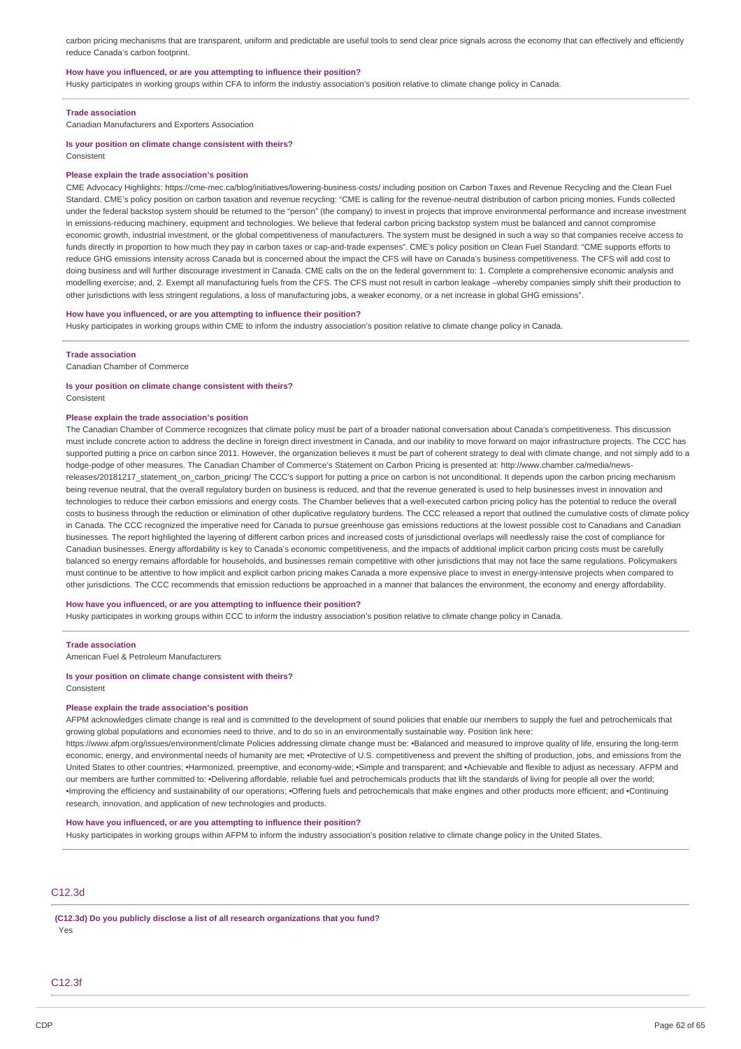carbon pricing mechanisms that are transparent, uniform and predictable are useful tools to send clear price signals across the economy that can effectively and efficiently reduce Canada's carbon footprint.

**How have you influenced, or are you attempting to influence their position?**

Husky participates in working groups within CFA to inform the industry association's position relative to climate change policy in Canada.

**Trade association**

Canadian Manufacturers and Exporters Association

**Is your position on climate change consistent with theirs?**

Consistent

**Please explain the trade association's position**

CME Advocacy Highlights: https://cme-mec.ca/blog/initiatives/lowering-business-costs/ including position on Carbon Taxes and Revenue Recycling and the Clean Fuel Standard. CME's policy position on carbon taxation and revenue recycling: "CME is calling for the revenue-neutral distribution of carbon pricing monies. Funds collected under the federal backstop system should be returned to the "person" (the company) to invest in projects that improve environmental performance and increase investment in emissions-reducing machinery, equipment and technologies. We believe that federal carbon pricing backstop system must be balanced and cannot compromise economic growth, industrial investment, or the global competitiveness of manufacturers. The system must be designed in such a way so that companies receive access to funds directly in proportion to how much they pay in carbon taxes or cap-and-trade expenses". CME's policy position on Clean Fuel Standard: "CME supports efforts to reduce GHG emissions intensity across Canada but is concerned about the impact the CFS will have on Canada's business competitiveness. The CFS will add cost to doing business and will further discourage investment in Canada. CME calls on the on the federal government to: 1. Complete a comprehensive economic analysis and modelling exercise; and, 2. Exempt all manufacturing fuels from the CFS. The CFS must not result in carbon leakage –whereby companies simply shift their production to other jurisdictions with less stringent regulations, a loss of manufacturing jobs, a weaker economy, or a net increase in global GHG emissions".

**How have you influenced, or are you attempting to influence their position?**

Husky participates in working groups within CME to inform the industry association's position relative to climate change policy in Canada.

**Trade association**

Canadian Chamber of Commerce

**Is your position on climate change consistent with theirs?**

Consistent

**Please explain the trade association's position**

The Canadian Chamber of Commerce recognizes that climate policy must be part of a broader national conversation about Canada's competitiveness. This discussion must include concrete action to address the decline in foreign direct investment in Canada, and our inability to move forward on major infrastructure projects. The CCC has supported putting a price on carbon since 2011. However, the organization believes it must be part of coherent strategy to deal with climate change, and not simply add to a hodge-podge of other measures. The Canadian Chamber of Commerce's Statement on Carbon Pricing is presented at: http://www.chamber.ca/media/news-releases/20181217_statement_on_carbon_pricing/ The CCC's support for putting a price on carbon is not unconditional. It depends upon the carbon pricing mechanism being revenue neutral, that the overall regulatory burden on business is reduced, and that the revenue generated is used to help businesses invest in innovation and technologies to reduce their carbon emissions and energy costs. The Chamber believes that a well-executed carbon pricing policy has the potential to reduce the overall costs to business through the reduction or elimination of other duplicative regulatory burdens. The CCC released a report that outlined the cumulative costs of climate policy in Canada. The CCC recognized the imperative need for Canada to pursue greenhouse gas emissions reductions at the lowest possible cost to Canadians and Canadian businesses. The report highlighted the layering of different carbon prices and increased costs of jurisdictional overlaps will needlessly raise the cost of compliance for Canadian businesses. Energy affordability is key to Canada's economic competitiveness, and the impacts of additional implicit carbon pricing costs must be carefully balanced so energy remains affordable for households, and businesses remain competitive with other jurisdictions that may not face the same regulations. Policymakers must continue to be attentive to how implicit and explicit carbon pricing makes Canada a more expensive place to invest in energy-intensive projects when compared to other jurisdictions. The CCC recommends that emission reductions be approached in a manner that balances the environment, the economy and energy affordability.

**How have you influenced, or are you attempting to influence their position?**

Husky participates in working groups within CCC to inform the industry association's position relative to climate change policy in Canada.

**Trade association**

American Fuel & Petroleum Manufacturers

**Is your position on climate change consistent with theirs?**

Consistent

**Please explain the trade association's position**

AFPM acknowledges climate change is real and is committed to the development of sound policies that enable our members to supply the fuel and petrochemicals that growing global populations and economies need to thrive, and to do so in an environmentally sustainable way. Position link here:
https://www.afpm.org/issues/environment/climate Policies addressing climate change must be: •Balanced and measured to improve quality of life, ensuring the long-term economic, energy, and environmental needs of humanity are met; •Protective of U.S. competitiveness and prevent the shifting of production, jobs, and emissions from the United States to other countries; •Harmonized, preemptive, and economy-wide; •Simple and transparent; and •Achievable and flexible to adjust as necessary. AFPM and our members are further committed to: •Delivering affordable, reliable fuel and petrochemicals products that lift the standards of living for people all over the world; •Improving the efficiency and sustainability of our operations; •Offering fuels and petrochemicals that make engines and other products more efficient; and •Continuing research, innovation, and application of new technologies and products.

**How have you influenced, or are you attempting to influence their position?**

Husky participates in working groups within AFPM to inform the industry association's position relative to climate change policy in the United States.

## C12.3d

**(C12.3d) Do you publicly disclose a list of all research organizations that you fund?**

Yes

## C12.3f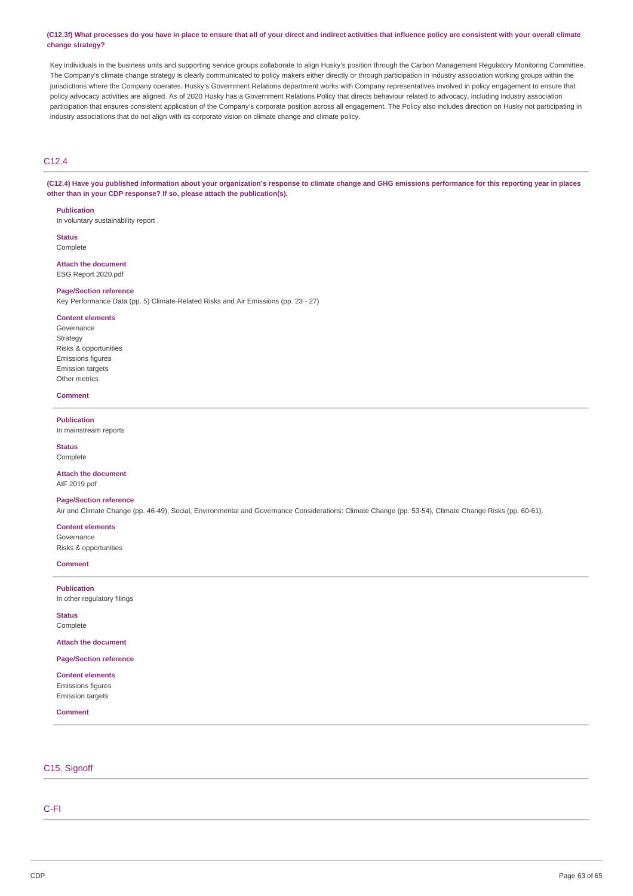**(C12.3f) What processes do you have in place to ensure that all of your direct and indirect activities that influence policy are consistent with your overall climate change strategy?**

Key individuals in the business units and supporting service groups collaborate to align Husky's position through the Carbon Management Regulatory Monitoring Committee. The Company's climate change strategy is clearly communicated to policy makers either directly or through participation in industry association working groups within the jurisdictions where the Company operates. Husky's Government Relations department works with Company representatives involved in policy engagement to ensure that policy advocacy activities are aligned. As of 2020 Husky has a Government Relations Policy that directs behaviour related to advocacy, including industry association participation that ensures consistent application of the Company's corporate position across all engagement. The Policy also includes direction on Husky not participating in industry associations that do not align with its corporate vision on climate change and climate policy.

## C12.4

**(C12.4) Have you published information about your organization's response to climate change and GHG emissions performance for this reporting year in places other than in your CDP response? If so, please attach the publication(s).**

**Publication**
In voluntary sustainability report

**Status**
Complete

**Attach the document**
ESG Report 2020.pdf

**Page/Section reference**
Key Performance Data (pp. 5) Climate-Related Risks and Air Emissions (pp. 23 - 27)

**Content elements**
Governance
Strategy
Risks & opportunities
Emissions figures
Emission targets
Other metrics

**Comment**

---

**Publication**
In mainstream reports

**Status**
Complete

**Attach the document**
AIF 2019.pdf

**Page/Section reference**
Air and Climate Change (pp. 46-49), Social, Environmental and Governance Considerations: Climate Change (pp. 53-54), Climate Change Risks (pp. 60-61).

**Content elements**
Governance
Risks & opportunities

**Comment**

---

**Publication**
In other regulatory filings

**Status**
Complete

**Attach the document**

**Page/Section reference**

**Content elements**
Emissions figures
Emission targets

**Comment**

---

## C15. Signoff

## C-FI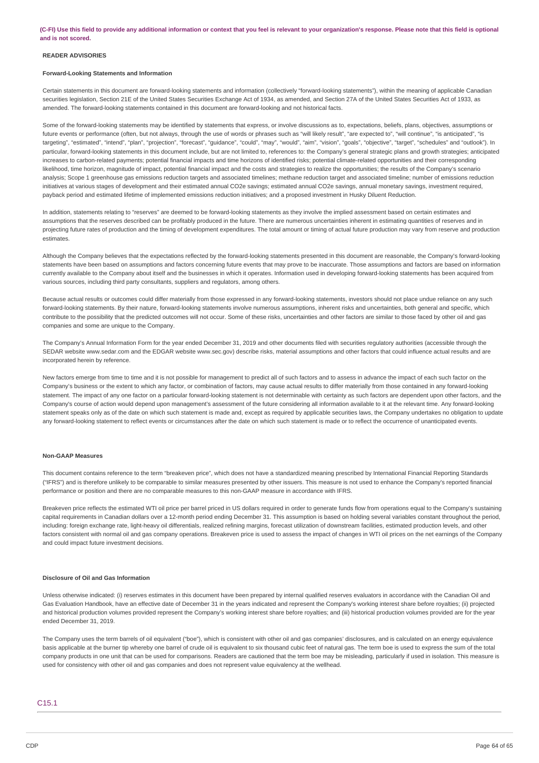**(C-FI) Use this field to provide any additional information or context that you feel is relevant to your organization's response. Please note that this field is optional and is not scored.**

**READER ADVISORIES**

**Forward-Looking Statements and Information**

Certain statements in this document are forward-looking statements and information (collectively "forward-looking statements"), within the meaning of applicable Canadian securities legislation, Section 21E of the United States Securities Exchange Act of 1934, as amended, and Section 27A of the United States Securities Act of 1933, as amended. The forward-looking statements contained in this document are forward-looking and not historical facts.

Some of the forward-looking statements may be identified by statements that express, or involve discussions as to, expectations, beliefs, plans, objectives, assumptions or future events or performance (often, but not always, through the use of words or phrases such as "will likely result", "are expected to", "will continue", "is anticipated", "is targeting", "estimated", "intend", "plan", "projection", "forecast", "guidance", "could", "may", "would", "aim", "vision", "goals", "objective", "target", "schedules" and "outlook"). In particular, forward-looking statements in this document include, but are not limited to, references to: the Company's general strategic plans and growth strategies; anticipated increases to carbon-related payments; potential financial impacts and time horizons of identified risks; potential climate-related opportunities and their corresponding likelihood, time horizon, magnitude of impact, potential financial impact and the costs and strategies to realize the opportunities; the results of the Company's scenario analysis; Scope 1 greenhouse gas emissions reduction targets and associated timelines; methane reduction target and associated timeline; number of emissions reduction initiatives at various stages of development and their estimated annual CO2e savings; estimated annual CO2e savings, annual monetary savings, investment required, payback period and estimated lifetime of implemented emissions reduction initiatives; and a proposed investment in Husky Diluent Reduction.

In addition, statements relating to "reserves" are deemed to be forward-looking statements as they involve the implied assessment based on certain estimates and assumptions that the reserves described can be profitably produced in the future. There are numerous uncertainties inherent in estimating quantities of reserves and in projecting future rates of production and the timing of development expenditures. The total amount or timing of actual future production may vary from reserve and production estimates.

Although the Company believes that the expectations reflected by the forward-looking statements presented in this document are reasonable, the Company's forward-looking statements have been based on assumptions and factors concerning future events that may prove to be inaccurate. Those assumptions and factors are based on information currently available to the Company about itself and the businesses in which it operates. Information used in developing forward-looking statements has been acquired from various sources, including third party consultants, suppliers and regulators, among others.

Because actual results or outcomes could differ materially from those expressed in any forward-looking statements, investors should not place undue reliance on any such forward-looking statements. By their nature, forward-looking statements involve numerous assumptions, inherent risks and uncertainties, both general and specific, which contribute to the possibility that the predicted outcomes will not occur. Some of these risks, uncertainties and other factors are similar to those faced by other oil and gas companies and some are unique to the Company.

The Company's Annual Information Form for the year ended December 31, 2019 and other documents filed with securities regulatory authorities (accessible through the SEDAR website www.sedar.com and the EDGAR website www.sec.gov) describe risks, material assumptions and other factors that could influence actual results and are incorporated herein by reference.

New factors emerge from time to time and it is not possible for management to predict all of such factors and to assess in advance the impact of each such factor on the Company's business or the extent to which any factor, or combination of factors, may cause actual results to differ materially from those contained in any forward-looking statement. The impact of any one factor on a particular forward-looking statement is not determinable with certainty as such factors are dependent upon other factors, and the Company's course of action would depend upon management's assessment of the future considering all information available to it at the relevant time. Any forward-looking statement speaks only as of the date on which such statement is made and, except as required by applicable securities laws, the Company undertakes no obligation to update any forward-looking statement to reflect events or circumstances after the date on which such statement is made or to reflect the occurrence of unanticipated events.

**Non-GAAP Measures**

This document contains reference to the term "breakeven price", which does not have a standardized meaning prescribed by International Financial Reporting Standards ("IFRS") and is therefore unlikely to be comparable to similar measures presented by other issuers. This measure is not used to enhance the Company's reported financial performance or position and there are no comparable measures to this non-GAAP measure in accordance with IFRS.

Breakeven price reflects the estimated WTI oil price per barrel priced in US dollars required in order to generate funds flow from operations equal to the Company's sustaining capital requirements in Canadian dollars over a 12-month period ending December 31. This assumption is based on holding several variables constant throughout the period, including: foreign exchange rate, light-heavy oil differentials, realized refining margins, forecast utilization of downstream facilities, estimated production levels, and other factors consistent with normal oil and gas company operations. Breakeven price is used to assess the impact of changes in WTI oil prices on the net earnings of the Company and could impact future investment decisions.

**Disclosure of Oil and Gas Information**

Unless otherwise indicated: (i) reserves estimates in this document have been prepared by internal qualified reserves evaluators in accordance with the Canadian Oil and Gas Evaluation Handbook, have an effective date of December 31 in the years indicated and represent the Company's working interest share before royalties; (ii) projected and historical production volumes provided represent the Company's working interest share before royalties; and (iii) historical production volumes provided are for the year ended December 31, 2019.

The Company uses the term barrels of oil equivalent ("boe"), which is consistent with other oil and gas companies' disclosures, and is calculated on an energy equivalence basis applicable at the burner tip whereby one barrel of crude oil is equivalent to six thousand cubic feet of natural gas. The term boe is used to express the sum of the total company products in one unit that can be used for comparisons. Readers are cautioned that the term boe may be misleading, particularly if used in isolation. This measure is used for consistency with other oil and gas companies and does not represent value equivalency at the wellhead.

## C15.1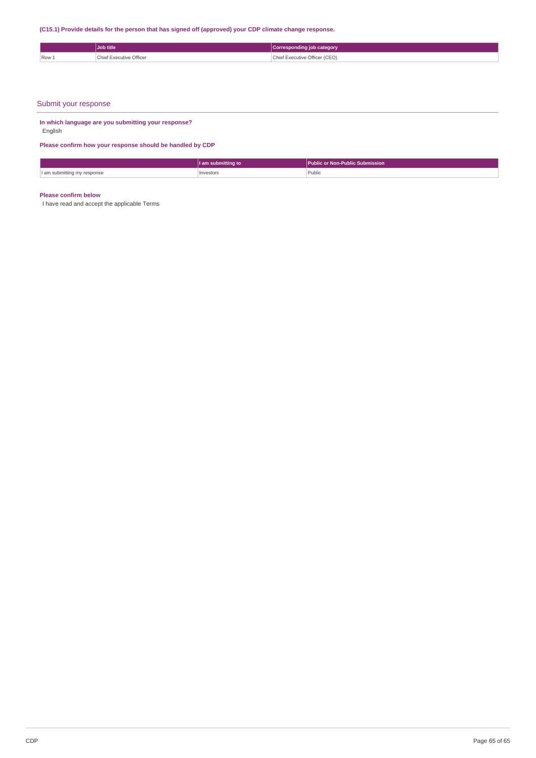**(C15.1) Provide details for the person that has signed off (approved) your CDP climate change response.**

| | Job title | Corresponding job category |
|---|---|---|
| Row 1 | Chief Executive Officer | Chief Executive Officer (CEO) |

## Submit your response

**In which language are you submitting your response?**

English

**Please confirm how your response should be handled by CDP**

| | I am submitting to | Public or Non-Public Submission |
|---|---|---|
| I am submitting my response | Investors | Public |

**Please confirm below**

I have read and accept the applicable Terms